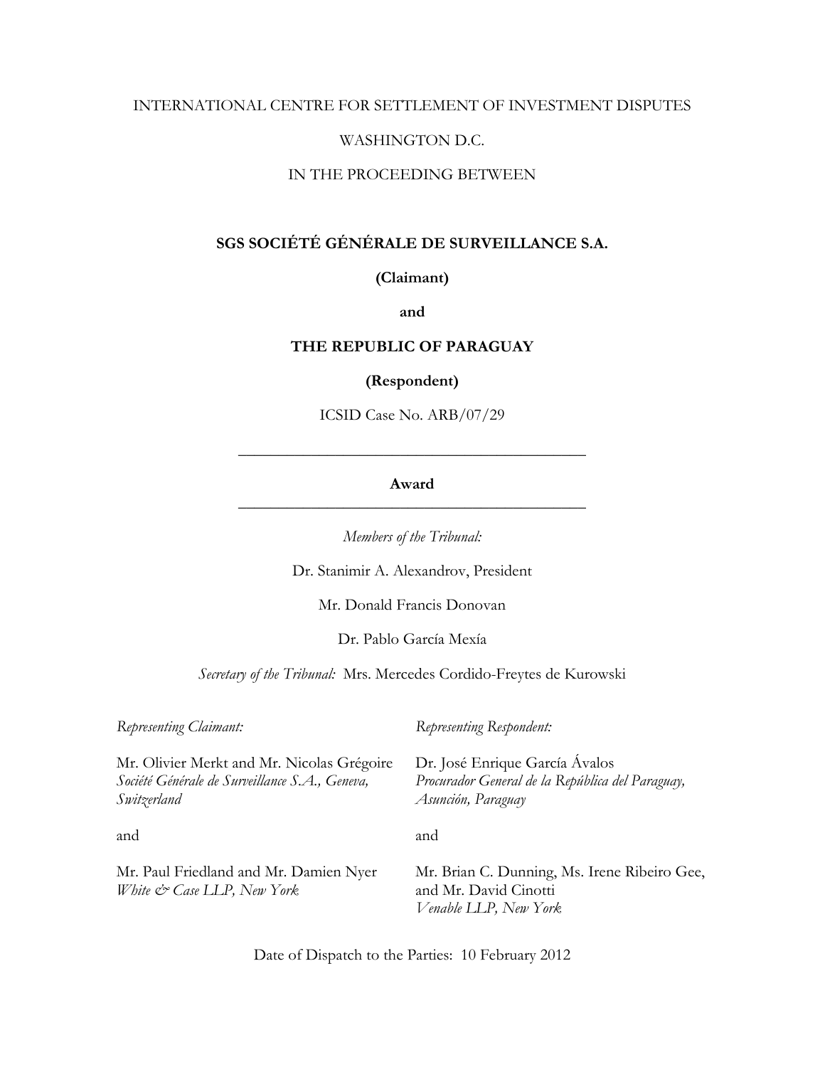INTERNATIONAL CENTRE FOR SETTLEMENT OF INVESTMENT DISPUTES

WASHINGTON D.C.

IN THE PROCEEDING BETWEEN

**SGS SOCIÉTÉ GÉNÉRALE DE SURVEILLANCE S.A.**

**(Claimant)**

**and**

**THE REPUBLIC OF PARAGUAY**

**(Respondent)**

ICSID Case No. ARB/07/29

---

**Award**

---

*Members of the Tribunal:*

Dr. Stanimir A. Alexandrov, President

Mr. Donald Francis Donovan

Dr. Pablo García Mexía

*Secretary of the Tribunal:* Mrs. Mercedes Cordido-Freytes de Kurowski

*Representing Claimant:*

Mr. Olivier Merkt and Mr. Nicolas Grégoire
*Société Générale de Surveillance S.A., Geneva, Switzerland*

and

Mr. Paul Friedland and Mr. Damien Nyer
*White & Case LLP, New York*

*Representing Respondent:*

Dr. José Enrique García Ávalos
*Procurador General de la República del Paraguay, Asunción, Paraguay*

and

Mr. Brian C. Dunning, Ms. Irene Ribeiro Gee, and Mr. David Cinotti
*Venable LLP, New York*

Date of Dispatch to the Parties: 10 February 2012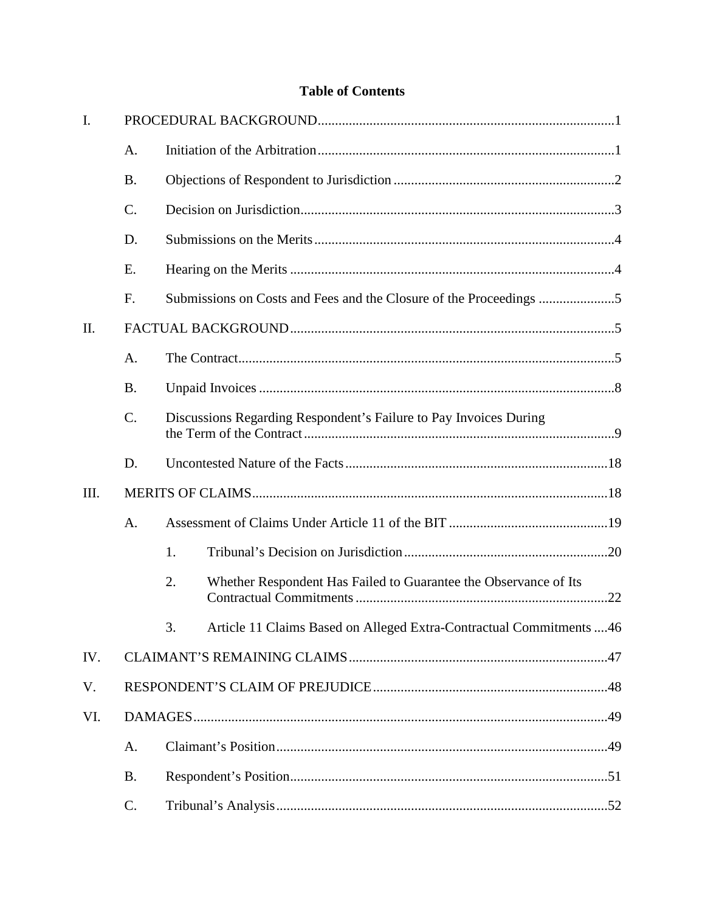**Table of Contents**

I. PROCEDURAL BACKGROUND ....................................................................................1

- A. Initiation of the Arbitration ....................................................................................1
- B. Objections of Respondent to Jurisdiction ..............................................................2
- C. Decision on Jurisdiction .........................................................................................3
- D. Submissions on the Merits .....................................................................................4
- E. Hearing on the Merits ............................................................................................4
- F. Submissions on Costs and Fees and the Closure of the Proceedings .....................5

II. FACTUAL BACKGROUND ............................................................................................5

- A. The Contract ...........................................................................................................5
- B. Unpaid Invoices ......................................................................................................8
- C. Discussions Regarding Respondent's Failure to Pay Invoices During the Term of the Contract .........................................................................................9
- D. Uncontested Nature of the Facts ..........................................................................18

III. MERITS OF CLAIMS .....................................................................................................18

- A. Assessment of Claims Under Article 11 of the BIT .............................................19
  - 1. Tribunal's Decision on Jurisdiction ..........................................................20
  - 2. Whether Respondent Has Failed to Guarantee the Observance of Its Contractual Commitments ........................................................................22
  - 3. Article 11 Claims Based on Alleged Extra-Contractual Commitments ....46

IV. CLAIMANT'S REMAINING CLAIMS .........................................................................47

V. RESPONDENT'S CLAIM OF PREJUDICE ..................................................................48

VI. DAMAGES ......................................................................................................................49

- A. Claimant's Position ...............................................................................................49
- B. Respondent's Position ...........................................................................................51
- C. Tribunal's Analysis ...............................................................................................52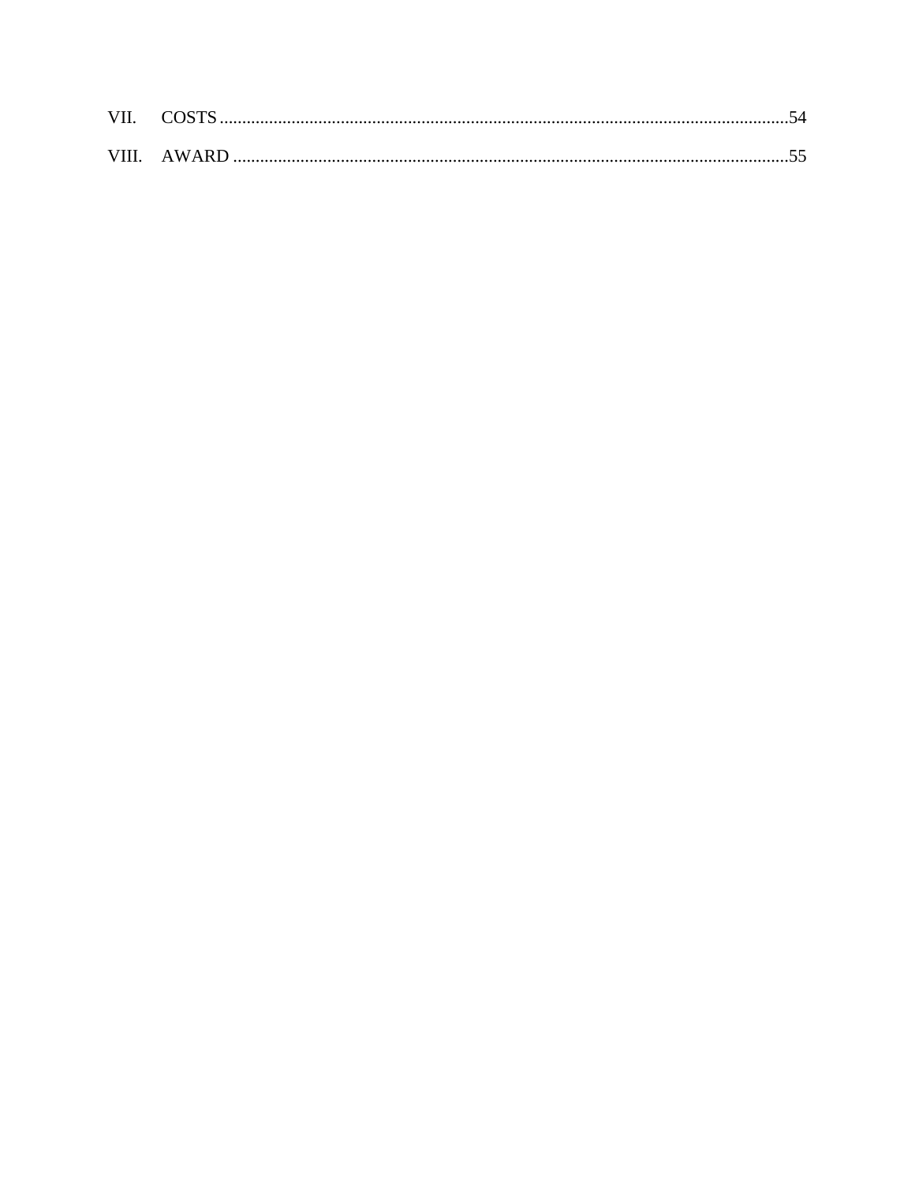VII. COSTS ........................................................................................................................54

VIII. AWARD ........................................................................................................................55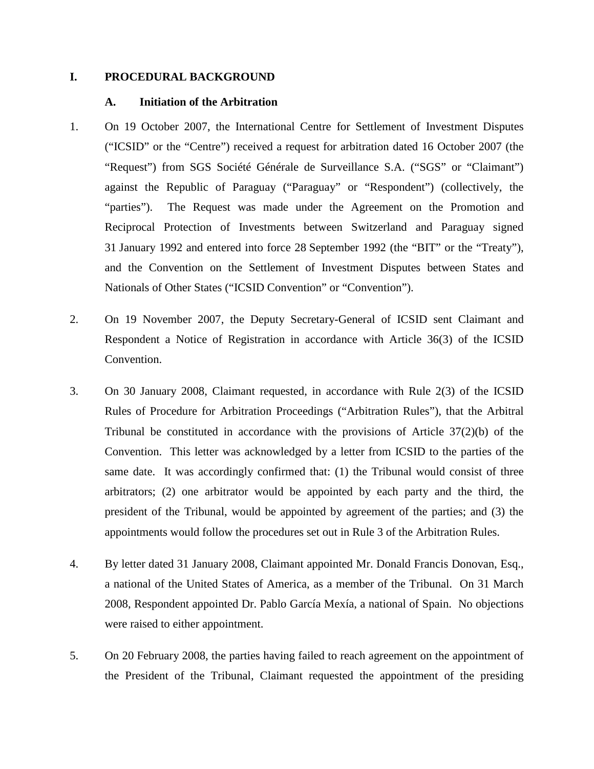# I. PROCEDURAL BACKGROUND

## A. Initiation of the Arbitration

1. On 19 October 2007, the International Centre for Settlement of Investment Disputes ("ICSID" or the "Centre") received a request for arbitration dated 16 October 2007 (the "Request") from SGS Société Générale de Surveillance S.A. ("SGS" or "Claimant") against the Republic of Paraguay ("Paraguay" or "Respondent") (collectively, the "parties"). The Request was made under the Agreement on the Promotion and Reciprocal Protection of Investments between Switzerland and Paraguay signed 31 January 1992 and entered into force 28 September 1992 (the "BIT" or the "Treaty"), and the Convention on the Settlement of Investment Disputes between States and Nationals of Other States ("ICSID Convention" or "Convention").

2. On 19 November 2007, the Deputy Secretary-General of ICSID sent Claimant and Respondent a Notice of Registration in accordance with Article 36(3) of the ICSID Convention.

3. On 30 January 2008, Claimant requested, in accordance with Rule 2(3) of the ICSID Rules of Procedure for Arbitration Proceedings ("Arbitration Rules"), that the Arbitral Tribunal be constituted in accordance with the provisions of Article 37(2)(b) of the Convention. This letter was acknowledged by a letter from ICSID to the parties of the same date. It was accordingly confirmed that: (1) the Tribunal would consist of three arbitrators; (2) one arbitrator would be appointed by each party and the third, the president of the Tribunal, would be appointed by agreement of the parties; and (3) the appointments would follow the procedures set out in Rule 3 of the Arbitration Rules.

4. By letter dated 31 January 2008, Claimant appointed Mr. Donald Francis Donovan, Esq., a national of the United States of America, as a member of the Tribunal. On 31 March 2008, Respondent appointed Dr. Pablo García Mexía, a national of Spain. No objections were raised to either appointment.

5. On 20 February 2008, the parties having failed to reach agreement on the appointment of the President of the Tribunal, Claimant requested the appointment of the presiding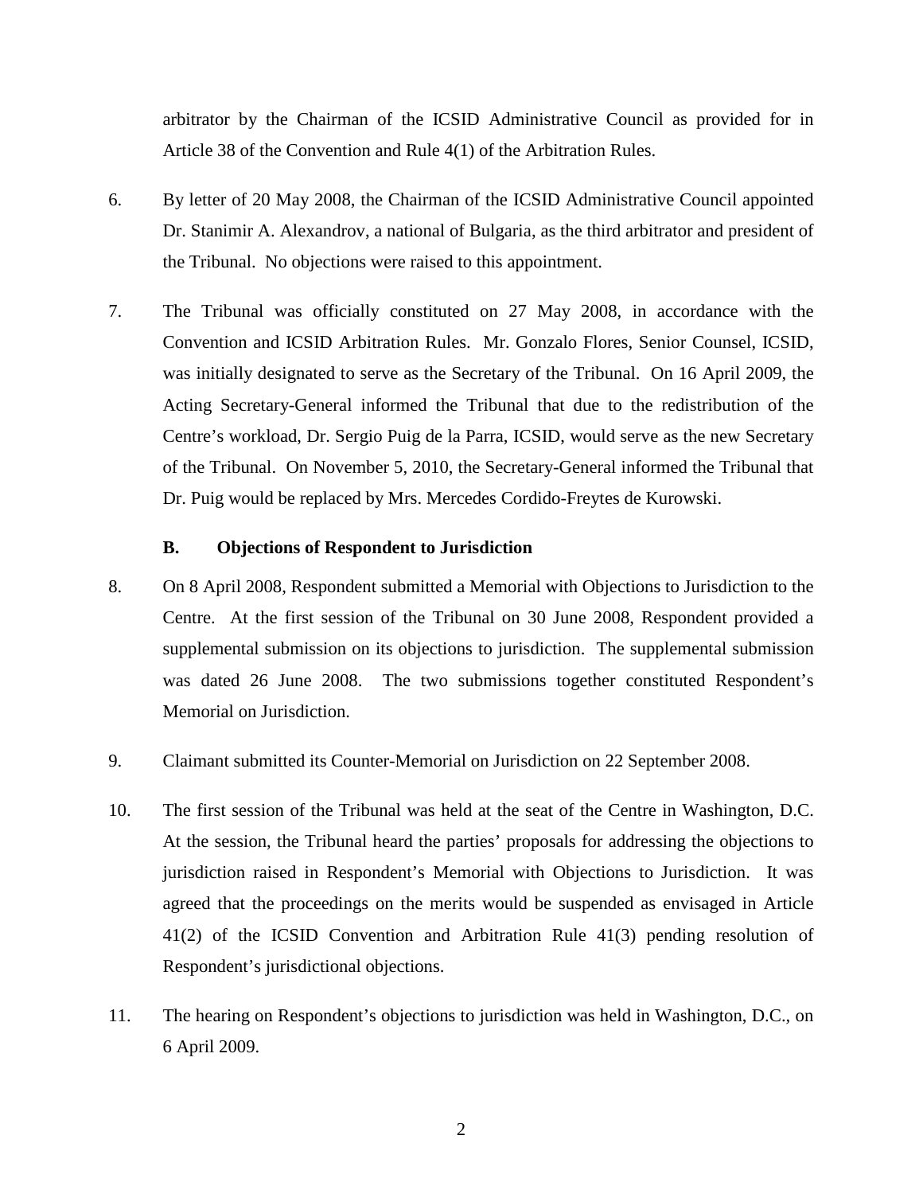arbitrator by the Chairman of the ICSID Administrative Council as provided for in Article 38 of the Convention and Rule 4(1) of the Arbitration Rules.

6. By letter of 20 May 2008, the Chairman of the ICSID Administrative Council appointed Dr. Stanimir A. Alexandrov, a national of Bulgaria, as the third arbitrator and president of the Tribunal. No objections were raised to this appointment.

7. The Tribunal was officially constituted on 27 May 2008, in accordance with the Convention and ICSID Arbitration Rules. Mr. Gonzalo Flores, Senior Counsel, ICSID, was initially designated to serve as the Secretary of the Tribunal. On 16 April 2009, the Acting Secretary-General informed the Tribunal that due to the redistribution of the Centre's workload, Dr. Sergio Puig de la Parra, ICSID, would serve as the new Secretary of the Tribunal. On November 5, 2010, the Secretary-General informed the Tribunal that Dr. Puig would be replaced by Mrs. Mercedes Cordido-Freytes de Kurowski.

### B. Objections of Respondent to Jurisdiction

8. On 8 April 2008, Respondent submitted a Memorial with Objections to Jurisdiction to the Centre. At the first session of the Tribunal on 30 June 2008, Respondent provided a supplemental submission on its objections to jurisdiction. The supplemental submission was dated 26 June 2008. The two submissions together constituted Respondent's Memorial on Jurisdiction.

9. Claimant submitted its Counter-Memorial on Jurisdiction on 22 September 2008.

10. The first session of the Tribunal was held at the seat of the Centre in Washington, D.C. At the session, the Tribunal heard the parties' proposals for addressing the objections to jurisdiction raised in Respondent's Memorial with Objections to Jurisdiction. It was agreed that the proceedings on the merits would be suspended as envisaged in Article 41(2) of the ICSID Convention and Arbitration Rule 41(3) pending resolution of Respondent's jurisdictional objections.

11. The hearing on Respondent's objections to jurisdiction was held in Washington, D.C., on 6 April 2009.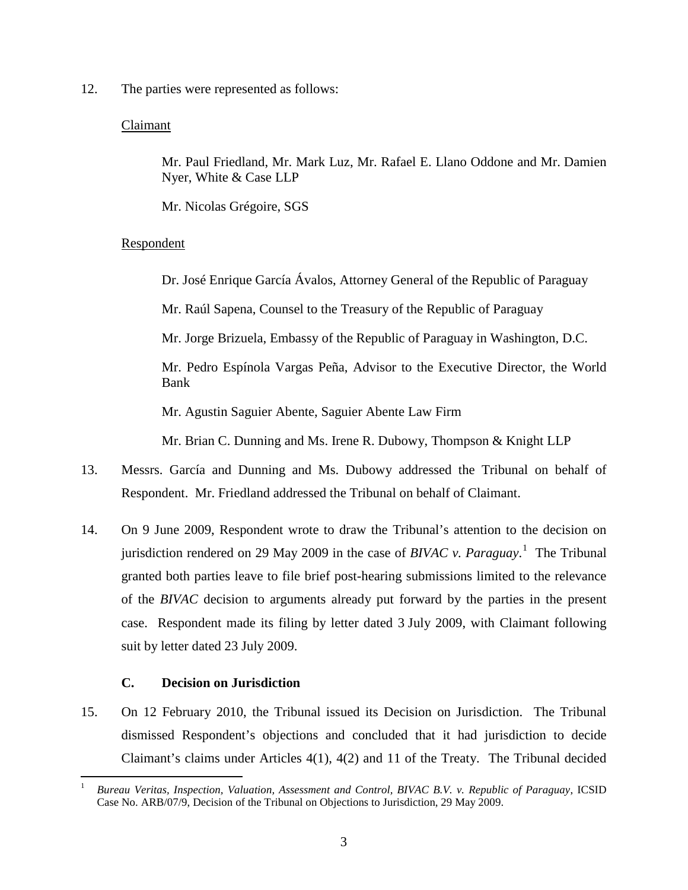12. The parties were represented as follows:

Claimant

Mr. Paul Friedland, Mr. Mark Luz, Mr. Rafael E. Llano Oddone and Mr. Damien Nyer, White & Case LLP

Mr. Nicolas Grégoire, SGS

Respondent

Dr. José Enrique García Ávalos, Attorney General of the Republic of Paraguay

Mr. Raúl Sapena, Counsel to the Treasury of the Republic of Paraguay

Mr. Jorge Brizuela, Embassy of the Republic of Paraguay in Washington, D.C.

Mr. Pedro Espínola Vargas Peña, Advisor to the Executive Director, the World Bank

Mr. Agustin Saguier Abente, Saguier Abente Law Firm

Mr. Brian C. Dunning and Ms. Irene R. Dubowy, Thompson & Knight LLP

13. Messrs. García and Dunning and Ms. Dubowy addressed the Tribunal on behalf of Respondent. Mr. Friedland addressed the Tribunal on behalf of Claimant.

14. On 9 June 2009, Respondent wrote to draw the Tribunal's attention to the decision on jurisdiction rendered on 29 May 2009 in the case of *BIVAC v. Paraguay*.[1] The Tribunal granted both parties leave to file brief post-hearing submissions limited to the relevance of the *BIVAC* decision to arguments already put forward by the parties in the present case. Respondent made its filing by letter dated 3 July 2009, with Claimant following suit by letter dated 23 July 2009.

### C. Decision on Jurisdiction

15. On 12 February 2010, the Tribunal issued its Decision on Jurisdiction. The Tribunal dismissed Respondent's objections and concluded that it had jurisdiction to decide Claimant's claims under Articles 4(1), 4(2) and 11 of the Treaty. The Tribunal decided

---

[1] *Bureau Veritas, Inspection, Valuation, Assessment and Control, BIVAC B.V. v. Republic of Paraguay*, ICSID Case No. ARB/07/9, Decision of the Tribunal on Objections to Jurisdiction, 29 May 2009.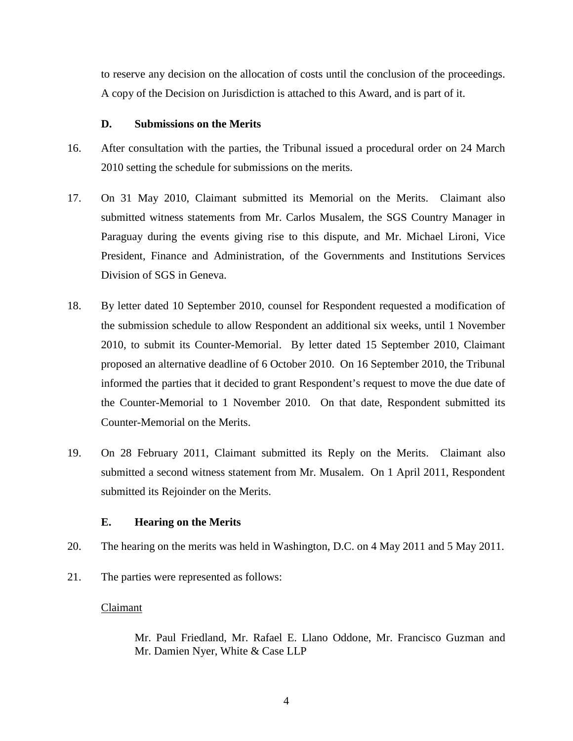to reserve any decision on the allocation of costs until the conclusion of the proceedings. A copy of the Decision on Jurisdiction is attached to this Award, and is part of it.

### D. Submissions on the Merits

16. After consultation with the parties, the Tribunal issued a procedural order on 24 March 2010 setting the schedule for submissions on the merits.

17. On 31 May 2010, Claimant submitted its Memorial on the Merits. Claimant also submitted witness statements from Mr. Carlos Musalem, the SGS Country Manager in Paraguay during the events giving rise to this dispute, and Mr. Michael Lironi, Vice President, Finance and Administration, of the Governments and Institutions Services Division of SGS in Geneva.

18. By letter dated 10 September 2010, counsel for Respondent requested a modification of the submission schedule to allow Respondent an additional six weeks, until 1 November 2010, to submit its Counter-Memorial. By letter dated 15 September 2010, Claimant proposed an alternative deadline of 6 October 2010. On 16 September 2010, the Tribunal informed the parties that it decided to grant Respondent's request to move the due date of the Counter-Memorial to 1 November 2010. On that date, Respondent submitted its Counter-Memorial on the Merits.

19. On 28 February 2011, Claimant submitted its Reply on the Merits. Claimant also submitted a second witness statement from Mr. Musalem. On 1 April 2011, Respondent submitted its Rejoinder on the Merits.

### E. Hearing on the Merits

20. The hearing on the merits was held in Washington, D.C. on 4 May 2011 and 5 May 2011.

21. The parties were represented as follows:

<u>Claimant</u>

> Mr. Paul Friedland, Mr. Rafael E. Llano Oddone, Mr. Francisco Guzman and Mr. Damien Nyer, White & Case LLP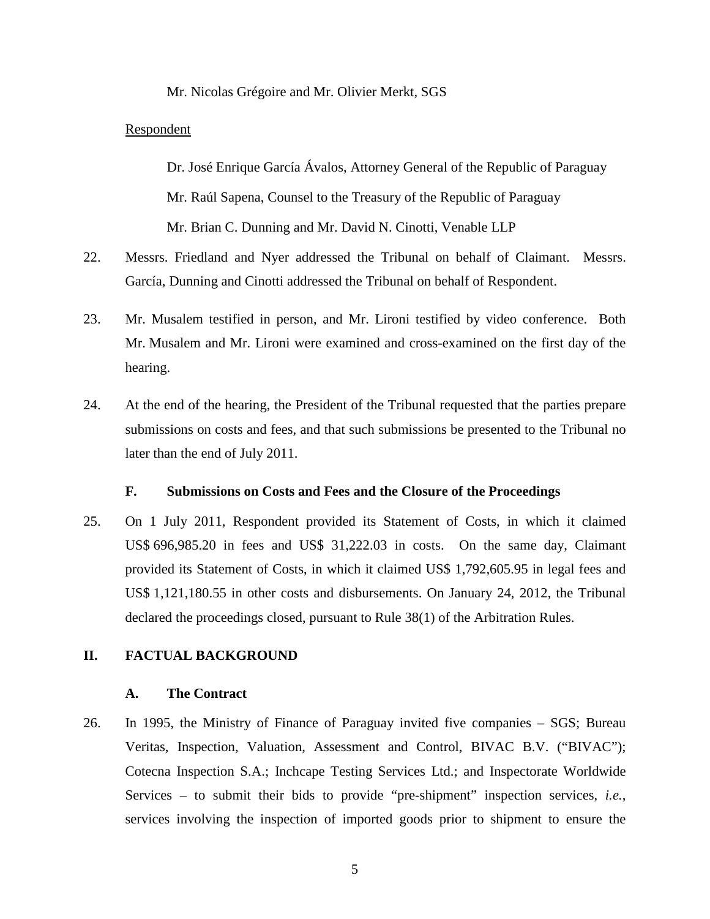Mr. Nicolas Grégoire and Mr. Olivier Merkt, SGS

Respondent

Dr. José Enrique García Ávalos, Attorney General of the Republic of Paraguay

Mr. Raúl Sapena, Counsel to the Treasury of the Republic of Paraguay

Mr. Brian C. Dunning and Mr. David N. Cinotti, Venable LLP

22. Messrs. Friedland and Nyer addressed the Tribunal on behalf of Claimant. Messrs. García, Dunning and Cinotti addressed the Tribunal on behalf of Respondent.

23. Mr. Musalem testified in person, and Mr. Lironi testified by video conference. Both Mr. Musalem and Mr. Lironi were examined and cross-examined on the first day of the hearing.

24. At the end of the hearing, the President of the Tribunal requested that the parties prepare submissions on costs and fees, and that such submissions be presented to the Tribunal no later than the end of July 2011.

### F. Submissions on Costs and Fees and the Closure of the Proceedings

25. On 1 July 2011, Respondent provided its Statement of Costs, in which it claimed US$ 696,985.20 in fees and US$ 31,222.03 in costs. On the same day, Claimant provided its Statement of Costs, in which it claimed US$ 1,792,605.95 in legal fees and US$ 1,121,180.55 in other costs and disbursements. On January 24, 2012, the Tribunal declared the proceedings closed, pursuant to Rule 38(1) of the Arbitration Rules.

## II. FACTUAL BACKGROUND

### A. The Contract

26. In 1995, the Ministry of Finance of Paraguay invited five companies – SGS; Bureau Veritas, Inspection, Valuation, Assessment and Control, BIVAC B.V. ("BIVAC"); Cotecna Inspection S.A.; Inchcape Testing Services Ltd.; and Inspectorate Worldwide Services – to submit their bids to provide "pre-shipment" inspection services, *i.e.*, services involving the inspection of imported goods prior to shipment to ensure the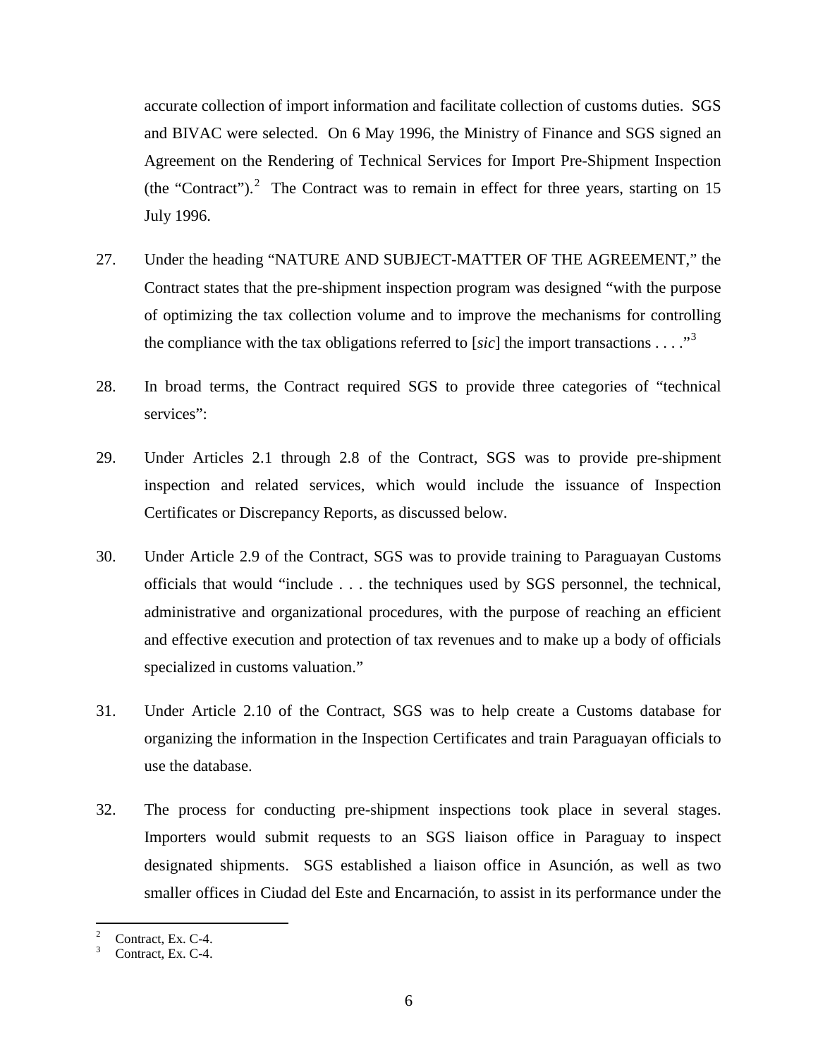accurate collection of import information and facilitate collection of customs duties. SGS and BIVAC were selected. On 6 May 1996, the Ministry of Finance and SGS signed an Agreement on the Rendering of Technical Services for Import Pre-Shipment Inspection (the "Contract").[2] The Contract was to remain in effect for three years, starting on 15 July 1996.

27. Under the heading "NATURE AND SUBJECT-MATTER OF THE AGREEMENT," the Contract states that the pre-shipment inspection program was designed "with the purpose of optimizing the tax collection volume and to improve the mechanisms for controlling the compliance with the tax obligations referred to [*sic*] the import transactions . . . ."[3]

28. In broad terms, the Contract required SGS to provide three categories of "technical services":

29. Under Articles 2.1 through 2.8 of the Contract, SGS was to provide pre-shipment inspection and related services, which would include the issuance of Inspection Certificates or Discrepancy Reports, as discussed below.

30. Under Article 2.9 of the Contract, SGS was to provide training to Paraguayan Customs officials that would "include . . . the techniques used by SGS personnel, the technical, administrative and organizational procedures, with the purpose of reaching an efficient and effective execution and protection of tax revenues and to make up a body of officials specialized in customs valuation."

31. Under Article 2.10 of the Contract, SGS was to help create a Customs database for organizing the information in the Inspection Certificates and train Paraguayan officials to use the database.

32. The process for conducting pre-shipment inspections took place in several stages. Importers would submit requests to an SGS liaison office in Paraguay to inspect designated shipments. SGS established a liaison office in Asunción, as well as two smaller offices in Ciudad del Este and Encarnación, to assist in its performance under the

---

[2] Contract, Ex. C-4.

[3] Contract, Ex. C-4.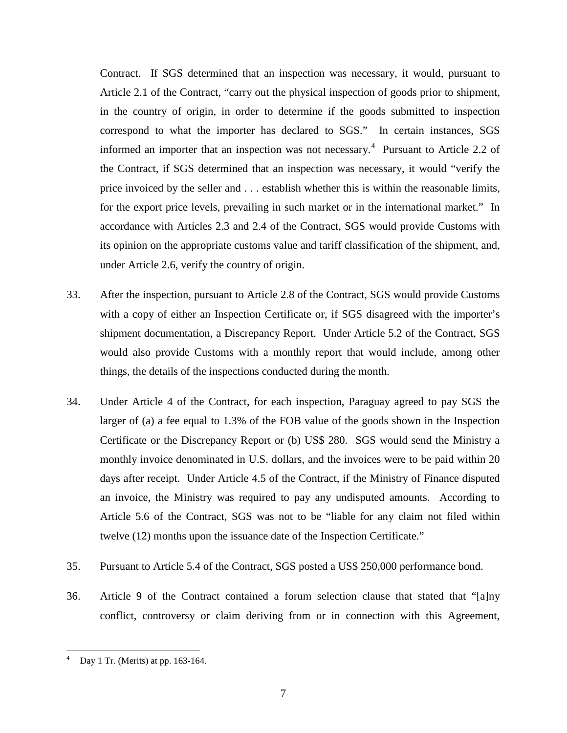Contract. If SGS determined that an inspection was necessary, it would, pursuant to Article 2.1 of the Contract, "carry out the physical inspection of goods prior to shipment, in the country of origin, in order to determine if the goods submitted to inspection correspond to what the importer has declared to SGS." In certain instances, SGS informed an importer that an inspection was not necessary.[4] Pursuant to Article 2.2 of the Contract, if SGS determined that an inspection was necessary, it would "verify the price invoiced by the seller and . . . establish whether this is within the reasonable limits, for the export price levels, prevailing in such market or in the international market." In accordance with Articles 2.3 and 2.4 of the Contract, SGS would provide Customs with its opinion on the appropriate customs value and tariff classification of the shipment, and, under Article 2.6, verify the country of origin.

33. After the inspection, pursuant to Article 2.8 of the Contract, SGS would provide Customs with a copy of either an Inspection Certificate or, if SGS disagreed with the importer's shipment documentation, a Discrepancy Report. Under Article 5.2 of the Contract, SGS would also provide Customs with a monthly report that would include, among other things, the details of the inspections conducted during the month.

34. Under Article 4 of the Contract, for each inspection, Paraguay agreed to pay SGS the larger of (a) a fee equal to 1.3% of the FOB value of the goods shown in the Inspection Certificate or the Discrepancy Report or (b) US$ 280. SGS would send the Ministry a monthly invoice denominated in U.S. dollars, and the invoices were to be paid within 20 days after receipt. Under Article 4.5 of the Contract, if the Ministry of Finance disputed an invoice, the Ministry was required to pay any undisputed amounts. According to Article 5.6 of the Contract, SGS was not to be "liable for any claim not filed within twelve (12) months upon the issuance date of the Inspection Certificate."

35. Pursuant to Article 5.4 of the Contract, SGS posted a US$ 250,000 performance bond.

36. Article 9 of the Contract contained a forum selection clause that stated that "[a]ny conflict, controversy or claim deriving from or in connection with this Agreement,

---

[4] Day 1 Tr. (Merits) at pp. 163-164.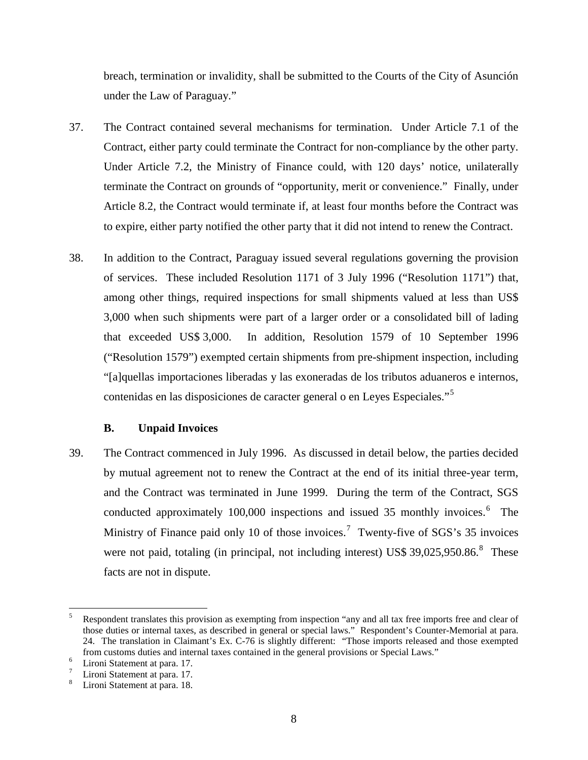breach, termination or invalidity, shall be submitted to the Courts of the City of Asunción under the Law of Paraguay."

37. The Contract contained several mechanisms for termination. Under Article 7.1 of the Contract, either party could terminate the Contract for non-compliance by the other party. Under Article 7.2, the Ministry of Finance could, with 120 days' notice, unilaterally terminate the Contract on grounds of "opportunity, merit or convenience." Finally, under Article 8.2, the Contract would terminate if, at least four months before the Contract was to expire, either party notified the other party that it did not intend to renew the Contract.

38. In addition to the Contract, Paraguay issued several regulations governing the provision of services. These included Resolution 1171 of 3 July 1996 ("Resolution 1171") that, among other things, required inspections for small shipments valued at less than US$ 3,000 when such shipments were part of a larger order or a consolidated bill of lading that exceeded US$ 3,000. In addition, Resolution 1579 of 10 September 1996 ("Resolution 1579") exempted certain shipments from pre-shipment inspection, including "[a]quellas importaciones liberadas y las exoneradas de los tributos aduaneros e internos, contenidas en las disposiciones de caracter general o en Leyes Especiales."[5]

### B. Unpaid Invoices

39. The Contract commenced in July 1996. As discussed in detail below, the parties decided by mutual agreement not to renew the Contract at the end of its initial three-year term, and the Contract was terminated in June 1999. During the term of the Contract, SGS conducted approximately 100,000 inspections and issued 35 monthly invoices.[6] The Ministry of Finance paid only 10 of those invoices.[7] Twenty-five of SGS's 35 invoices were not paid, totaling (in principal, not including interest) US$ 39,025,950.86.[8] These facts are not in dispute.

---

[5] Respondent translates this provision as exempting from inspection "any and all tax free imports free and clear of those duties or internal taxes, as described in general or special laws." Respondent's Counter-Memorial at para. 24. The translation in Claimant's Ex. C-76 is slightly different: "Those imports released and those exempted from customs duties and internal taxes contained in the general provisions or Special Laws."

[6] Lironi Statement at para. 17.

[7] Lironi Statement at para. 17.

[8] Lironi Statement at para. 18.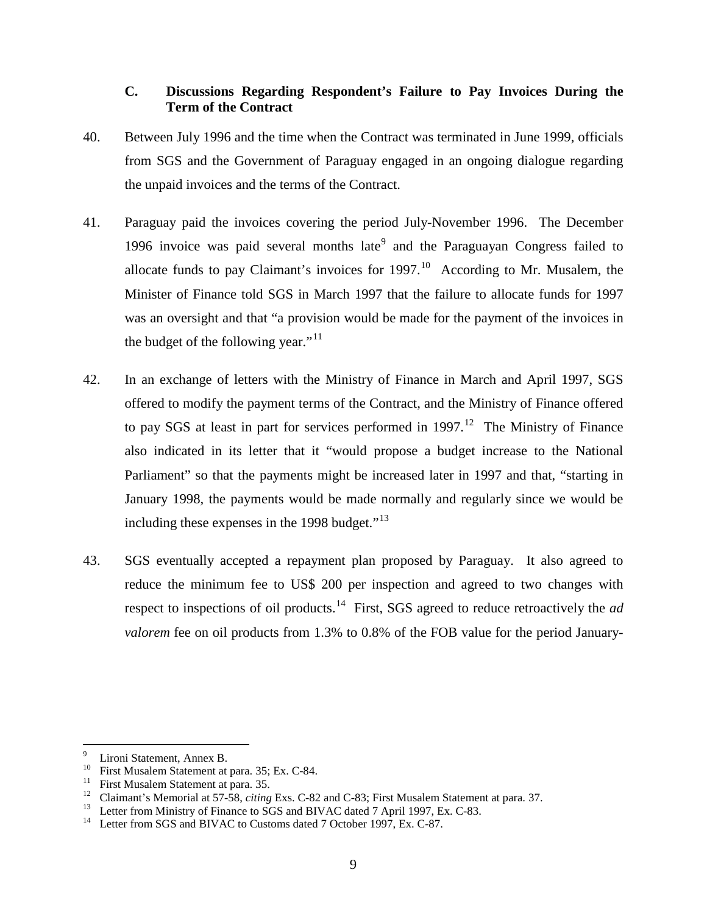### C. Discussions Regarding Respondent's Failure to Pay Invoices During the Term of the Contract

40. Between July 1996 and the time when the Contract was terminated in June 1999, officials from SGS and the Government of Paraguay engaged in an ongoing dialogue regarding the unpaid invoices and the terms of the Contract.

41. Paraguay paid the invoices covering the period July-November 1996. The December 1996 invoice was paid several months late[9] and the Paraguayan Congress failed to allocate funds to pay Claimant's invoices for 1997.[10] According to Mr. Musalem, the Minister of Finance told SGS in March 1997 that the failure to allocate funds for 1997 was an oversight and that "a provision would be made for the payment of the invoices in the budget of the following year."[11]

42. In an exchange of letters with the Ministry of Finance in March and April 1997, SGS offered to modify the payment terms of the Contract, and the Ministry of Finance offered to pay SGS at least in part for services performed in 1997.[12] The Ministry of Finance also indicated in its letter that it "would propose a budget increase to the National Parliament" so that the payments might be increased later in 1997 and that, "starting in January 1998, the payments would be made normally and regularly since we would be including these expenses in the 1998 budget."[13]

43. SGS eventually accepted a repayment plan proposed by Paraguay. It also agreed to reduce the minimum fee to US$ 200 per inspection and agreed to two changes with respect to inspections of oil products.[14] First, SGS agreed to reduce retroactively the *ad valorem* fee on oil products from 1.3% to 0.8% of the FOB value for the period January-

---

[9] Lironi Statement, Annex B.

[10] First Musalem Statement at para. 35; Ex. C-84.

[11] First Musalem Statement at para. 35.

[12] Claimant's Memorial at 57-58, *citing* Exs. C-82 and C-83; First Musalem Statement at para. 37.

[13] Letter from Ministry of Finance to SGS and BIVAC dated 7 April 1997, Ex. C-83.

[14] Letter from SGS and BIVAC to Customs dated 7 October 1997, Ex. C-87.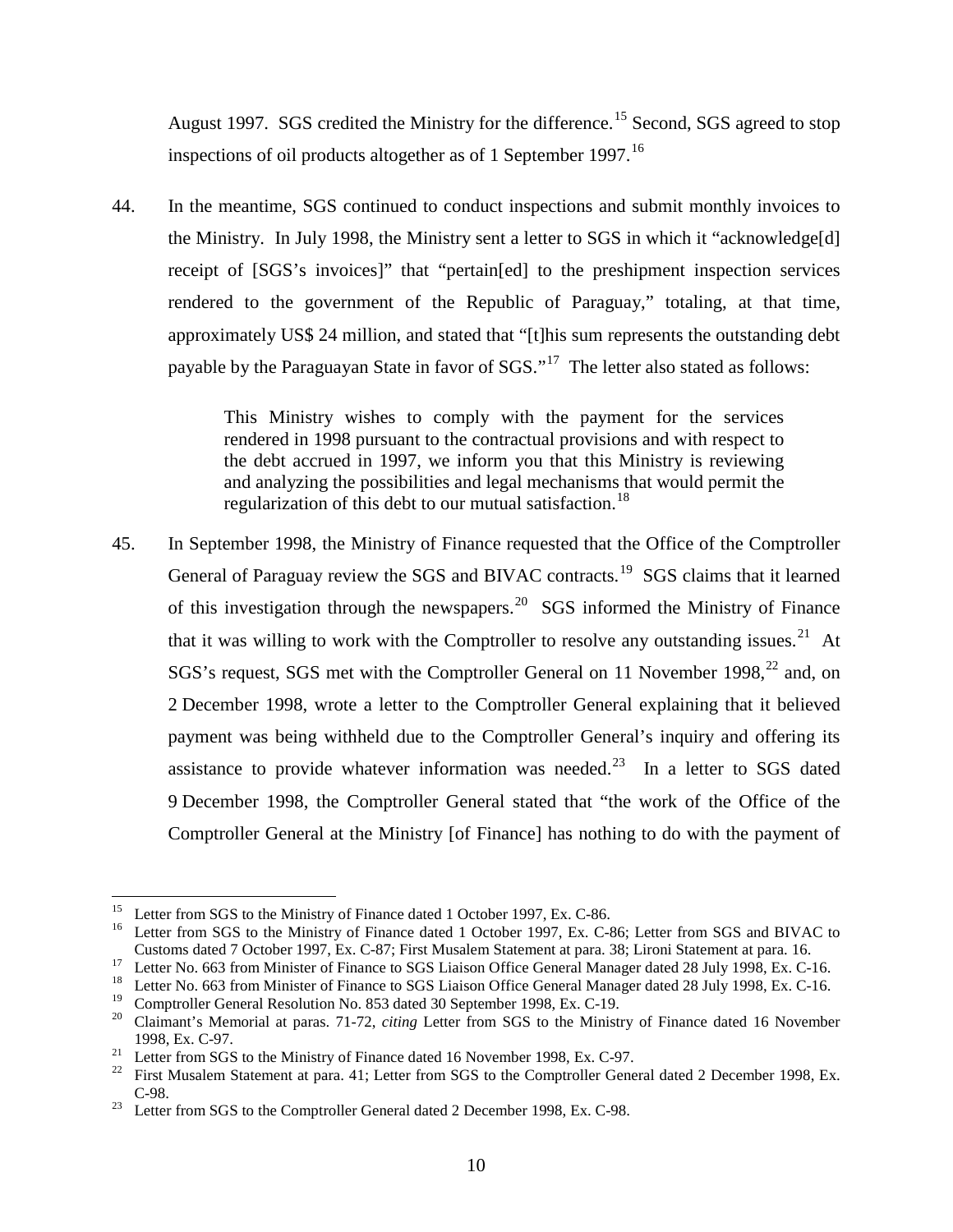August 1997. SGS credited the Ministry for the difference.[15] Second, SGS agreed to stop inspections of oil products altogether as of 1 September 1997.[16]

44. In the meantime, SGS continued to conduct inspections and submit monthly invoices to the Ministry. In July 1998, the Ministry sent a letter to SGS in which it "acknowledge[d] receipt of [SGS's invoices]" that "pertain[ed] to the preshipment inspection services rendered to the government of the Republic of Paraguay," totaling, at that time, approximately US$ 24 million, and stated that "[t]his sum represents the outstanding debt payable by the Paraguayan State in favor of SGS."[17] The letter also stated as follows:

> This Ministry wishes to comply with the payment for the services rendered in 1998 pursuant to the contractual provisions and with respect to the debt accrued in 1997, we inform you that this Ministry is reviewing and analyzing the possibilities and legal mechanisms that would permit the regularization of this debt to our mutual satisfaction.[18]

45. In September 1998, the Ministry of Finance requested that the Office of the Comptroller General of Paraguay review the SGS and BIVAC contracts.[19] SGS claims that it learned of this investigation through the newspapers.[20] SGS informed the Ministry of Finance that it was willing to work with the Comptroller to resolve any outstanding issues.[21] At SGS's request, SGS met with the Comptroller General on 11 November 1998,[22] and, on 2 December 1998, wrote a letter to the Comptroller General explaining that it believed payment was being withheld due to the Comptroller General's inquiry and offering its assistance to provide whatever information was needed.[23] In a letter to SGS dated 9 December 1998, the Comptroller General stated that "the work of the Office of the Comptroller General at the Ministry [of Finance] has nothing to do with the payment of

---

[15] Letter from SGS to the Ministry of Finance dated 1 October 1997, Ex. C-86.

[16] Letter from SGS to the Ministry of Finance dated 1 October 1997, Ex. C-86; Letter from SGS and BIVAC to Customs dated 7 October 1997, Ex. C-87; First Musalem Statement at para. 38; Lironi Statement at para. 16.

[17] Letter No. 663 from Minister of Finance to SGS Liaison Office General Manager dated 28 July 1998, Ex. C-16.

[18] Letter No. 663 from Minister of Finance to SGS Liaison Office General Manager dated 28 July 1998, Ex. C-16.

[19] Comptroller General Resolution No. 853 dated 30 September 1998, Ex. C-19.

[20] Claimant's Memorial at paras. 71-72, *citing* Letter from SGS to the Ministry of Finance dated 16 November 1998, Ex. C-97.

[21] Letter from SGS to the Ministry of Finance dated 16 November 1998, Ex. C-97.

[22] First Musalem Statement at para. 41; Letter from SGS to the Comptroller General dated 2 December 1998, Ex. C-98.

[23] Letter from SGS to the Comptroller General dated 2 December 1998, Ex. C-98.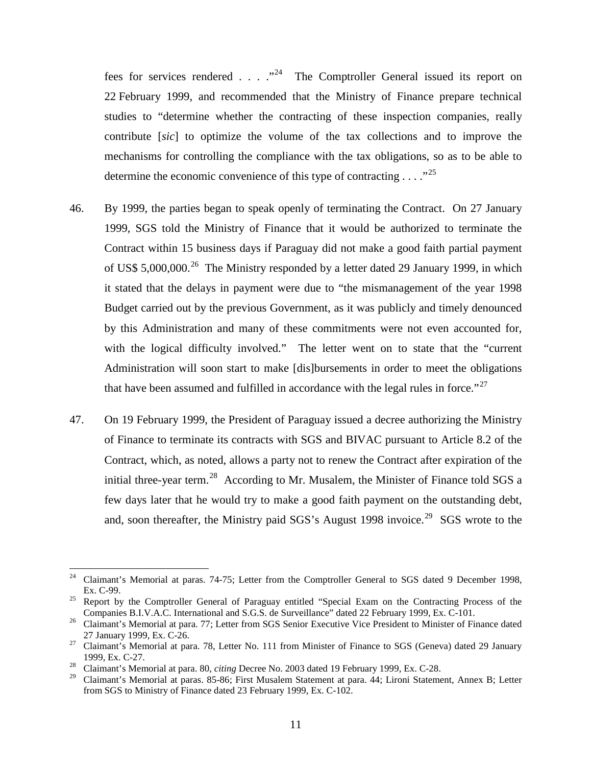fees for services rendered . . . ."[24] The Comptroller General issued its report on 22 February 1999, and recommended that the Ministry of Finance prepare technical studies to "determine whether the contracting of these inspection companies, really contribute [*sic*] to optimize the volume of the tax collections and to improve the mechanisms for controlling the compliance with the tax obligations, so as to be able to determine the economic convenience of this type of contracting . . . ."[25]

46. By 1999, the parties began to speak openly of terminating the Contract. On 27 January 1999, SGS told the Ministry of Finance that it would be authorized to terminate the Contract within 15 business days if Paraguay did not make a good faith partial payment of US$ 5,000,000.[26] The Ministry responded by a letter dated 29 January 1999, in which it stated that the delays in payment were due to "the mismanagement of the year 1998 Budget carried out by the previous Government, as it was publicly and timely denounced by this Administration and many of these commitments were not even accounted for, with the logical difficulty involved." The letter went on to state that the "current Administration will soon start to make [dis]bursements in order to meet the obligations that have been assumed and fulfilled in accordance with the legal rules in force."[27]

47. On 19 February 1999, the President of Paraguay issued a decree authorizing the Ministry of Finance to terminate its contracts with SGS and BIVAC pursuant to Article 8.2 of the Contract, which, as noted, allows a party not to renew the Contract after expiration of the initial three-year term.[28] According to Mr. Musalem, the Minister of Finance told SGS a few days later that he would try to make a good faith payment on the outstanding debt, and, soon thereafter, the Ministry paid SGS's August 1998 invoice.[29] SGS wrote to the

---

[24] Claimant's Memorial at paras. 74-75; Letter from the Comptroller General to SGS dated 9 December 1998, Ex. C-99.

[25] Report by the Comptroller General of Paraguay entitled "Special Exam on the Contracting Process of the Companies B.I.V.A.C. International and S.G.S. de Surveillance" dated 22 February 1999, Ex. C-101.

[26] Claimant's Memorial at para. 77; Letter from SGS Senior Executive Vice President to Minister of Finance dated 27 January 1999, Ex. C-26.

[27] Claimant's Memorial at para. 78, Letter No. 111 from Minister of Finance to SGS (Geneva) dated 29 January 1999, Ex. C-27.

[28] Claimant's Memorial at para. 80, *citing* Decree No. 2003 dated 19 February 1999, Ex. C-28.

[29] Claimant's Memorial at paras. 85-86; First Musalem Statement at para. 44; Lironi Statement, Annex B; Letter from SGS to Ministry of Finance dated 23 February 1999, Ex. C-102.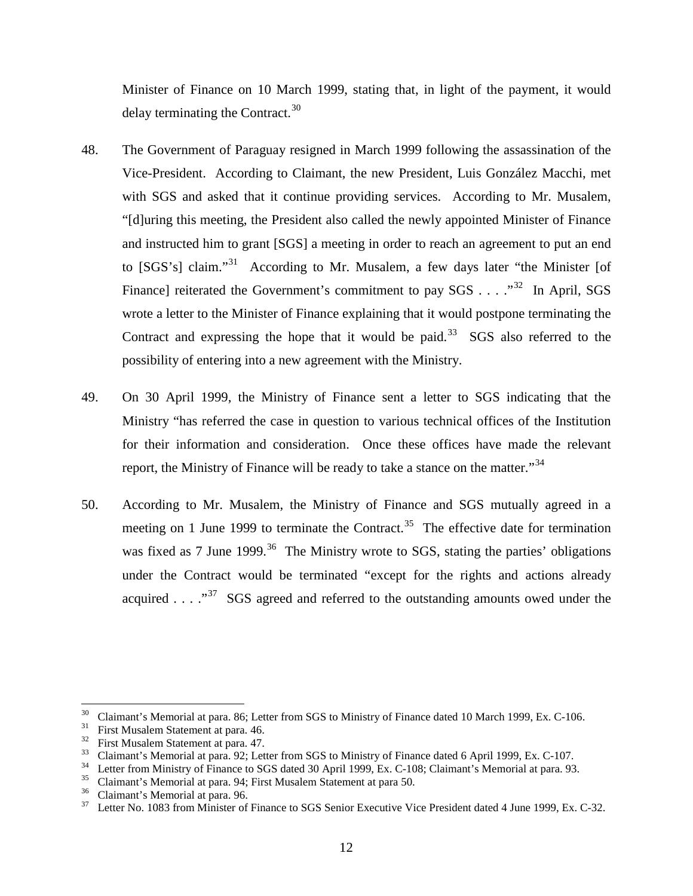Minister of Finance on 10 March 1999, stating that, in light of the payment, it would delay terminating the Contract.[30]

48. The Government of Paraguay resigned in March 1999 following the assassination of the Vice-President. According to Claimant, the new President, Luis González Macchi, met with SGS and asked that it continue providing services. According to Mr. Musalem, "[d]uring this meeting, the President also called the newly appointed Minister of Finance and instructed him to grant [SGS] a meeting in order to reach an agreement to put an end to [SGS's] claim."[31] According to Mr. Musalem, a few days later "the Minister [of Finance] reiterated the Government's commitment to pay SGS . . . ."[32] In April, SGS wrote a letter to the Minister of Finance explaining that it would postpone terminating the Contract and expressing the hope that it would be paid.[33] SGS also referred to the possibility of entering into a new agreement with the Ministry.

49. On 30 April 1999, the Ministry of Finance sent a letter to SGS indicating that the Ministry "has referred the case in question to various technical offices of the Institution for their information and consideration. Once these offices have made the relevant report, the Ministry of Finance will be ready to take a stance on the matter."[34]

50. According to Mr. Musalem, the Ministry of Finance and SGS mutually agreed in a meeting on 1 June 1999 to terminate the Contract.[35] The effective date for termination was fixed as 7 June 1999.[36] The Ministry wrote to SGS, stating the parties' obligations under the Contract would be terminated "except for the rights and actions already acquired . . . ."[37] SGS agreed and referred to the outstanding amounts owed under the

---

[30] Claimant's Memorial at para. 86; Letter from SGS to Ministry of Finance dated 10 March 1999, Ex. C-106.

[31] First Musalem Statement at para. 46.

[32] First Musalem Statement at para. 47.

[33] Claimant's Memorial at para. 92; Letter from SGS to Ministry of Finance dated 6 April 1999, Ex. C-107.

[34] Letter from Ministry of Finance to SGS dated 30 April 1999, Ex. C-108; Claimant's Memorial at para. 93.

[35] Claimant's Memorial at para. 94; First Musalem Statement at para 50.

[36] Claimant's Memorial at para. 96.

[37] Letter No. 1083 from Minister of Finance to SGS Senior Executive Vice President dated 4 June 1999, Ex. C-32.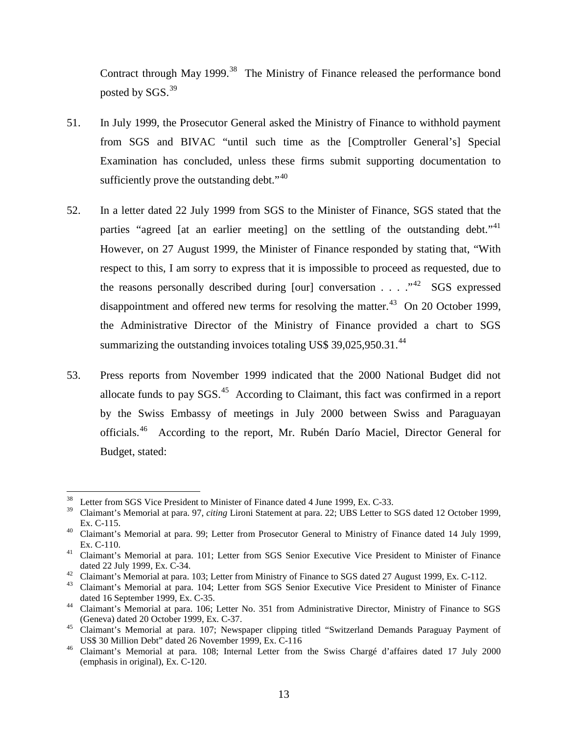Contract through May 1999.[38] The Ministry of Finance released the performance bond posted by SGS.[39]

51. In July 1999, the Prosecutor General asked the Ministry of Finance to withhold payment from SGS and BIVAC "until such time as the [Comptroller General's] Special Examination has concluded, unless these firms submit supporting documentation to sufficiently prove the outstanding debt."[40]

52. In a letter dated 22 July 1999 from SGS to the Minister of Finance, SGS stated that the parties "agreed [at an earlier meeting] on the settling of the outstanding debt."[41] However, on 27 August 1999, the Minister of Finance responded by stating that, "With respect to this, I am sorry to express that it is impossible to proceed as requested, due to the reasons personally described during [our] conversation . . . ."[42] SGS expressed disappointment and offered new terms for resolving the matter.[43] On 20 October 1999, the Administrative Director of the Ministry of Finance provided a chart to SGS summarizing the outstanding invoices totaling US$ 39,025,950.31.[44]

53. Press reports from November 1999 indicated that the 2000 National Budget did not allocate funds to pay SGS.[45] According to Claimant, this fact was confirmed in a report by the Swiss Embassy of meetings in July 2000 between Swiss and Paraguayan officials.[46] According to the report, Mr. Rubén Darío Maciel, Director General for Budget, stated:

---

[38] Letter from SGS Vice President to Minister of Finance dated 4 June 1999, Ex. C-33.

[39] Claimant's Memorial at para. 97, *citing* Lironi Statement at para. 22; UBS Letter to SGS dated 12 October 1999, Ex. C-115.

[40] Claimant's Memorial at para. 99; Letter from Prosecutor General to Ministry of Finance dated 14 July 1999, Ex. C-110.

[41] Claimant's Memorial at para. 101; Letter from SGS Senior Executive Vice President to Minister of Finance dated 22 July 1999, Ex. C-34.

[42] Claimant's Memorial at para. 103; Letter from Ministry of Finance to SGS dated 27 August 1999, Ex. C-112.

[43] Claimant's Memorial at para. 104; Letter from SGS Senior Executive Vice President to Minister of Finance dated 16 September 1999, Ex. C-35.

[44] Claimant's Memorial at para. 106; Letter No. 351 from Administrative Director, Ministry of Finance to SGS (Geneva) dated 20 October 1999, Ex. C-37.

[45] Claimant's Memorial at para. 107; Newspaper clipping titled "Switzerland Demands Paraguay Payment of US$ 30 Million Debt" dated 26 November 1999, Ex. C-116

[46] Claimant's Memorial at para. 108; Internal Letter from the Swiss Chargé d'affaires dated 17 July 2000 (emphasis in original), Ex. C-120.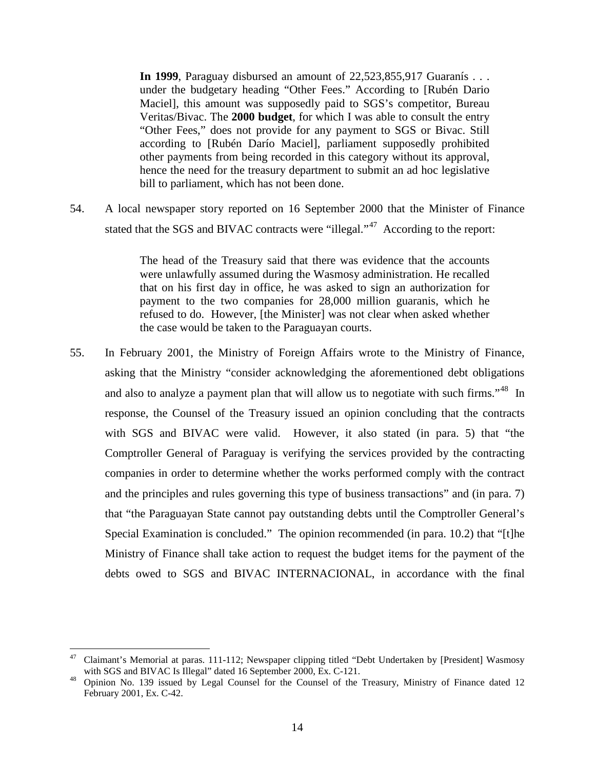> **In 1999**, Paraguay disbursed an amount of 22,523,855,917 Guaranís . . . under the budgetary heading "Other Fees." According to [Rubén Dario Maciel], this amount was supposedly paid to SGS's competitor, Bureau Veritas/Bivac. The **2000 budget**, for which I was able to consult the entry "Other Fees," does not provide for any payment to SGS or Bivac. Still according to [Rubén Darío Maciel], parliament supposedly prohibited other payments from being recorded in this category without its approval, hence the need for the treasury department to submit an ad hoc legislative bill to parliament, which has not been done.

54. A local newspaper story reported on 16 September 2000 that the Minister of Finance stated that the SGS and BIVAC contracts were "illegal."[47] According to the report:

> The head of the Treasury said that there was evidence that the accounts were unlawfully assumed during the Wasmosy administration. He recalled that on his first day in office, he was asked to sign an authorization for payment to the two companies for 28,000 million guaranis, which he refused to do. However, [the Minister] was not clear when asked whether the case would be taken to the Paraguayan courts.

55. In February 2001, the Ministry of Foreign Affairs wrote to the Ministry of Finance, asking that the Ministry "consider acknowledging the aforementioned debt obligations and also to analyze a payment plan that will allow us to negotiate with such firms."[48] In response, the Counsel of the Treasury issued an opinion concluding that the contracts with SGS and BIVAC were valid. However, it also stated (in para. 5) that "the Comptroller General of Paraguay is verifying the services provided by the contracting companies in order to determine whether the works performed comply with the contract and the principles and rules governing this type of business transactions" and (in para. 7) that "the Paraguayan State cannot pay outstanding debts until the Comptroller General's Special Examination is concluded." The opinion recommended (in para. 10.2) that "[t]he Ministry of Finance shall take action to request the budget items for the payment of the debts owed to SGS and BIVAC INTERNACIONAL, in accordance with the final

---

[47] Claimant's Memorial at paras. 111-112; Newspaper clipping titled "Debt Undertaken by [President] Wasmosy with SGS and BIVAC Is Illegal" dated 16 September 2000, Ex. C-121.

[48] Opinion No. 139 issued by Legal Counsel for the Counsel of the Treasury, Ministry of Finance dated 12 February 2001, Ex. C-42.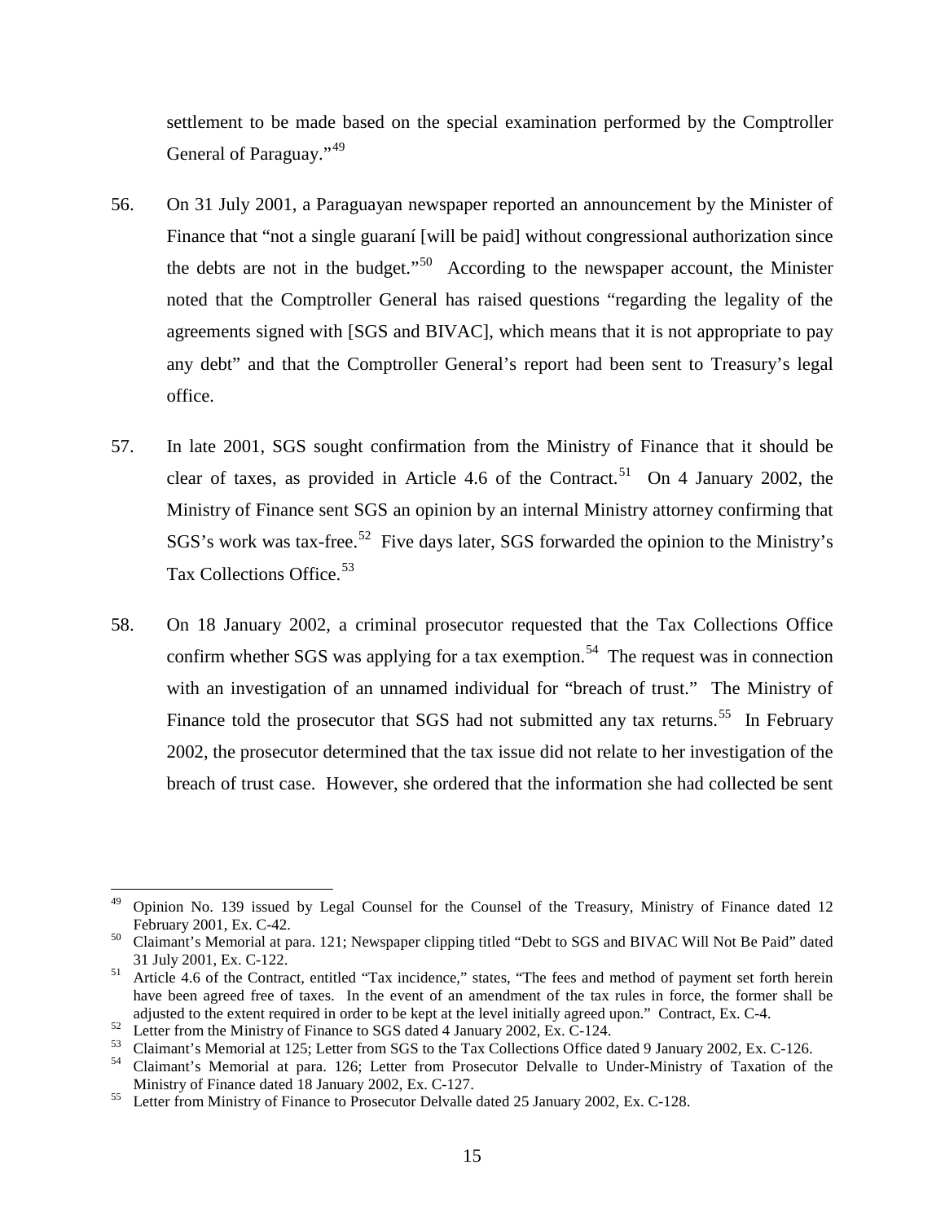settlement to be made based on the special examination performed by the Comptroller General of Paraguay."[49]

56. On 31 July 2001, a Paraguayan newspaper reported an announcement by the Minister of Finance that "not a single guaraní [will be paid] without congressional authorization since the debts are not in the budget."[50] According to the newspaper account, the Minister noted that the Comptroller General has raised questions "regarding the legality of the agreements signed with [SGS and BIVAC], which means that it is not appropriate to pay any debt" and that the Comptroller General's report had been sent to Treasury's legal office.

57. In late 2001, SGS sought confirmation from the Ministry of Finance that it should be clear of taxes, as provided in Article 4.6 of the Contract.[51] On 4 January 2002, the Ministry of Finance sent SGS an opinion by an internal Ministry attorney confirming that SGS's work was tax-free.[52] Five days later, SGS forwarded the opinion to the Ministry's Tax Collections Office.[53]

58. On 18 January 2002, a criminal prosecutor requested that the Tax Collections Office confirm whether SGS was applying for a tax exemption.[54] The request was in connection with an investigation of an unnamed individual for "breach of trust." The Ministry of Finance told the prosecutor that SGS had not submitted any tax returns.[55] In February 2002, the prosecutor determined that the tax issue did not relate to her investigation of the breach of trust case. However, she ordered that the information she had collected be sent

---

[49] Opinion No. 139 issued by Legal Counsel for the Counsel of the Treasury, Ministry of Finance dated 12 February 2001, Ex. C-42.

[50] Claimant's Memorial at para. 121; Newspaper clipping titled "Debt to SGS and BIVAC Will Not Be Paid" dated 31 July 2001, Ex. C-122.

[51] Article 4.6 of the Contract, entitled "Tax incidence," states, "The fees and method of payment set forth herein have been agreed free of taxes. In the event of an amendment of the tax rules in force, the former shall be adjusted to the extent required in order to be kept at the level initially agreed upon." Contract, Ex. C-4.

[52] Letter from the Ministry of Finance to SGS dated 4 January 2002, Ex. C-124.

[53] Claimant's Memorial at 125; Letter from SGS to the Tax Collections Office dated 9 January 2002, Ex. C-126.

[54] Claimant's Memorial at para. 126; Letter from Prosecutor Delvalle to Under-Ministry of Taxation of the Ministry of Finance dated 18 January 2002, Ex. C-127.

[55] Letter from Ministry of Finance to Prosecutor Delvalle dated 25 January 2002, Ex. C-128.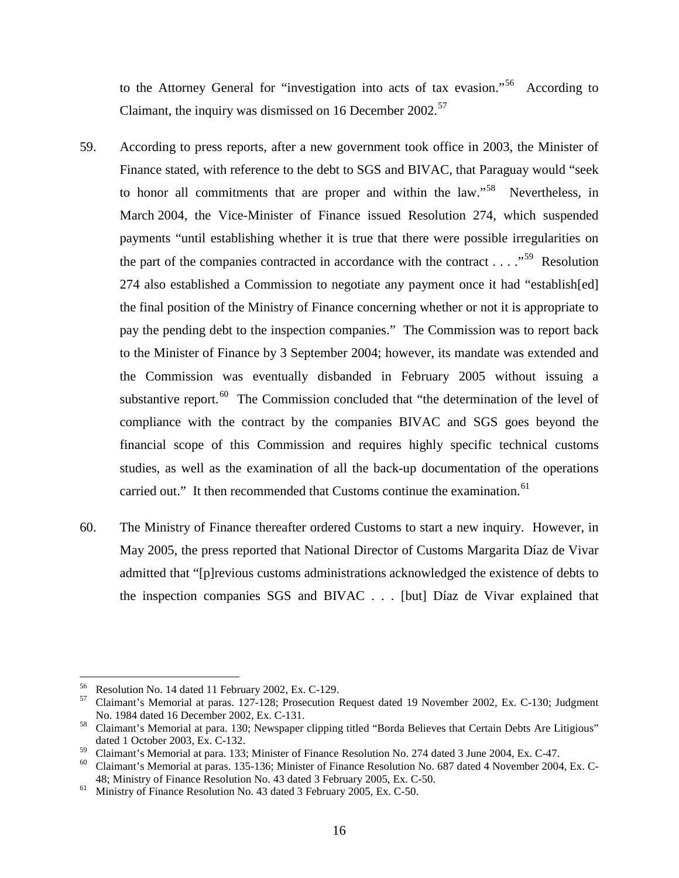to the Attorney General for "investigation into acts of tax evasion."[56] According to Claimant, the inquiry was dismissed on 16 December 2002.[57]

59. According to press reports, after a new government took office in 2003, the Minister of Finance stated, with reference to the debt to SGS and BIVAC, that Paraguay would "seek to honor all commitments that are proper and within the law."[58] Nevertheless, in March 2004, the Vice-Minister of Finance issued Resolution 274, which suspended payments "until establishing whether it is true that there were possible irregularities on the part of the companies contracted in accordance with the contract . . . ."[59] Resolution 274 also established a Commission to negotiate any payment once it had "establish[ed] the final position of the Ministry of Finance concerning whether or not it is appropriate to pay the pending debt to the inspection companies." The Commission was to report back to the Minister of Finance by 3 September 2004; however, its mandate was extended and the Commission was eventually disbanded in February 2005 without issuing a substantive report.[60] The Commission concluded that "the determination of the level of compliance with the contract by the companies BIVAC and SGS goes beyond the financial scope of this Commission and requires highly specific technical customs studies, as well as the examination of all the back-up documentation of the operations carried out." It then recommended that Customs continue the examination.[61]

60. The Ministry of Finance thereafter ordered Customs to start a new inquiry. However, in May 2005, the press reported that National Director of Customs Margarita Díaz de Vivar admitted that "[p]revious customs administrations acknowledged the existence of debts to the inspection companies SGS and BIVAC . . . [but] Díaz de Vivar explained that

---

[56] Resolution No. 14 dated 11 February 2002, Ex. C-129.

[57] Claimant's Memorial at paras. 127-128; Prosecution Request dated 19 November 2002, Ex. C-130; Judgment No. 1984 dated 16 December 2002, Ex. C-131.

[58] Claimant's Memorial at para. 130; Newspaper clipping titled "Borda Believes that Certain Debts Are Litigious" dated 1 October 2003, Ex. C-132.

[59] Claimant's Memorial at para. 133; Minister of Finance Resolution No. 274 dated 3 June 2004, Ex. C-47.

[60] Claimant's Memorial at paras. 135-136; Minister of Finance Resolution No. 687 dated 4 November 2004, Ex. C-48; Ministry of Finance Resolution No. 43 dated 3 February 2005, Ex. C-50.

[61] Ministry of Finance Resolution No. 43 dated 3 February 2005, Ex. C-50.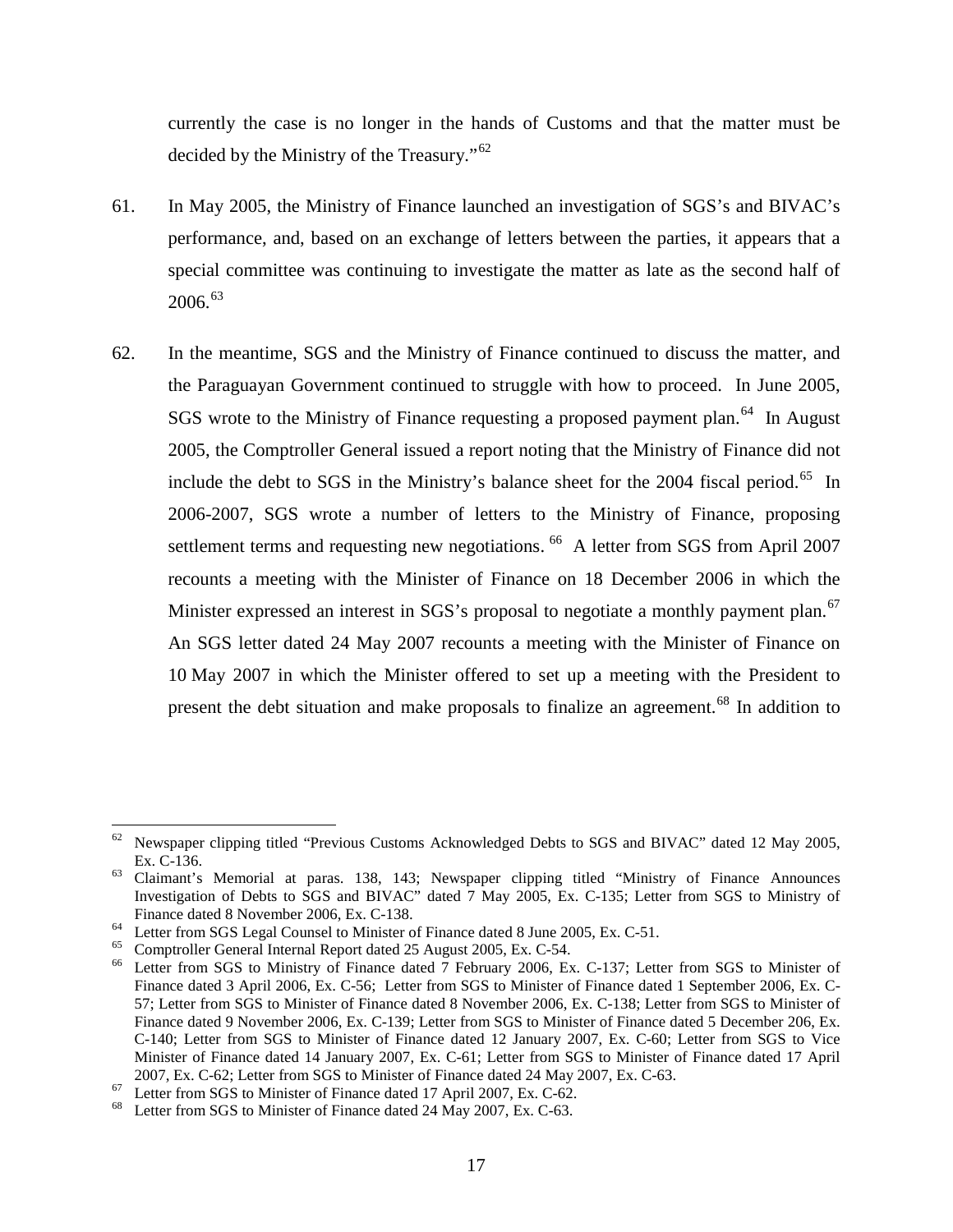currently the case is no longer in the hands of Customs and that the matter must be decided by the Ministry of the Treasury."[62]

61. In May 2005, the Ministry of Finance launched an investigation of SGS's and BIVAC's performance, and, based on an exchange of letters between the parties, it appears that a special committee was continuing to investigate the matter as late as the second half of 2006.[63]

62. In the meantime, SGS and the Ministry of Finance continued to discuss the matter, and the Paraguayan Government continued to struggle with how to proceed. In June 2005, SGS wrote to the Ministry of Finance requesting a proposed payment plan.[64] In August 2005, the Comptroller General issued a report noting that the Ministry of Finance did not include the debt to SGS in the Ministry's balance sheet for the 2004 fiscal period.[65] In 2006-2007, SGS wrote a number of letters to the Ministry of Finance, proposing settlement terms and requesting new negotiations.[66] A letter from SGS from April 2007 recounts a meeting with the Minister of Finance on 18 December 2006 in which the Minister expressed an interest in SGS's proposal to negotiate a monthly payment plan.[67] An SGS letter dated 24 May 2007 recounts a meeting with the Minister of Finance on 10 May 2007 in which the Minister offered to set up a meeting with the President to present the debt situation and make proposals to finalize an agreement.[68] In addition to

---

[62] Newspaper clipping titled "Previous Customs Acknowledged Debts to SGS and BIVAC" dated 12 May 2005, Ex. C-136.

[63] Claimant's Memorial at paras. 138, 143; Newspaper clipping titled "Ministry of Finance Announces Investigation of Debts to SGS and BIVAC" dated 7 May 2005, Ex. C-135; Letter from SGS to Ministry of Finance dated 8 November 2006, Ex. C-138.

[64] Letter from SGS Legal Counsel to Minister of Finance dated 8 June 2005, Ex. C-51.

[65] Comptroller General Internal Report dated 25 August 2005, Ex. C-54.

[66] Letter from SGS to Ministry of Finance dated 7 February 2006, Ex. C-137; Letter from SGS to Minister of Finance dated 3 April 2006, Ex. C-56; Letter from SGS to Minister of Finance dated 1 September 2006, Ex. C-57; Letter from SGS to Minister of Finance dated 8 November 2006, Ex. C-138; Letter from SGS to Minister of Finance dated 9 November 2006, Ex. C-139; Letter from SGS to Minister of Finance dated 5 December 206, Ex. C-140; Letter from SGS to Minister of Finance dated 12 January 2007, Ex. C-60; Letter from SGS to Vice Minister of Finance dated 14 January 2007, Ex. C-61; Letter from SGS to Minister of Finance dated 17 April 2007, Ex. C-62; Letter from SGS to Minister of Finance dated 24 May 2007, Ex. C-63.

[67] Letter from SGS to Minister of Finance dated 17 April 2007, Ex. C-62.

[68] Letter from SGS to Minister of Finance dated 24 May 2007, Ex. C-63.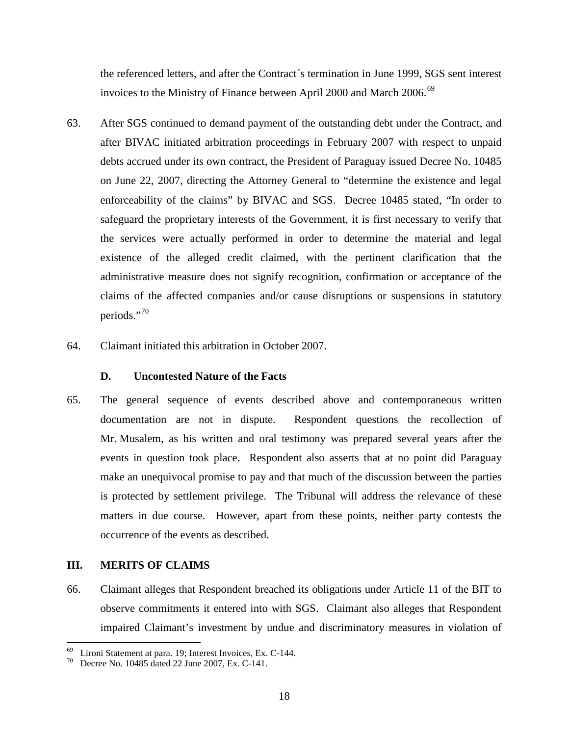the referenced letters, and after the Contract´s termination in June 1999, SGS sent interest invoices to the Ministry of Finance between April 2000 and March 2006.[69]

63. After SGS continued to demand payment of the outstanding debt under the Contract, and after BIVAC initiated arbitration proceedings in February 2007 with respect to unpaid debts accrued under its own contract, the President of Paraguay issued Decree No. 10485 on June 22, 2007, directing the Attorney General to "determine the existence and legal enforceability of the claims" by BIVAC and SGS. Decree 10485 stated, "In order to safeguard the proprietary interests of the Government, it is first necessary to verify that the services were actually performed in order to determine the material and legal existence of the alleged credit claimed, with the pertinent clarification that the administrative measure does not signify recognition, confirmation or acceptance of the claims of the affected companies and/or cause disruptions or suspensions in statutory periods."[70]

64. Claimant initiated this arbitration in October 2007.

### D. Uncontested Nature of the Facts

65. The general sequence of events described above and contemporaneous written documentation are not in dispute. Respondent questions the recollection of Mr. Musalem, as his written and oral testimony was prepared several years after the events in question took place. Respondent also asserts that at no point did Paraguay make an unequivocal promise to pay and that much of the discussion between the parties is protected by settlement privilege. The Tribunal will address the relevance of these matters in due course. However, apart from these points, neither party contests the occurrence of the events as described.

## III. MERITS OF CLAIMS

66. Claimant alleges that Respondent breached its obligations under Article 11 of the BIT to observe commitments it entered into with SGS. Claimant also alleges that Respondent impaired Claimant's investment by undue and discriminatory measures in violation of

---

[69] Lironi Statement at para. 19; Interest Invoices, Ex. C-144.

[70] Decree No. 10485 dated 22 June 2007, Ex. C-141.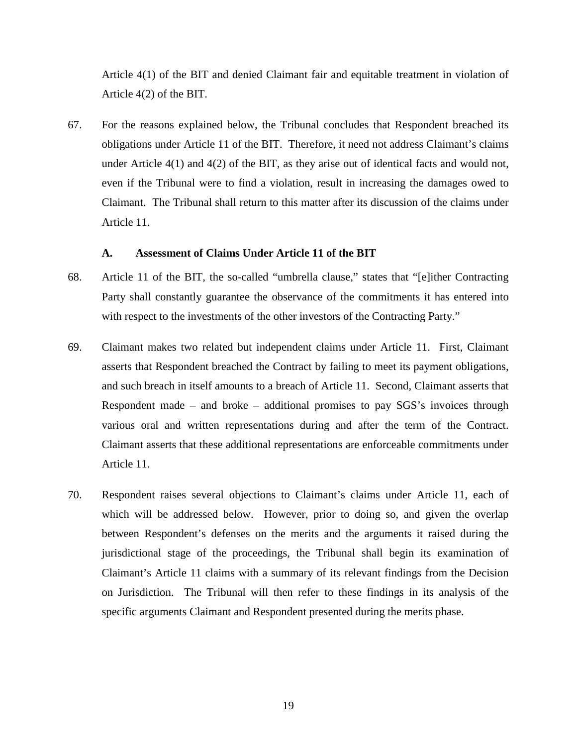Article 4(1) of the BIT and denied Claimant fair and equitable treatment in violation of Article 4(2) of the BIT.

67. For the reasons explained below, the Tribunal concludes that Respondent breached its obligations under Article 11 of the BIT. Therefore, it need not address Claimant's claims under Article 4(1) and 4(2) of the BIT, as they arise out of identical facts and would not, even if the Tribunal were to find a violation, result in increasing the damages owed to Claimant. The Tribunal shall return to this matter after its discussion of the claims under Article 11.

### A. Assessment of Claims Under Article 11 of the BIT

68. Article 11 of the BIT, the so-called "umbrella clause," states that "[e]ither Contracting Party shall constantly guarantee the observance of the commitments it has entered into with respect to the investments of the other investors of the Contracting Party."

69. Claimant makes two related but independent claims under Article 11. First, Claimant asserts that Respondent breached the Contract by failing to meet its payment obligations, and such breach in itself amounts to a breach of Article 11. Second, Claimant asserts that Respondent made – and broke – additional promises to pay SGS's invoices through various oral and written representations during and after the term of the Contract. Claimant asserts that these additional representations are enforceable commitments under Article 11.

70. Respondent raises several objections to Claimant's claims under Article 11, each of which will be addressed below. However, prior to doing so, and given the overlap between Respondent's defenses on the merits and the arguments it raised during the jurisdictional stage of the proceedings, the Tribunal shall begin its examination of Claimant's Article 11 claims with a summary of its relevant findings from the Decision on Jurisdiction. The Tribunal will then refer to these findings in its analysis of the specific arguments Claimant and Respondent presented during the merits phase.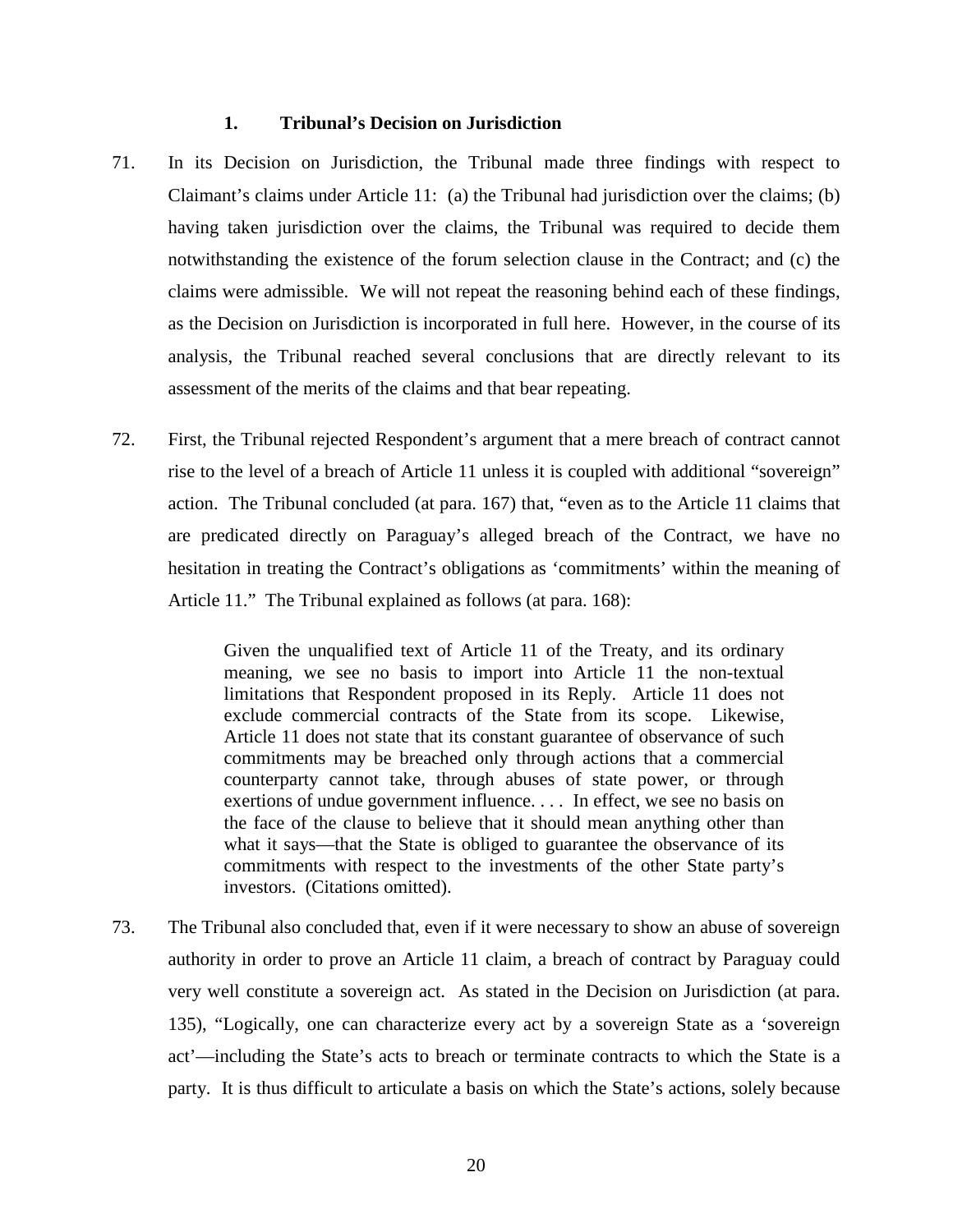### 1. Tribunal's Decision on Jurisdiction

71. In its Decision on Jurisdiction, the Tribunal made three findings with respect to Claimant's claims under Article 11: (a) the Tribunal had jurisdiction over the claims; (b) having taken jurisdiction over the claims, the Tribunal was required to decide them notwithstanding the existence of the forum selection clause in the Contract; and (c) the claims were admissible. We will not repeat the reasoning behind each of these findings, as the Decision on Jurisdiction is incorporated in full here. However, in the course of its analysis, the Tribunal reached several conclusions that are directly relevant to its assessment of the merits of the claims and that bear repeating.

72. First, the Tribunal rejected Respondent's argument that a mere breach of contract cannot rise to the level of a breach of Article 11 unless it is coupled with additional "sovereign" action. The Tribunal concluded (at para. 167) that, "even as to the Article 11 claims that are predicated directly on Paraguay's alleged breach of the Contract, we have no hesitation in treating the Contract's obligations as 'commitments' within the meaning of Article 11." The Tribunal explained as follows (at para. 168):

> Given the unqualified text of Article 11 of the Treaty, and its ordinary meaning, we see no basis to import into Article 11 the non-textual limitations that Respondent proposed in its Reply. Article 11 does not exclude commercial contracts of the State from its scope. Likewise, Article 11 does not state that its constant guarantee of observance of such commitments may be breached only through actions that a commercial counterparty cannot take, through abuses of state power, or through exertions of undue government influence. . . . In effect, we see no basis on the face of the clause to believe that it should mean anything other than what it says—that the State is obliged to guarantee the observance of its commitments with respect to the investments of the other State party's investors. (Citations omitted).

73. The Tribunal also concluded that, even if it were necessary to show an abuse of sovereign authority in order to prove an Article 11 claim, a breach of contract by Paraguay could very well constitute a sovereign act. As stated in the Decision on Jurisdiction (at para. 135), "Logically, one can characterize every act by a sovereign State as a 'sovereign act'—including the State's acts to breach or terminate contracts to which the State is a party. It is thus difficult to articulate a basis on which the State's actions, solely because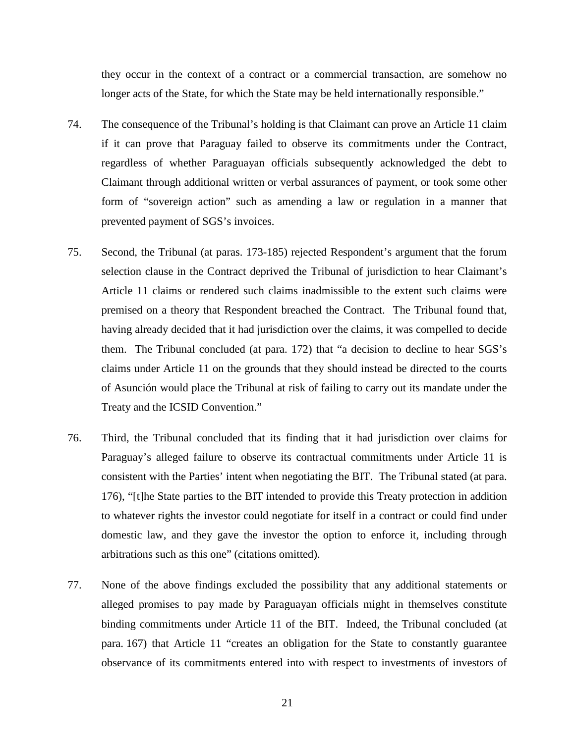they occur in the context of a contract or a commercial transaction, are somehow no longer acts of the State, for which the State may be held internationally responsible."

74. The consequence of the Tribunal's holding is that Claimant can prove an Article 11 claim if it can prove that Paraguay failed to observe its commitments under the Contract, regardless of whether Paraguayan officials subsequently acknowledged the debt to Claimant through additional written or verbal assurances of payment, or took some other form of "sovereign action" such as amending a law or regulation in a manner that prevented payment of SGS's invoices.

75. Second, the Tribunal (at paras. 173-185) rejected Respondent's argument that the forum selection clause in the Contract deprived the Tribunal of jurisdiction to hear Claimant's Article 11 claims or rendered such claims inadmissible to the extent such claims were premised on a theory that Respondent breached the Contract. The Tribunal found that, having already decided that it had jurisdiction over the claims, it was compelled to decide them. The Tribunal concluded (at para. 172) that "a decision to decline to hear SGS's claims under Article 11 on the grounds that they should instead be directed to the courts of Asunción would place the Tribunal at risk of failing to carry out its mandate under the Treaty and the ICSID Convention."

76. Third, the Tribunal concluded that its finding that it had jurisdiction over claims for Paraguay's alleged failure to observe its contractual commitments under Article 11 is consistent with the Parties' intent when negotiating the BIT. The Tribunal stated (at para. 176), "[t]he State parties to the BIT intended to provide this Treaty protection in addition to whatever rights the investor could negotiate for itself in a contract or could find under domestic law, and they gave the investor the option to enforce it, including through arbitrations such as this one" (citations omitted).

77. None of the above findings excluded the possibility that any additional statements or alleged promises to pay made by Paraguayan officials might in themselves constitute binding commitments under Article 11 of the BIT. Indeed, the Tribunal concluded (at para. 167) that Article 11 "creates an obligation for the State to constantly guarantee observance of its commitments entered into with respect to investments of investors of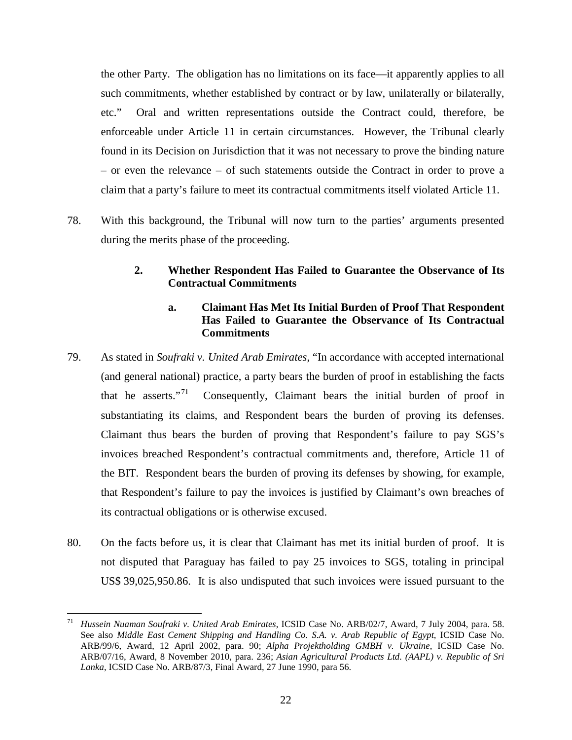the other Party. The obligation has no limitations on its face—it apparently applies to all such commitments, whether established by contract or by law, unilaterally or bilaterally, etc." Oral and written representations outside the Contract could, therefore, be enforceable under Article 11 in certain circumstances. However, the Tribunal clearly found in its Decision on Jurisdiction that it was not necessary to prove the binding nature – or even the relevance – of such statements outside the Contract in order to prove a claim that a party's failure to meet its contractual commitments itself violated Article 11.

78. With this background, the Tribunal will now turn to the parties' arguments presented during the merits phase of the proceeding.

### 2. Whether Respondent Has Failed to Guarantee the Observance of Its Contractual Commitments

#### a. Claimant Has Met Its Initial Burden of Proof That Respondent Has Failed to Guarantee the Observance of Its Contractual Commitments

79. As stated in *Soufraki v. United Arab Emirates*, "In accordance with accepted international (and general national) practice, a party bears the burden of proof in establishing the facts that he asserts."[71] Consequently, Claimant bears the initial burden of proof in substantiating its claims, and Respondent bears the burden of proving its defenses. Claimant thus bears the burden of proving that Respondent's failure to pay SGS's invoices breached Respondent's contractual commitments and, therefore, Article 11 of the BIT. Respondent bears the burden of proving its defenses by showing, for example, that Respondent's failure to pay the invoices is justified by Claimant's own breaches of its contractual obligations or is otherwise excused.

80. On the facts before us, it is clear that Claimant has met its initial burden of proof. It is not disputed that Paraguay has failed to pay 25 invoices to SGS, totaling in principal US$ 39,025,950.86. It is also undisputed that such invoices were issued pursuant to the

---

[71] *Hussein Nuaman Soufraki v. United Arab Emirates*, ICSID Case No. ARB/02/7, Award, 7 July 2004, para. 58. See also *Middle East Cement Shipping and Handling Co. S.A. v. Arab Republic of Egypt*, ICSID Case No. ARB/99/6, Award, 12 April 2002, para. 90; *Alpha Projektholding GMBH v. Ukraine*, ICSID Case No. ARB/07/16, Award, 8 November 2010, para. 236; *Asian Agricultural Products Ltd. (AAPL) v. Republic of Sri Lanka*, ICSID Case No. ARB/87/3, Final Award, 27 June 1990, para 56.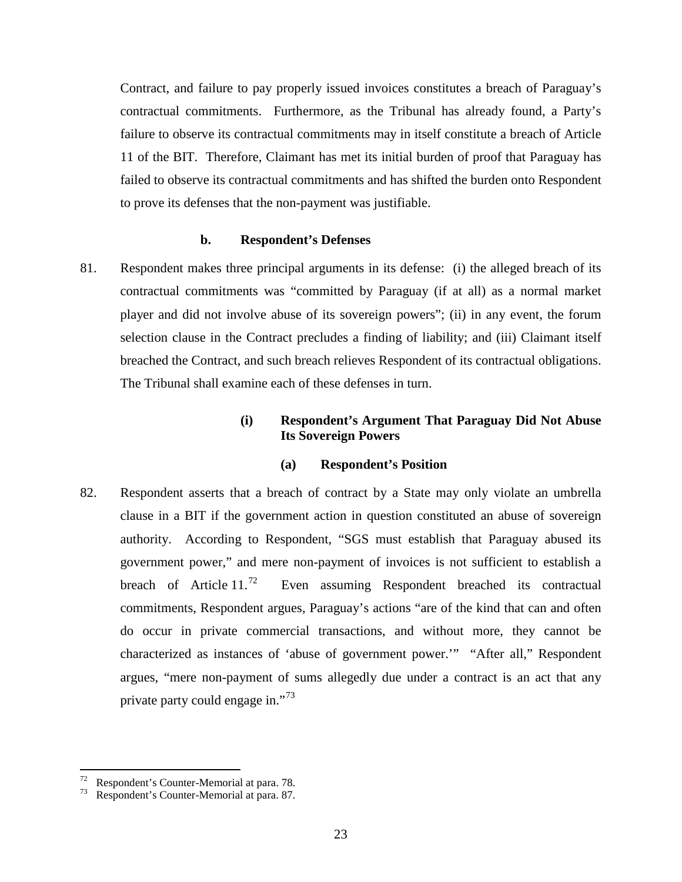Contract, and failure to pay properly issued invoices constitutes a breach of Paraguay's contractual commitments. Furthermore, as the Tribunal has already found, a Party's failure to observe its contractual commitments may in itself constitute a breach of Article 11 of the BIT. Therefore, Claimant has met its initial burden of proof that Paraguay has failed to observe its contractual commitments and has shifted the burden onto Respondent to prove its defenses that the non-payment was justifiable.

#### b. Respondent's Defenses

81. Respondent makes three principal arguments in its defense: (i) the alleged breach of its contractual commitments was "committed by Paraguay (if at all) as a normal market player and did not involve abuse of its sovereign powers"; (ii) in any event, the forum selection clause in the Contract precludes a finding of liability; and (iii) Claimant itself breached the Contract, and such breach relieves Respondent of its contractual obligations. The Tribunal shall examine each of these defenses in turn.

##### (i) Respondent's Argument That Paraguay Did Not Abuse Its Sovereign Powers

###### (a) Respondent's Position

82. Respondent asserts that a breach of contract by a State may only violate an umbrella clause in a BIT if the government action in question constituted an abuse of sovereign authority. According to Respondent, "SGS must establish that Paraguay abused its government power," and mere non-payment of invoices is not sufficient to establish a breach of Article 11.[72] Even assuming Respondent breached its contractual commitments, Respondent argues, Paraguay's actions "are of the kind that can and often do occur in private commercial transactions, and without more, they cannot be characterized as instances of 'abuse of government power.'" "After all," Respondent argues, "mere non-payment of sums allegedly due under a contract is an act that any private party could engage in."[73]

---

[72] Respondent's Counter-Memorial at para. 78.

[73] Respondent's Counter-Memorial at para. 87.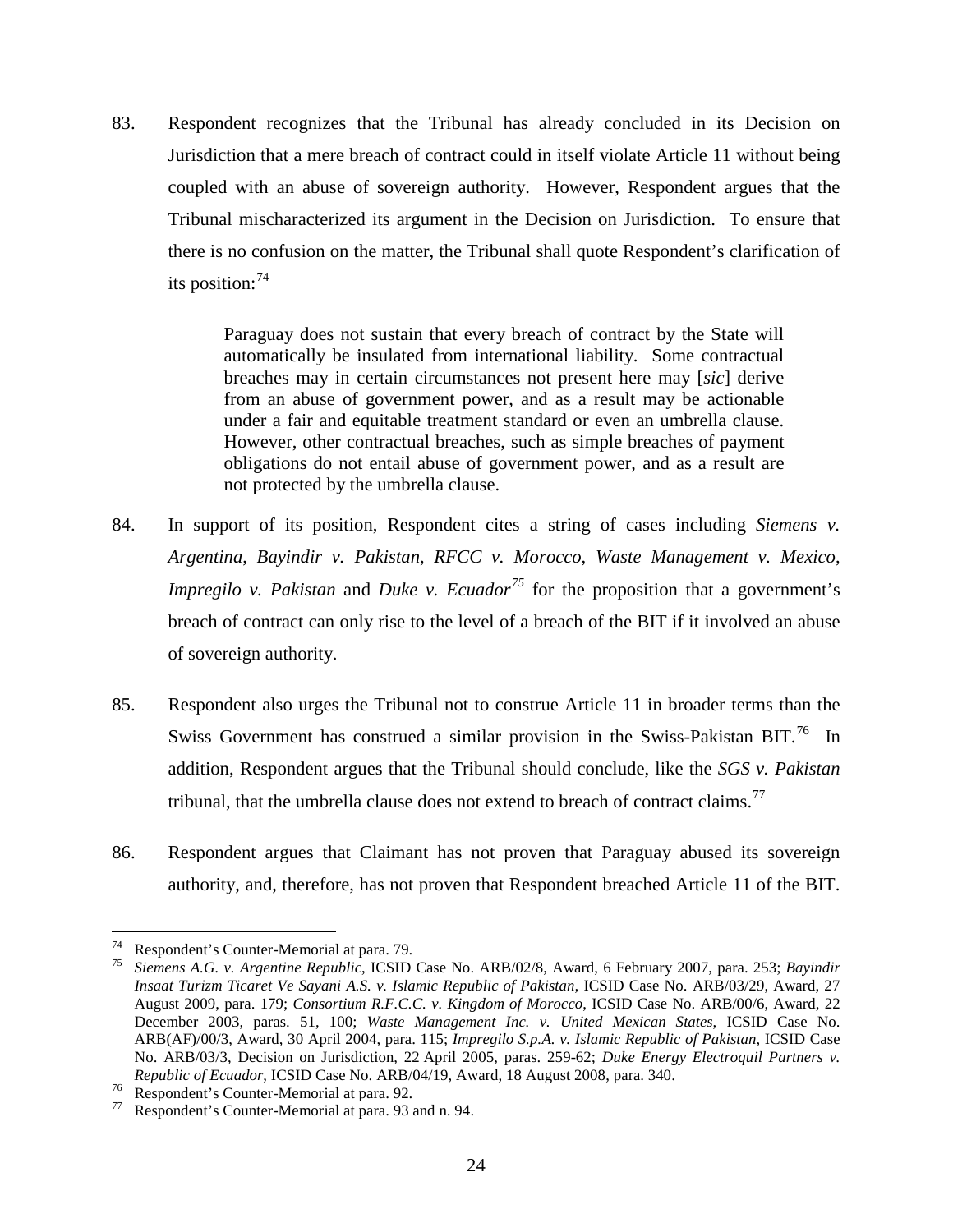83. Respondent recognizes that the Tribunal has already concluded in its Decision on Jurisdiction that a mere breach of contract could in itself violate Article 11 without being coupled with an abuse of sovereign authority. However, Respondent argues that the Tribunal mischaracterized its argument in the Decision on Jurisdiction. To ensure that there is no confusion on the matter, the Tribunal shall quote Respondent's clarification of its position:[74]

> Paraguay does not sustain that every breach of contract by the State will automatically be insulated from international liability. Some contractual breaches may in certain circumstances not present here may [*sic*] derive from an abuse of government power, and as a result may be actionable under a fair and equitable treatment standard or even an umbrella clause. However, other contractual breaches, such as simple breaches of payment obligations do not entail abuse of government power, and as a result are not protected by the umbrella clause.

84. In support of its position, Respondent cites a string of cases including *Siemens v. Argentina*, *Bayindir v. Pakistan*, *RFCC v. Morocco*, *Waste Management v. Mexico*, *Impregilo v. Pakistan* and *Duke v. Ecuador*[75] for the proposition that a government's breach of contract can only rise to the level of a breach of the BIT if it involved an abuse of sovereign authority.

85. Respondent also urges the Tribunal not to construe Article 11 in broader terms than the Swiss Government has construed a similar provision in the Swiss-Pakistan BIT.[76] In addition, Respondent argues that the Tribunal should conclude, like the *SGS v. Pakistan* tribunal, that the umbrella clause does not extend to breach of contract claims.[77]

86. Respondent argues that Claimant has not proven that Paraguay abused its sovereign authority, and, therefore, has not proven that Respondent breached Article 11 of the BIT.

---

[74] Respondent's Counter-Memorial at para. 79.

[75] *Siemens A.G. v. Argentine Republic*, ICSID Case No. ARB/02/8, Award, 6 February 2007, para. 253; *Bayindir Insaat Turizm Ticaret Ve Sayani A.S. v. Islamic Republic of Pakistan,* ICSID Case No. ARB/03/29, Award, 27 August 2009, para. 179; *Consortium R.F.C.C. v. Kingdom of Morocco*, ICSID Case No. ARB/00/6, Award, 22 December 2003, paras. 51, 100; *Waste Management Inc. v. United Mexican States*, ICSID Case No. ARB(AF)/00/3, Award, 30 April 2004, para. 115; *Impregilo S.p.A. v. Islamic Republic of Pakistan*, ICSID Case No. ARB/03/3, Decision on Jurisdiction, 22 April 2005, paras. 259-62; *Duke Energy Electroquil Partners v. Republic of Ecuador*, ICSID Case No. ARB/04/19, Award, 18 August 2008, para. 340.

[76] Respondent's Counter-Memorial at para. 92.

[77] Respondent's Counter-Memorial at para. 93 and n. 94.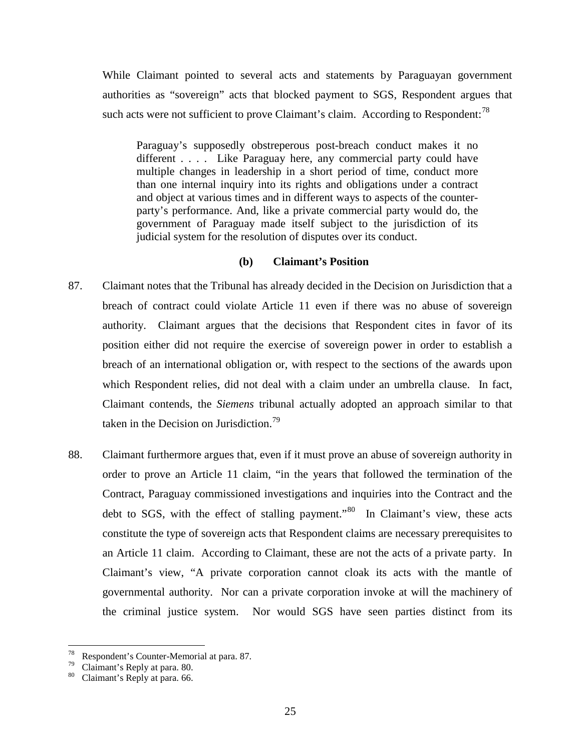While Claimant pointed to several acts and statements by Paraguayan government authorities as "sovereign" acts that blocked payment to SGS, Respondent argues that such acts were not sufficient to prove Claimant's claim. According to Respondent:[78]

> Paraguay's supposedly obstreperous post-breach conduct makes it no different . . . . Like Paraguay here, any commercial party could have multiple changes in leadership in a short period of time, conduct more than one internal inquiry into its rights and obligations under a contract and object at various times and in different ways to aspects of the counter-party's performance. And, like a private commercial party would do, the government of Paraguay made itself subject to the jurisdiction of its judicial system for the resolution of disputes over its conduct.

#### (b) Claimant's Position

87. Claimant notes that the Tribunal has already decided in the Decision on Jurisdiction that a breach of contract could violate Article 11 even if there was no abuse of sovereign authority. Claimant argues that the decisions that Respondent cites in favor of its position either did not require the exercise of sovereign power in order to establish a breach of an international obligation or, with respect to the sections of the awards upon which Respondent relies, did not deal with a claim under an umbrella clause. In fact, Claimant contends, the *Siemens* tribunal actually adopted an approach similar to that taken in the Decision on Jurisdiction.[79]

88. Claimant furthermore argues that, even if it must prove an abuse of sovereign authority in order to prove an Article 11 claim, "in the years that followed the termination of the Contract, Paraguay commissioned investigations and inquiries into the Contract and the debt to SGS, with the effect of stalling payment."[80] In Claimant's view, these acts constitute the type of sovereign acts that Respondent claims are necessary prerequisites to an Article 11 claim. According to Claimant, these are not the acts of a private party. In Claimant's view, "A private corporation cannot cloak its acts with the mantle of governmental authority. Nor can a private corporation invoke at will the machinery of the criminal justice system. Nor would SGS have seen parties distinct from its

---

[78] Respondent's Counter-Memorial at para. 87.

[79] Claimant's Reply at para. 80.

[80] Claimant's Reply at para. 66.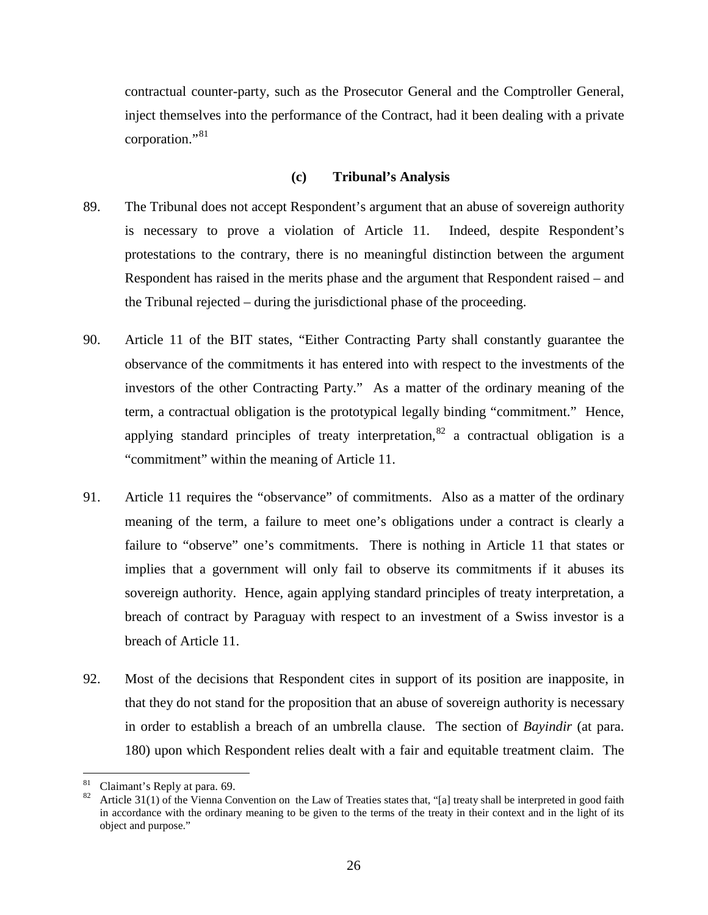contractual counter-party, such as the Prosecutor General and the Comptroller General, inject themselves into the performance of the Contract, had it been dealing with a private corporation."[81]

### (c) Tribunal's Analysis

89. The Tribunal does not accept Respondent's argument that an abuse of sovereign authority is necessary to prove a violation of Article 11. Indeed, despite Respondent's protestations to the contrary, there is no meaningful distinction between the argument Respondent has raised in the merits phase and the argument that Respondent raised – and the Tribunal rejected – during the jurisdictional phase of the proceeding.

90. Article 11 of the BIT states, "Either Contracting Party shall constantly guarantee the observance of the commitments it has entered into with respect to the investments of the investors of the other Contracting Party." As a matter of the ordinary meaning of the term, a contractual obligation is the prototypical legally binding "commitment." Hence, applying standard principles of treaty interpretation,[82] a contractual obligation is a "commitment" within the meaning of Article 11.

91. Article 11 requires the "observance" of commitments. Also as a matter of the ordinary meaning of the term, a failure to meet one's obligations under a contract is clearly a failure to "observe" one's commitments. There is nothing in Article 11 that states or implies that a government will only fail to observe its commitments if it abuses its sovereign authority. Hence, again applying standard principles of treaty interpretation, a breach of contract by Paraguay with respect to an investment of a Swiss investor is a breach of Article 11.

92. Most of the decisions that Respondent cites in support of its position are inapposite, in that they do not stand for the proposition that an abuse of sovereign authority is necessary in order to establish a breach of an umbrella clause. The section of *Bayindir* (at para. 180) upon which Respondent relies dealt with a fair and equitable treatment claim. The

---

[81] Claimant's Reply at para. 69.

[82] Article 31(1) of the Vienna Convention on the Law of Treaties states that, "[a] treaty shall be interpreted in good faith in accordance with the ordinary meaning to be given to the terms of the treaty in their context and in the light of its object and purpose."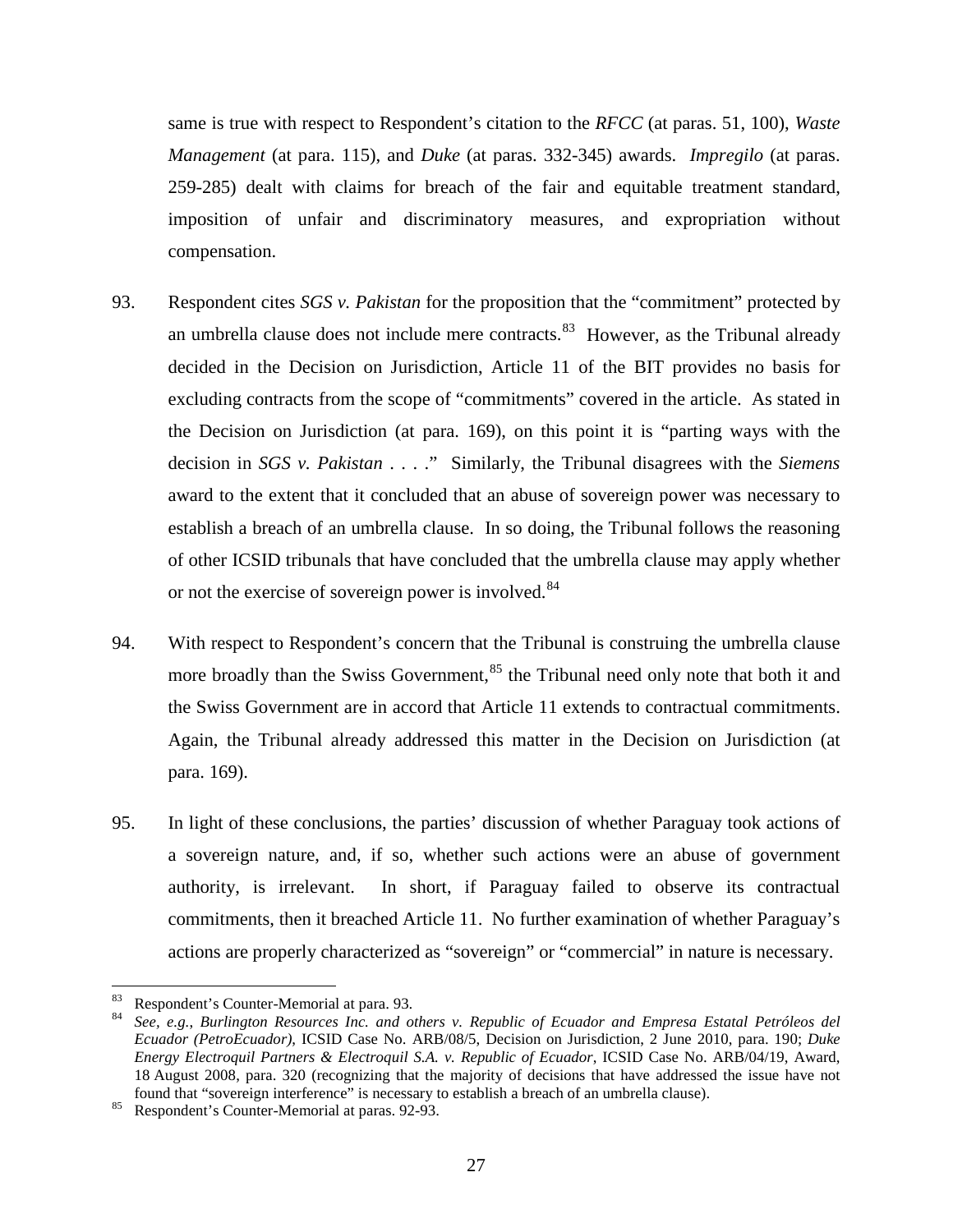same is true with respect to Respondent's citation to the *RFCC* (at paras. 51, 100), *Waste Management* (at para. 115), and *Duke* (at paras. 332-345) awards. *Impregilo* (at paras. 259-285) dealt with claims for breach of the fair and equitable treatment standard, imposition of unfair and discriminatory measures, and expropriation without compensation.

93. Respondent cites *SGS v. Pakistan* for the proposition that the "commitment" protected by an umbrella clause does not include mere contracts.[83] However, as the Tribunal already decided in the Decision on Jurisdiction, Article 11 of the BIT provides no basis for excluding contracts from the scope of "commitments" covered in the article. As stated in the Decision on Jurisdiction (at para. 169), on this point it is "parting ways with the decision in *SGS v. Pakistan* . . . ." Similarly, the Tribunal disagrees with the *Siemens* award to the extent that it concluded that an abuse of sovereign power was necessary to establish a breach of an umbrella clause. In so doing, the Tribunal follows the reasoning of other ICSID tribunals that have concluded that the umbrella clause may apply whether or not the exercise of sovereign power is involved.[84]

94. With respect to Respondent's concern that the Tribunal is construing the umbrella clause more broadly than the Swiss Government,[85] the Tribunal need only note that both it and the Swiss Government are in accord that Article 11 extends to contractual commitments. Again, the Tribunal already addressed this matter in the Decision on Jurisdiction (at para. 169).

95. In light of these conclusions, the parties' discussion of whether Paraguay took actions of a sovereign nature, and, if so, whether such actions were an abuse of government authority, is irrelevant. In short, if Paraguay failed to observe its contractual commitments, then it breached Article 11. No further examination of whether Paraguay's actions are properly characterized as "sovereign" or "commercial" in nature is necessary.

---

[83] Respondent's Counter-Memorial at para. 93.

[84] *See, e.g.*, *Burlington Resources Inc. and others v. Republic of Ecuador and Empresa Estatal Petróleos del Ecuador (PetroEcuador)*, ICSID Case No. ARB/08/5, Decision on Jurisdiction, 2 June 2010, para. 190; *Duke Energy Electroquil Partners & Electroquil S.A. v. Republic of Ecuador*, ICSID Case No. ARB/04/19, Award, 18 August 2008, para. 320 (recognizing that the majority of decisions that have addressed the issue have not found that "sovereign interference" is necessary to establish a breach of an umbrella clause).

[85] Respondent's Counter-Memorial at paras. 92-93.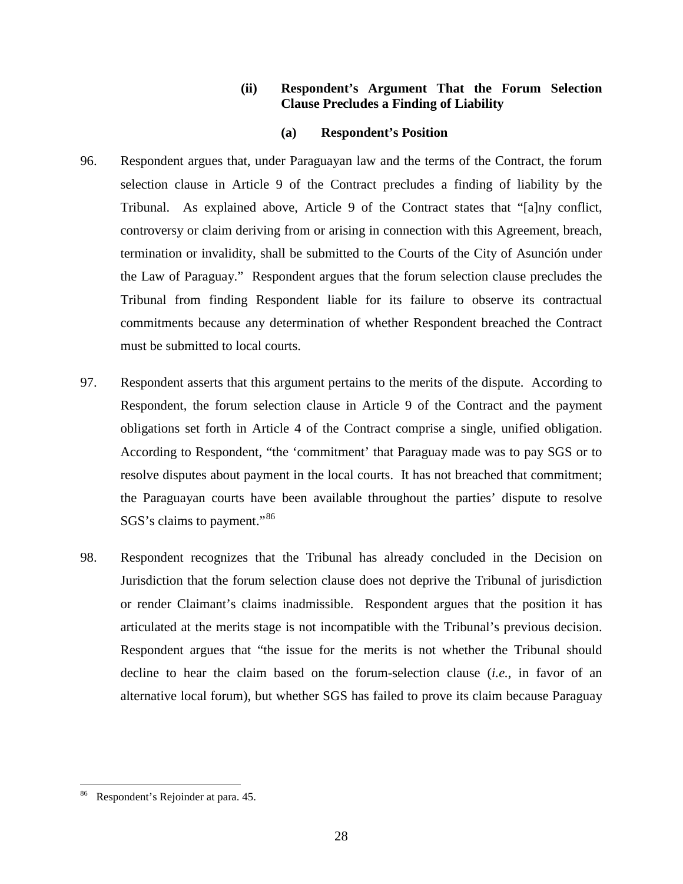#### (ii) Respondent's Argument That the Forum Selection Clause Precludes a Finding of Liability

##### (a) Respondent's Position

96. Respondent argues that, under Paraguayan law and the terms of the Contract, the forum selection clause in Article 9 of the Contract precludes a finding of liability by the Tribunal. As explained above, Article 9 of the Contract states that "[a]ny conflict, controversy or claim deriving from or arising in connection with this Agreement, breach, termination or invalidity, shall be submitted to the Courts of the City of Asunción under the Law of Paraguay." Respondent argues that the forum selection clause precludes the Tribunal from finding Respondent liable for its failure to observe its contractual commitments because any determination of whether Respondent breached the Contract must be submitted to local courts.

97. Respondent asserts that this argument pertains to the merits of the dispute. According to Respondent, the forum selection clause in Article 9 of the Contract and the payment obligations set forth in Article 4 of the Contract comprise a single, unified obligation. According to Respondent, "the 'commitment' that Paraguay made was to pay SGS or to resolve disputes about payment in the local courts. It has not breached that commitment; the Paraguayan courts have been available throughout the parties' dispute to resolve SGS's claims to payment."[86]

98. Respondent recognizes that the Tribunal has already concluded in the Decision on Jurisdiction that the forum selection clause does not deprive the Tribunal of jurisdiction or render Claimant's claims inadmissible. Respondent argues that the position it has articulated at the merits stage is not incompatible with the Tribunal's previous decision. Respondent argues that "the issue for the merits is not whether the Tribunal should decline to hear the claim based on the forum-selection clause (*i.e.*, in favor of an alternative local forum), but whether SGS has failed to prove its claim because Paraguay

[86] Respondent's Rejoinder at para. 45.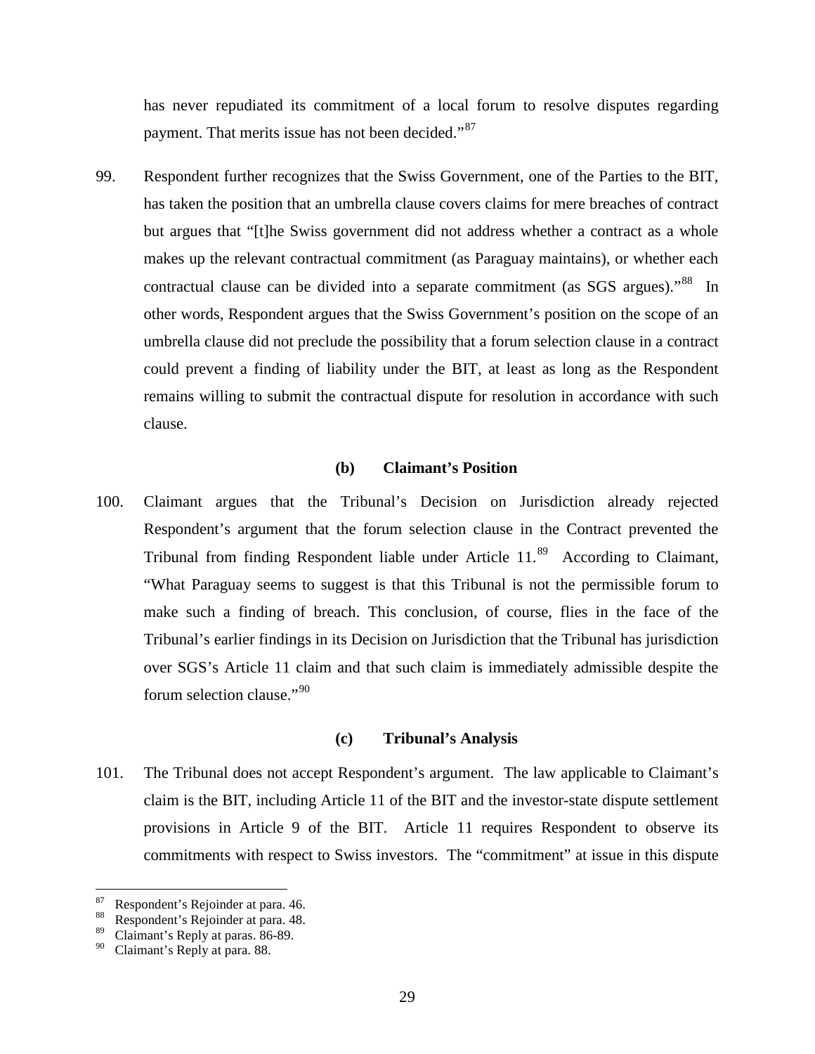has never repudiated its commitment of a local forum to resolve disputes regarding payment. That merits issue has not been decided."[87]

99. Respondent further recognizes that the Swiss Government, one of the Parties to the BIT, has taken the position that an umbrella clause covers claims for mere breaches of contract but argues that "[t]he Swiss government did not address whether a contract as a whole makes up the relevant contractual commitment (as Paraguay maintains), or whether each contractual clause can be divided into a separate commitment (as SGS argues)."[88] In other words, Respondent argues that the Swiss Government's position on the scope of an umbrella clause did not preclude the possibility that a forum selection clause in a contract could prevent a finding of liability under the BIT, at least as long as the Respondent remains willing to submit the contractual dispute for resolution in accordance with such clause.

### (b) Claimant's Position

100. Claimant argues that the Tribunal's Decision on Jurisdiction already rejected Respondent's argument that the forum selection clause in the Contract prevented the Tribunal from finding Respondent liable under Article 11.[89] According to Claimant, "What Paraguay seems to suggest is that this Tribunal is not the permissible forum to make such a finding of breach. This conclusion, of course, flies in the face of the Tribunal's earlier findings in its Decision on Jurisdiction that the Tribunal has jurisdiction over SGS's Article 11 claim and that such claim is immediately admissible despite the forum selection clause."[90]

### (c) Tribunal's Analysis

101. The Tribunal does not accept Respondent's argument. The law applicable to Claimant's claim is the BIT, including Article 11 of the BIT and the investor-state dispute settlement provisions in Article 9 of the BIT. Article 11 requires Respondent to observe its commitments with respect to Swiss investors. The "commitment" at issue in this dispute

---

[87] Respondent's Rejoinder at para. 46.

[88] Respondent's Rejoinder at para. 48.

[89] Claimant's Reply at paras. 86-89.

[90] Claimant's Reply at para. 88.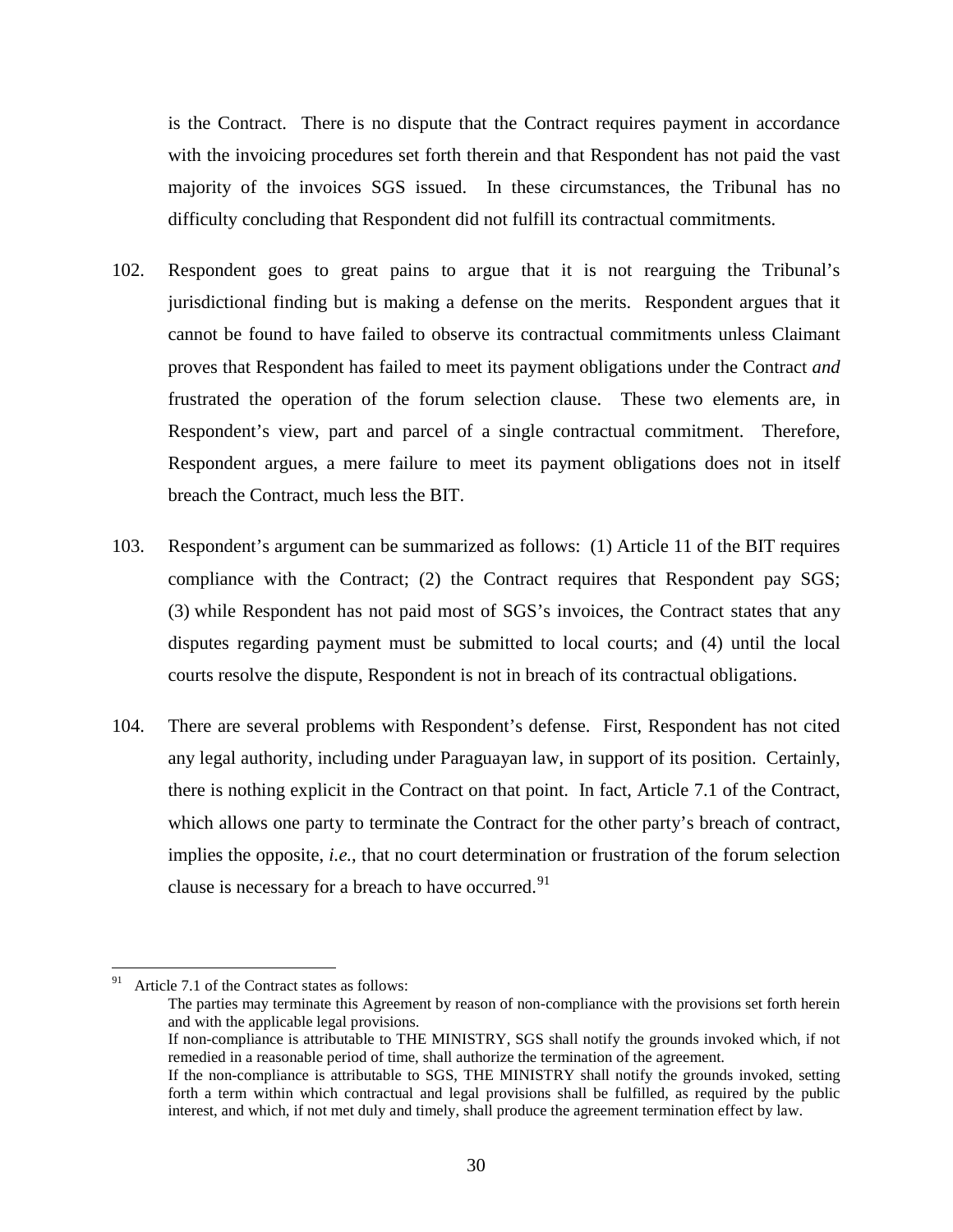is the Contract. There is no dispute that the Contract requires payment in accordance with the invoicing procedures set forth therein and that Respondent has not paid the vast majority of the invoices SGS issued. In these circumstances, the Tribunal has no difficulty concluding that Respondent did not fulfill its contractual commitments.

102. Respondent goes to great pains to argue that it is not rearguing the Tribunal's jurisdictional finding but is making a defense on the merits. Respondent argues that it cannot be found to have failed to observe its contractual commitments unless Claimant proves that Respondent has failed to meet its payment obligations under the Contract *and* frustrated the operation of the forum selection clause. These two elements are, in Respondent's view, part and parcel of a single contractual commitment. Therefore, Respondent argues, a mere failure to meet its payment obligations does not in itself breach the Contract, much less the BIT.

103. Respondent's argument can be summarized as follows: (1) Article 11 of the BIT requires compliance with the Contract; (2) the Contract requires that Respondent pay SGS; (3) while Respondent has not paid most of SGS's invoices, the Contract states that any disputes regarding payment must be submitted to local courts; and (4) until the local courts resolve the dispute, Respondent is not in breach of its contractual obligations.

104. There are several problems with Respondent's defense. First, Respondent has not cited any legal authority, including under Paraguayan law, in support of its position. Certainly, there is nothing explicit in the Contract on that point. In fact, Article 7.1 of the Contract, which allows one party to terminate the Contract for the other party's breach of contract, implies the opposite, *i.e.*, that no court determination or frustration of the forum selection clause is necessary for a breach to have occurred.[91]

---

[91] Article 7.1 of the Contract states as follows:

> The parties may terminate this Agreement by reason of non-compliance with the provisions set forth herein and with the applicable legal provisions.
>
> If non-compliance is attributable to THE MINISTRY, SGS shall notify the grounds invoked which, if not remedied in a reasonable period of time, shall authorize the termination of the agreement.
>
> If the non-compliance is attributable to SGS, THE MINISTRY shall notify the grounds invoked, setting forth a term within which contractual and legal provisions shall be fulfilled, as required by the public interest, and which, if not met duly and timely, shall produce the agreement termination effect by law.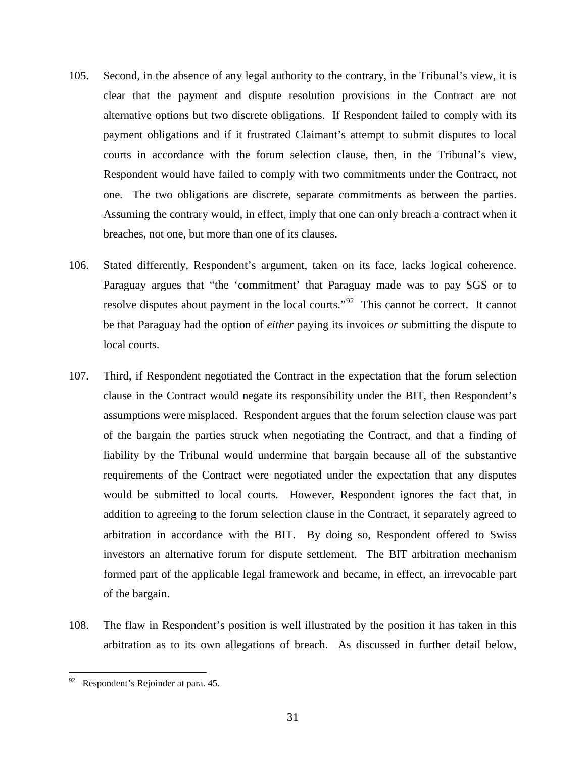105. Second, in the absence of any legal authority to the contrary, in the Tribunal's view, it is clear that the payment and dispute resolution provisions in the Contract are not alternative options but two discrete obligations. If Respondent failed to comply with its payment obligations and if it frustrated Claimant's attempt to submit disputes to local courts in accordance with the forum selection clause, then, in the Tribunal's view, Respondent would have failed to comply with two commitments under the Contract, not one. The two obligations are discrete, separate commitments as between the parties. Assuming the contrary would, in effect, imply that one can only breach a contract when it breaches, not one, but more than one of its clauses.

106. Stated differently, Respondent's argument, taken on its face, lacks logical coherence. Paraguay argues that "the 'commitment' that Paraguay made was to pay SGS or to resolve disputes about payment in the local courts."[92] This cannot be correct. It cannot be that Paraguay had the option of *either* paying its invoices *or* submitting the dispute to local courts.

107. Third, if Respondent negotiated the Contract in the expectation that the forum selection clause in the Contract would negate its responsibility under the BIT, then Respondent's assumptions were misplaced. Respondent argues that the forum selection clause was part of the bargain the parties struck when negotiating the Contract, and that a finding of liability by the Tribunal would undermine that bargain because all of the substantive requirements of the Contract were negotiated under the expectation that any disputes would be submitted to local courts. However, Respondent ignores the fact that, in addition to agreeing to the forum selection clause in the Contract, it separately agreed to arbitration in accordance with the BIT. By doing so, Respondent offered to Swiss investors an alternative forum for dispute settlement. The BIT arbitration mechanism formed part of the applicable legal framework and became, in effect, an irrevocable part of the bargain.

108. The flaw in Respondent's position is well illustrated by the position it has taken in this arbitration as to its own allegations of breach. As discussed in further detail below,

---

[92] Respondent's Rejoinder at para. 45.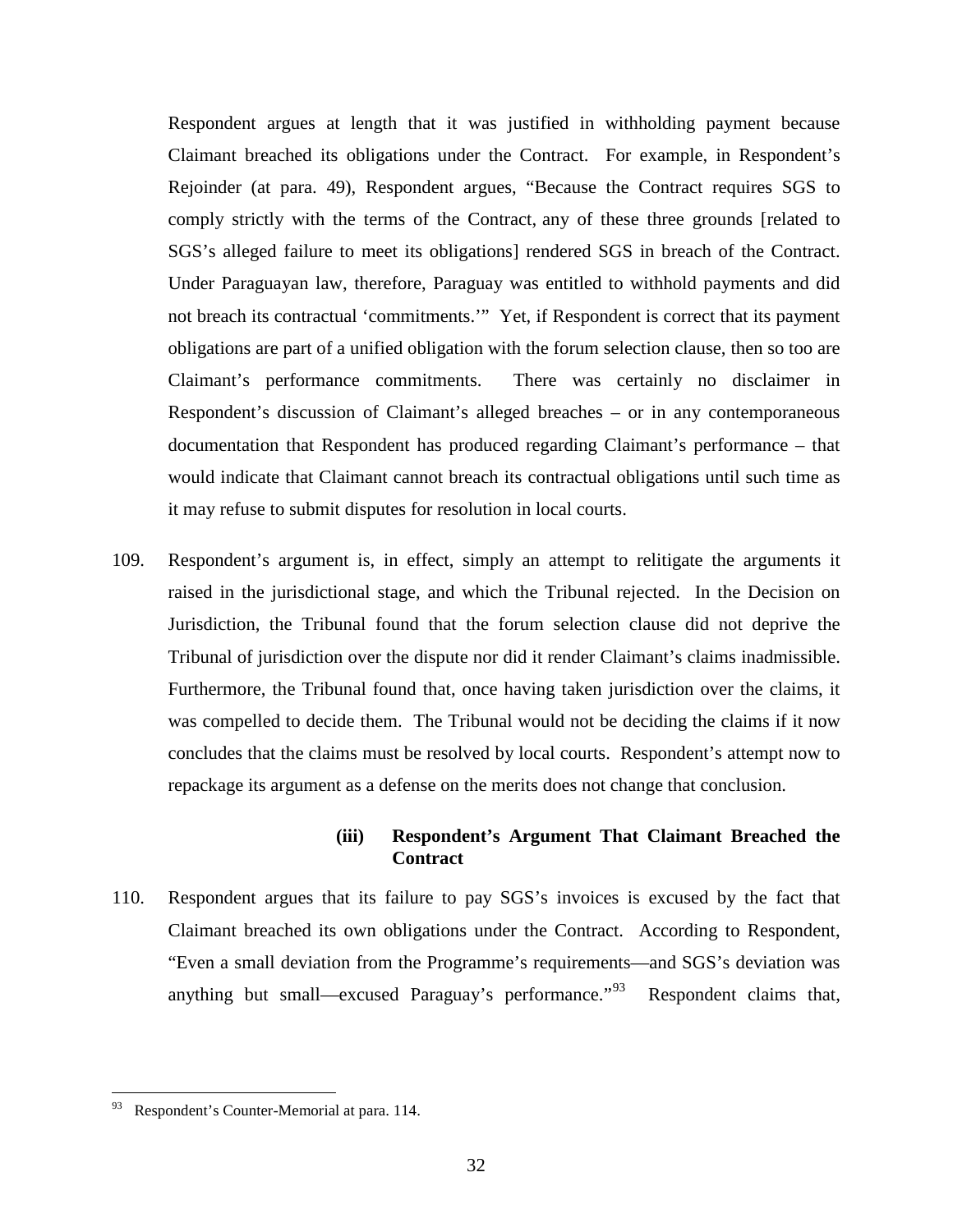Respondent argues at length that it was justified in withholding payment because Claimant breached its obligations under the Contract. For example, in Respondent's Rejoinder (at para. 49), Respondent argues, "Because the Contract requires SGS to comply strictly with the terms of the Contract, any of these three grounds [related to SGS's alleged failure to meet its obligations] rendered SGS in breach of the Contract. Under Paraguayan law, therefore, Paraguay was entitled to withhold payments and did not breach its contractual 'commitments.'" Yet, if Respondent is correct that its payment obligations are part of a unified obligation with the forum selection clause, then so too are Claimant's performance commitments. There was certainly no disclaimer in Respondent's discussion of Claimant's alleged breaches – or in any contemporaneous documentation that Respondent has produced regarding Claimant's performance – that would indicate that Claimant cannot breach its contractual obligations until such time as it may refuse to submit disputes for resolution in local courts.

109. Respondent's argument is, in effect, simply an attempt to relitigate the arguments it raised in the jurisdictional stage, and which the Tribunal rejected. In the Decision on Jurisdiction, the Tribunal found that the forum selection clause did not deprive the Tribunal of jurisdiction over the dispute nor did it render Claimant's claims inadmissible. Furthermore, the Tribunal found that, once having taken jurisdiction over the claims, it was compelled to decide them. The Tribunal would not be deciding the claims if it now concludes that the claims must be resolved by local courts. Respondent's attempt now to repackage its argument as a defense on the merits does not change that conclusion.

#### (iii) Respondent's Argument That Claimant Breached the Contract

110. Respondent argues that its failure to pay SGS's invoices is excused by the fact that Claimant breached its own obligations under the Contract. According to Respondent, "Even a small deviation from the Programme's requirements—and SGS's deviation was anything but small—excused Paraguay's performance."[93] Respondent claims that,

---

[93] Respondent's Counter-Memorial at para. 114.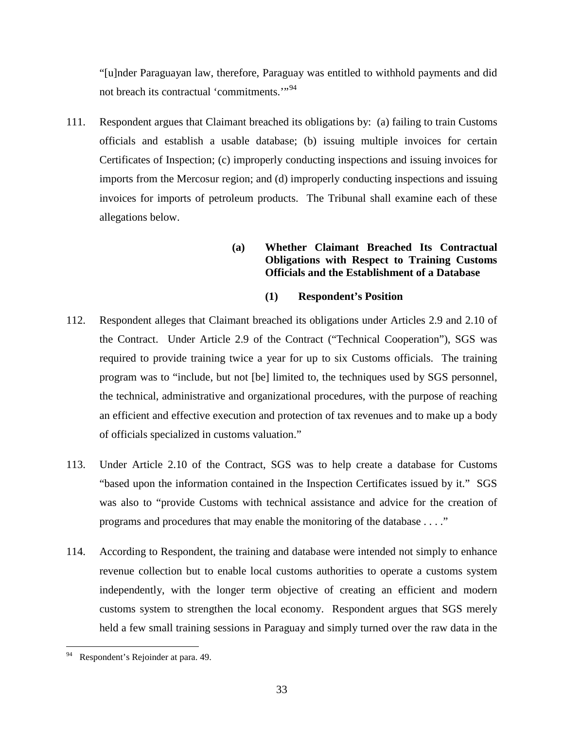"[u]nder Paraguayan law, therefore, Paraguay was entitled to withhold payments and did not breach its contractual 'commitments.'"[94]

111. Respondent argues that Claimant breached its obligations by: (a) failing to train Customs officials and establish a usable database; (b) issuing multiple invoices for certain Certificates of Inspection; (c) improperly conducting inspections and issuing invoices for imports from the Mercosur region; and (d) improperly conducting inspections and issuing invoices for imports of petroleum products. The Tribunal shall examine each of these allegations below.

**(a) Whether Claimant Breached Its Contractual Obligations with Respect to Training Customs Officials and the Establishment of a Database**

**(1) Respondent's Position**

112. Respondent alleges that Claimant breached its obligations under Articles 2.9 and 2.10 of the Contract. Under Article 2.9 of the Contract ("Technical Cooperation"), SGS was required to provide training twice a year for up to six Customs officials. The training program was to "include, but not [be] limited to, the techniques used by SGS personnel, the technical, administrative and organizational procedures, with the purpose of reaching an efficient and effective execution and protection of tax revenues and to make up a body of officials specialized in customs valuation."

113. Under Article 2.10 of the Contract, SGS was to help create a database for Customs "based upon the information contained in the Inspection Certificates issued by it." SGS was also to "provide Customs with technical assistance and advice for the creation of programs and procedures that may enable the monitoring of the database . . . ."

114. According to Respondent, the training and database were intended not simply to enhance revenue collection but to enable local customs authorities to operate a customs system independently, with the longer term objective of creating an efficient and modern customs system to strengthen the local economy. Respondent argues that SGS merely held a few small training sessions in Paraguay and simply turned over the raw data in the

---

[94] Respondent's Rejoinder at para. 49.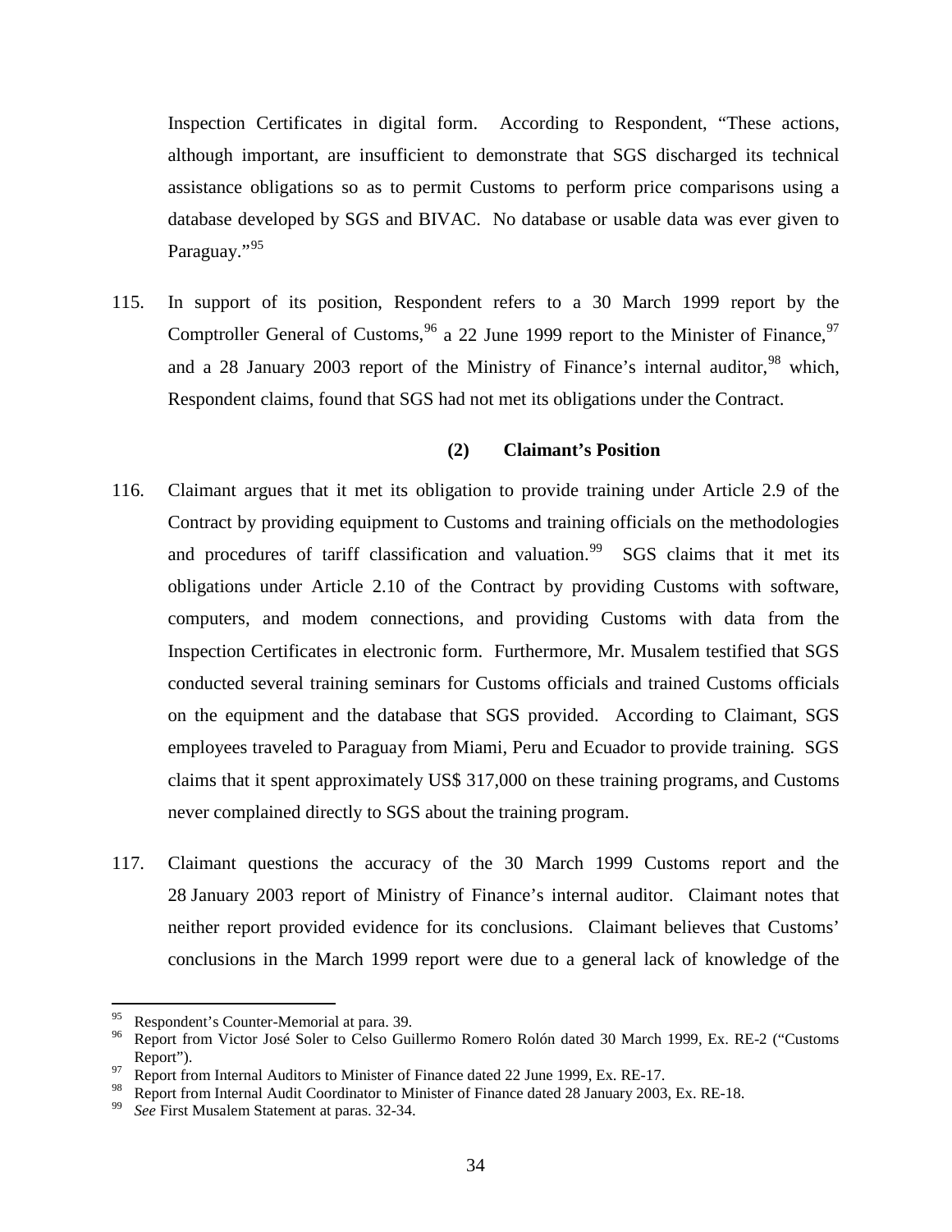Inspection Certificates in digital form. According to Respondent, "These actions, although important, are insufficient to demonstrate that SGS discharged its technical assistance obligations so as to permit Customs to perform price comparisons using a database developed by SGS and BIVAC. No database or usable data was ever given to Paraguay."[95]

115. In support of its position, Respondent refers to a 30 March 1999 report by the Comptroller General of Customs,[96] a 22 June 1999 report to the Minister of Finance,[97] and a 28 January 2003 report of the Ministry of Finance's internal auditor,[98] which, Respondent claims, found that SGS had not met its obligations under the Contract.

### (2) Claimant's Position

116. Claimant argues that it met its obligation to provide training under Article 2.9 of the Contract by providing equipment to Customs and training officials on the methodologies and procedures of tariff classification and valuation.[99] SGS claims that it met its obligations under Article 2.10 of the Contract by providing Customs with software, computers, and modem connections, and providing Customs with data from the Inspection Certificates in electronic form. Furthermore, Mr. Musalem testified that SGS conducted several training seminars for Customs officials and trained Customs officials on the equipment and the database that SGS provided. According to Claimant, SGS employees traveled to Paraguay from Miami, Peru and Ecuador to provide training. SGS claims that it spent approximately US$ 317,000 on these training programs, and Customs never complained directly to SGS about the training program.

117. Claimant questions the accuracy of the 30 March 1999 Customs report and the 28 January 2003 report of Ministry of Finance's internal auditor. Claimant notes that neither report provided evidence for its conclusions. Claimant believes that Customs' conclusions in the March 1999 report were due to a general lack of knowledge of the

---

[95] Respondent's Counter-Memorial at para. 39.

[96] Report from Victor José Soler to Celso Guillermo Romero Rolón dated 30 March 1999, Ex. RE-2 ("Customs Report").

[97] Report from Internal Auditors to Minister of Finance dated 22 June 1999, Ex. RE-17.

[98] Report from Internal Audit Coordinator to Minister of Finance dated 28 January 2003, Ex. RE-18.

[99] *See* First Musalem Statement at paras. 32-34.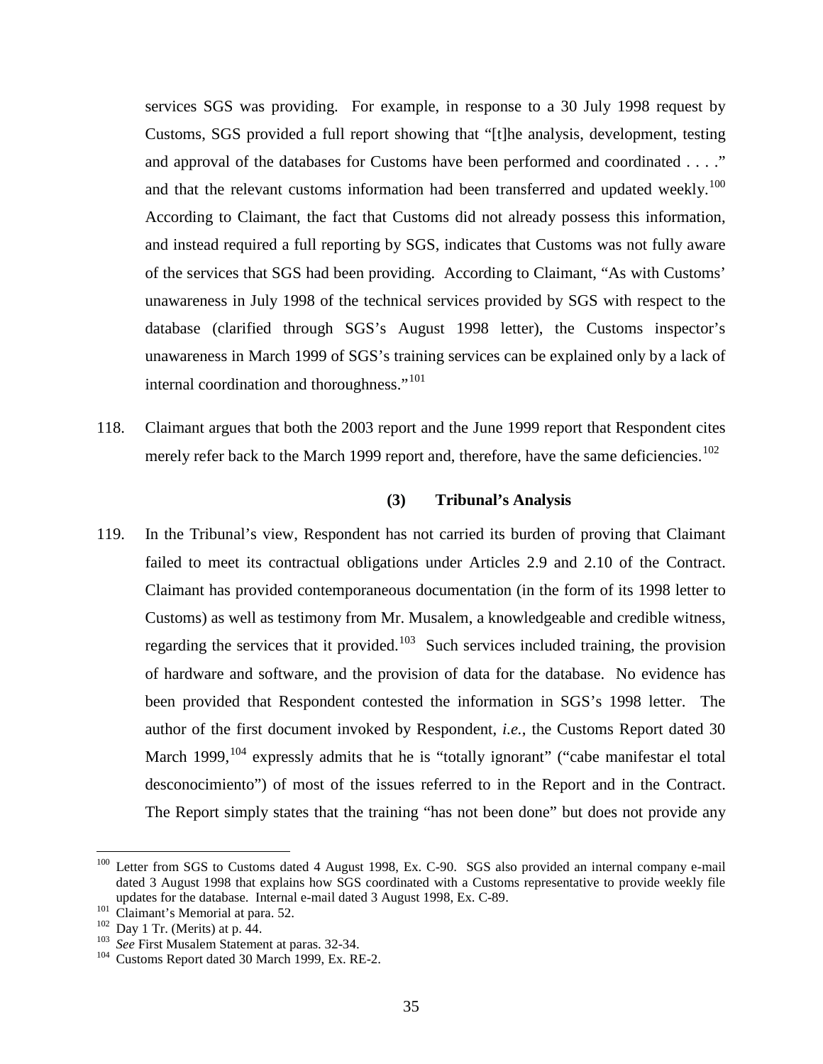services SGS was providing. For example, in response to a 30 July 1998 request by Customs, SGS provided a full report showing that "[t]he analysis, development, testing and approval of the databases for Customs have been performed and coordinated . . . ." and that the relevant customs information had been transferred and updated weekly.[100] According to Claimant, the fact that Customs did not already possess this information, and instead required a full reporting by SGS, indicates that Customs was not fully aware of the services that SGS had been providing. According to Claimant, "As with Customs' unawareness in July 1998 of the technical services provided by SGS with respect to the database (clarified through SGS's August 1998 letter), the Customs inspector's unawareness in March 1999 of SGS's training services can be explained only by a lack of internal coordination and thoroughness."[101]

118. Claimant argues that both the 2003 report and the June 1999 report that Respondent cites merely refer back to the March 1999 report and, therefore, have the same deficiencies.[102]

### (3) Tribunal's Analysis

119. In the Tribunal's view, Respondent has not carried its burden of proving that Claimant failed to meet its contractual obligations under Articles 2.9 and 2.10 of the Contract. Claimant has provided contemporaneous documentation (in the form of its 1998 letter to Customs) as well as testimony from Mr. Musalem, a knowledgeable and credible witness, regarding the services that it provided.[103] Such services included training, the provision of hardware and software, and the provision of data for the database. No evidence has been provided that Respondent contested the information in SGS's 1998 letter. The author of the first document invoked by Respondent, *i.e.*, the Customs Report dated 30 March 1999,[104] expressly admits that he is "totally ignorant" ("cabe manifestar el total desconocimiento") of most of the issues referred to in the Report and in the Contract. The Report simply states that the training "has not been done" but does not provide any

---

[100] Letter from SGS to Customs dated 4 August 1998, Ex. C-90. SGS also provided an internal company e-mail dated 3 August 1998 that explains how SGS coordinated with a Customs representative to provide weekly file updates for the database. Internal e-mail dated 3 August 1998, Ex. C-89.

[101] Claimant's Memorial at para. 52.

[102] Day 1 Tr. (Merits) at p. 44.

[103] *See* First Musalem Statement at paras. 32-34.

[104] Customs Report dated 30 March 1999, Ex. RE-2.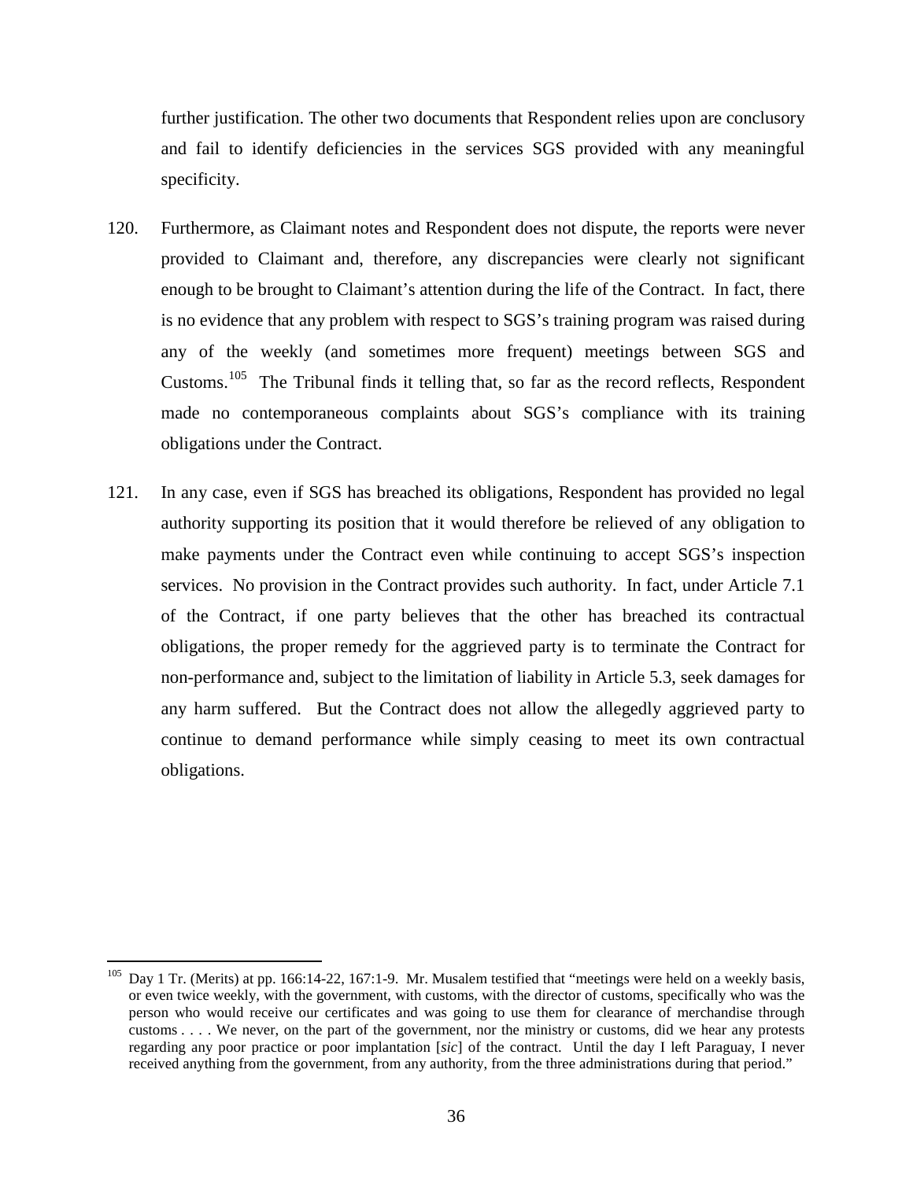further justification. The other two documents that Respondent relies upon are conclusory and fail to identify deficiencies in the services SGS provided with any meaningful specificity.

120. Furthermore, as Claimant notes and Respondent does not dispute, the reports were never provided to Claimant and, therefore, any discrepancies were clearly not significant enough to be brought to Claimant's attention during the life of the Contract. In fact, there is no evidence that any problem with respect to SGS's training program was raised during any of the weekly (and sometimes more frequent) meetings between SGS and Customs.[105] The Tribunal finds it telling that, so far as the record reflects, Respondent made no contemporaneous complaints about SGS's compliance with its training obligations under the Contract.

121. In any case, even if SGS has breached its obligations, Respondent has provided no legal authority supporting its position that it would therefore be relieved of any obligation to make payments under the Contract even while continuing to accept SGS's inspection services. No provision in the Contract provides such authority. In fact, under Article 7.1 of the Contract, if one party believes that the other has breached its contractual obligations, the proper remedy for the aggrieved party is to terminate the Contract for non-performance and, subject to the limitation of liability in Article 5.3, seek damages for any harm suffered. But the Contract does not allow the allegedly aggrieved party to continue to demand performance while simply ceasing to meet its own contractual obligations.

[105] Day 1 Tr. (Merits) at pp. 166:14-22, 167:1-9. Mr. Musalem testified that "meetings were held on a weekly basis, or even twice weekly, with the government, with customs, with the director of customs, specifically who was the person who would receive our certificates and was going to use them for clearance of merchandise through customs . . . . We never, on the part of the government, nor the ministry or customs, did we hear any protests regarding any poor practice or poor implantation [*sic*] of the contract. Until the day I left Paraguay, I never received anything from the government, from any authority, from the three administrations during that period."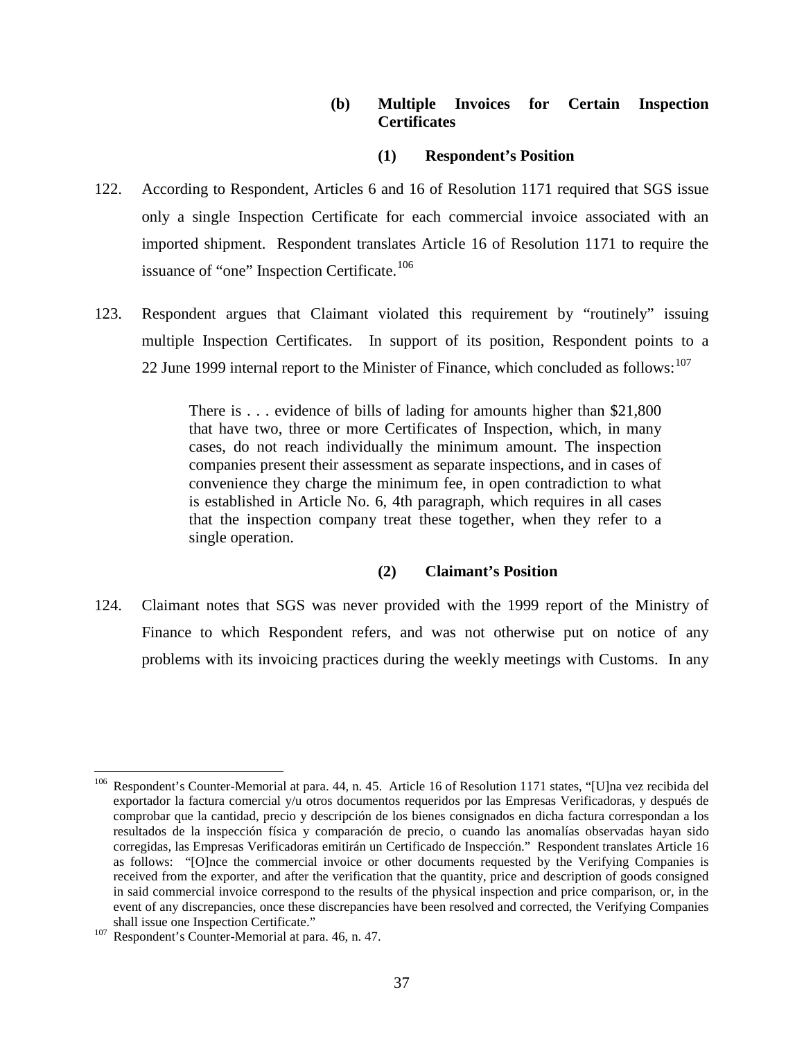#### (b) Multiple Invoices for Certain Inspection Certificates

##### (1) Respondent's Position

122. According to Respondent, Articles 6 and 16 of Resolution 1171 required that SGS issue only a single Inspection Certificate for each commercial invoice associated with an imported shipment. Respondent translates Article 16 of Resolution 1171 to require the issuance of "one" Inspection Certificate.[106]

123. Respondent argues that Claimant violated this requirement by "routinely" issuing multiple Inspection Certificates. In support of its position, Respondent points to a 22 June 1999 internal report to the Minister of Finance, which concluded as follows:[107]

> There is . . . evidence of bills of lading for amounts higher than $21,800 that have two, three or more Certificates of Inspection, which, in many cases, do not reach individually the minimum amount. The inspection companies present their assessment as separate inspections, and in cases of convenience they charge the minimum fee, in open contradiction to what is established in Article No. 6, 4th paragraph, which requires in all cases that the inspection company treat these together, when they refer to a single operation.

##### (2) Claimant's Position

124. Claimant notes that SGS was never provided with the 1999 report of the Ministry of Finance to which Respondent refers, and was not otherwise put on notice of any problems with its invoicing practices during the weekly meetings with Customs. In any

---

[106] Respondent's Counter-Memorial at para. 44, n. 45. Article 16 of Resolution 1171 states, "[U]na vez recibida del exportador la factura comercial y/u otros documentos requeridos por las Empresas Verificadoras, y después de comprobar que la cantidad, precio y descripción de los bienes consignados en dicha factura correspondan a los resultados de la inspección física y comparación de precio, o cuando las anomalías observadas hayan sido corregidas, las Empresas Verificadoras emitirán un Certificado de Inspección." Respondent translates Article 16 as follows: "[O]nce the commercial invoice or other documents requested by the Verifying Companies is received from the exporter, and after the verification that the quantity, price and description of goods consigned in said commercial invoice correspond to the results of the physical inspection and price comparison, or, in the event of any discrepancies, once these discrepancies have been resolved and corrected, the Verifying Companies shall issue one Inspection Certificate."

[107] Respondent's Counter-Memorial at para. 46, n. 47.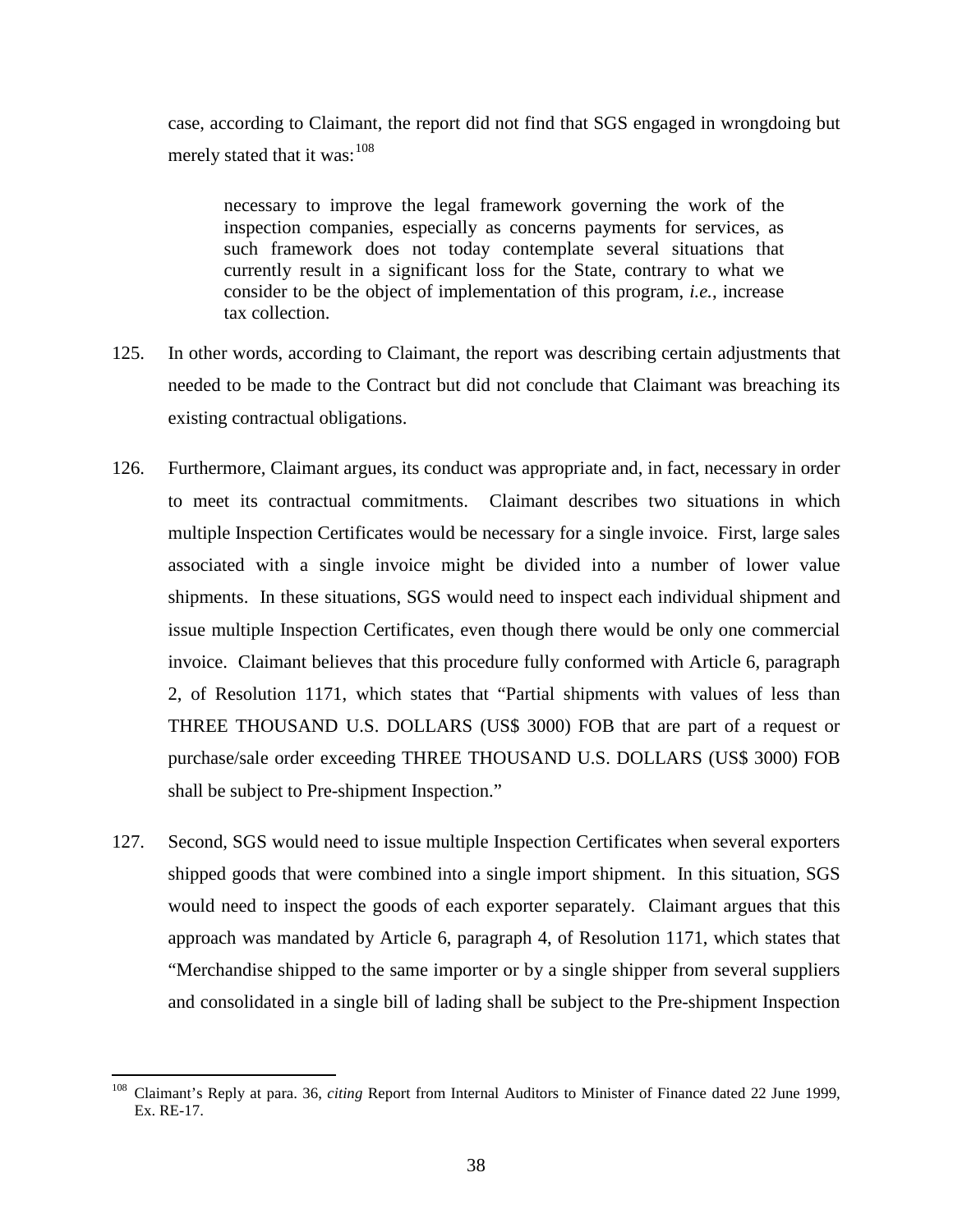case, according to Claimant, the report did not find that SGS engaged in wrongdoing but merely stated that it was:[108]

> necessary to improve the legal framework governing the work of the inspection companies, especially as concerns payments for services, as such framework does not today contemplate several situations that currently result in a significant loss for the State, contrary to what we consider to be the object of implementation of this program, *i.e.*, increase tax collection.

125. In other words, according to Claimant, the report was describing certain adjustments that needed to be made to the Contract but did not conclude that Claimant was breaching its existing contractual obligations.

126. Furthermore, Claimant argues, its conduct was appropriate and, in fact, necessary in order to meet its contractual commitments. Claimant describes two situations in which multiple Inspection Certificates would be necessary for a single invoice. First, large sales associated with a single invoice might be divided into a number of lower value shipments. In these situations, SGS would need to inspect each individual shipment and issue multiple Inspection Certificates, even though there would be only one commercial invoice. Claimant believes that this procedure fully conformed with Article 6, paragraph 2, of Resolution 1171, which states that "Partial shipments with values of less than THREE THOUSAND U.S. DOLLARS (US$ 3000) FOB that are part of a request or purchase/sale order exceeding THREE THOUSAND U.S. DOLLARS (US$ 3000) FOB shall be subject to Pre-shipment Inspection."

127. Second, SGS would need to issue multiple Inspection Certificates when several exporters shipped goods that were combined into a single import shipment. In this situation, SGS would need to inspect the goods of each exporter separately. Claimant argues that this approach was mandated by Article 6, paragraph 4, of Resolution 1171, which states that "Merchandise shipped to the same importer or by a single shipper from several suppliers and consolidated in a single bill of lading shall be subject to the Pre-shipment Inspection

---

[108] Claimant's Reply at para. 36, *citing* Report from Internal Auditors to Minister of Finance dated 22 June 1999, Ex. RE-17.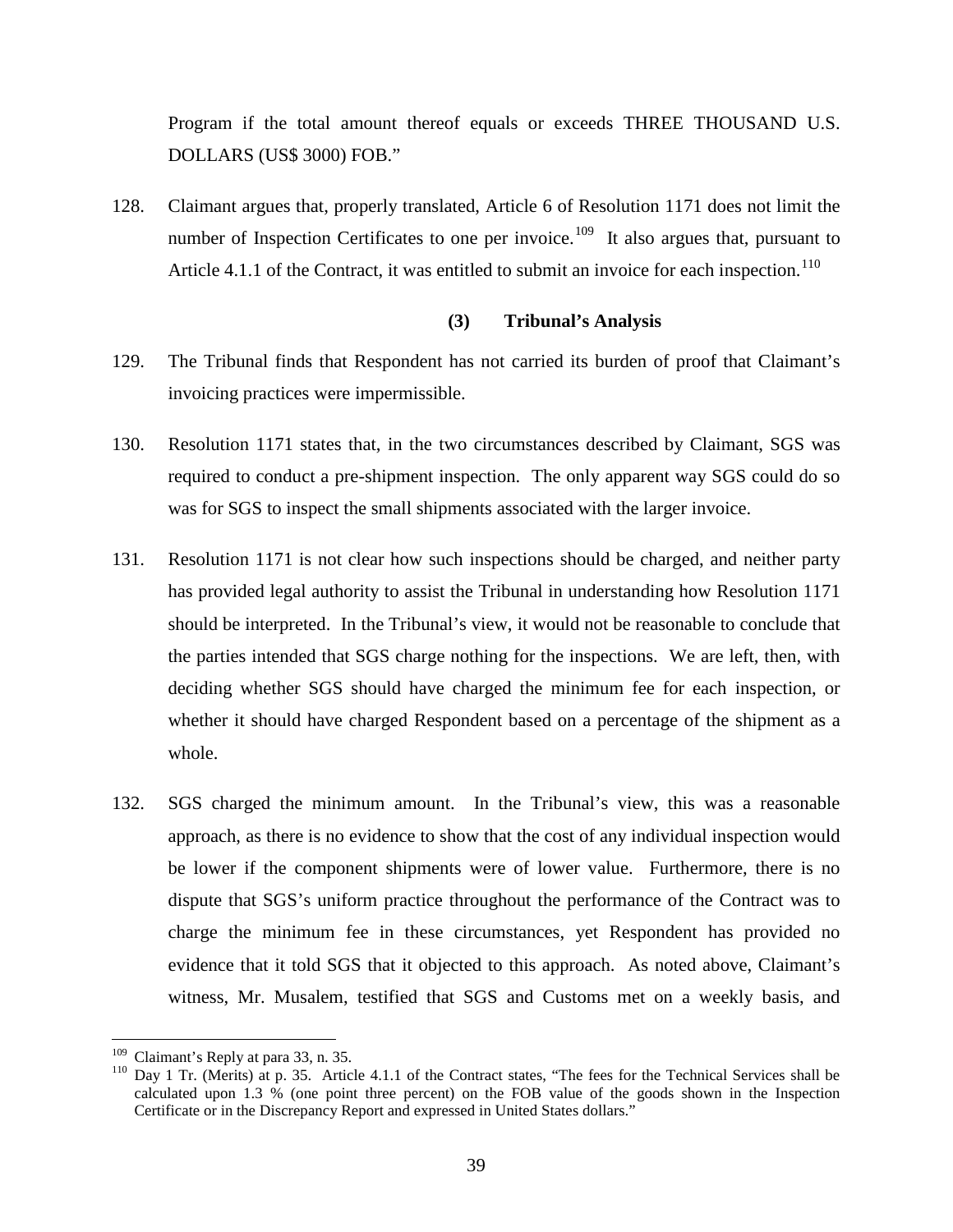Program if the total amount thereof equals or exceeds THREE THOUSAND U.S. DOLLARS (US$ 3000) FOB."

128. Claimant argues that, properly translated, Article 6 of Resolution 1171 does not limit the number of Inspection Certificates to one per invoice.[109] It also argues that, pursuant to Article 4.1.1 of the Contract, it was entitled to submit an invoice for each inspection.[110]

#### (3) Tribunal's Analysis

129. The Tribunal finds that Respondent has not carried its burden of proof that Claimant's invoicing practices were impermissible.

130. Resolution 1171 states that, in the two circumstances described by Claimant, SGS was required to conduct a pre-shipment inspection. The only apparent way SGS could do so was for SGS to inspect the small shipments associated with the larger invoice.

131. Resolution 1171 is not clear how such inspections should be charged, and neither party has provided legal authority to assist the Tribunal in understanding how Resolution 1171 should be interpreted. In the Tribunal's view, it would not be reasonable to conclude that the parties intended that SGS charge nothing for the inspections. We are left, then, with deciding whether SGS should have charged the minimum fee for each inspection, or whether it should have charged Respondent based on a percentage of the shipment as a whole.

132. SGS charged the minimum amount. In the Tribunal's view, this was a reasonable approach, as there is no evidence to show that the cost of any individual inspection would be lower if the component shipments were of lower value. Furthermore, there is no dispute that SGS's uniform practice throughout the performance of the Contract was to charge the minimum fee in these circumstances, yet Respondent has provided no evidence that it told SGS that it objected to this approach. As noted above, Claimant's witness, Mr. Musalem, testified that SGS and Customs met on a weekly basis, and

---

[109] Claimant's Reply at para 33, n. 35.

[110] Day 1 Tr. (Merits) at p. 35. Article 4.1.1 of the Contract states, "The fees for the Technical Services shall be calculated upon 1.3 % (one point three percent) on the FOB value of the goods shown in the Inspection Certificate or in the Discrepancy Report and expressed in United States dollars."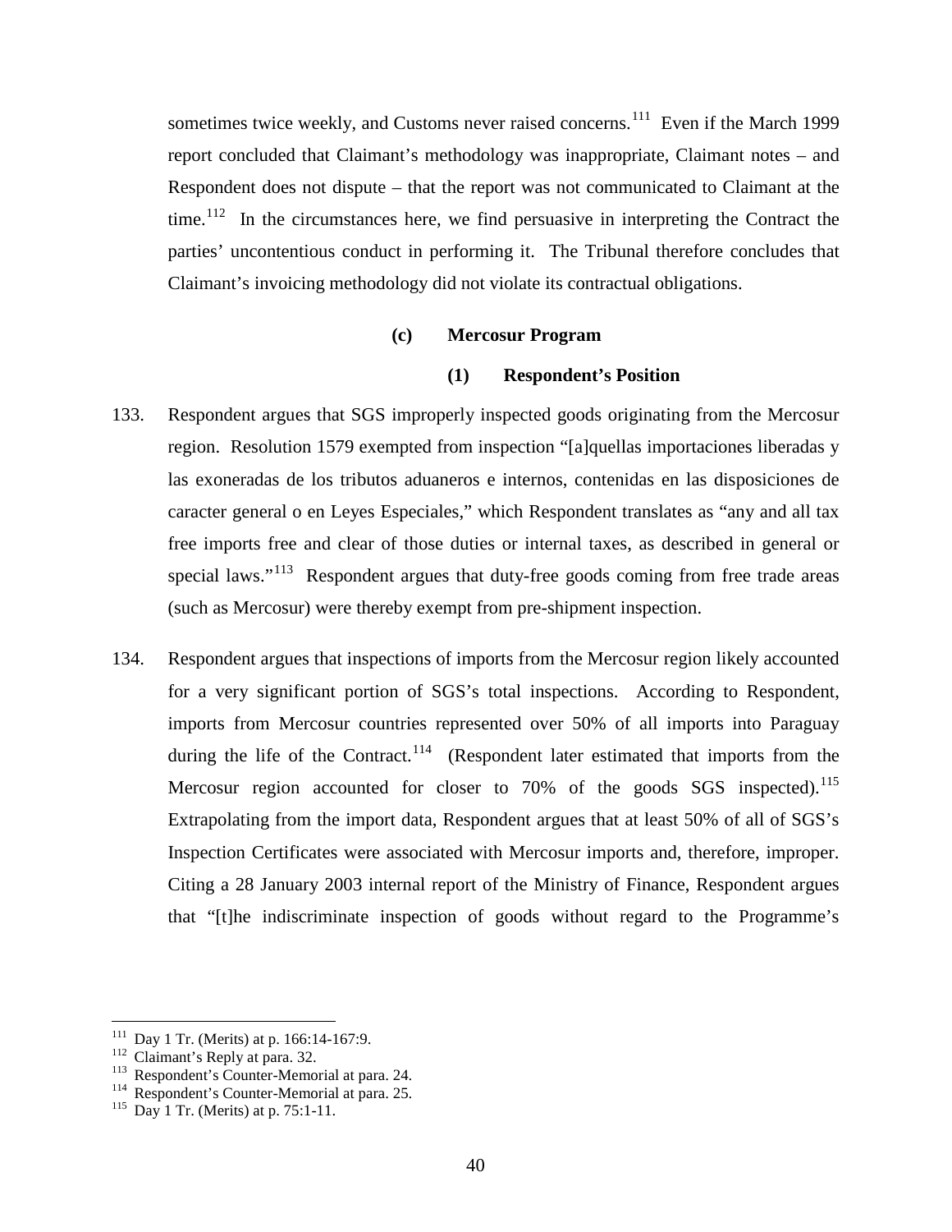sometimes twice weekly, and Customs never raised concerns.[111] Even if the March 1999 report concluded that Claimant's methodology was inappropriate, Claimant notes – and Respondent does not dispute – that the report was not communicated to Claimant at the time.[112] In the circumstances here, we find persuasive in interpreting the Contract the parties' uncontentious conduct in performing it. The Tribunal therefore concludes that Claimant's invoicing methodology did not violate its contractual obligations.

**(c) Mercosur Program**

**(1) Respondent's Position**

133. Respondent argues that SGS improperly inspected goods originating from the Mercosur region. Resolution 1579 exempted from inspection "[a]quellas importaciones liberadas y las exoneradas de los tributos aduaneros e internos, contenidas en las disposiciones de caracter general o en Leyes Especiales," which Respondent translates as "any and all tax free imports free and clear of those duties or internal taxes, as described in general or special laws."[113] Respondent argues that duty-free goods coming from free trade areas (such as Mercosur) were thereby exempt from pre-shipment inspection.

134. Respondent argues that inspections of imports from the Mercosur region likely accounted for a very significant portion of SGS's total inspections. According to Respondent, imports from Mercosur countries represented over 50% of all imports into Paraguay during the life of the Contract.[114] (Respondent later estimated that imports from the Mercosur region accounted for closer to 70% of the goods SGS inspected).[115] Extrapolating from the import data, Respondent argues that at least 50% of all of SGS's Inspection Certificates were associated with Mercosur imports and, therefore, improper. Citing a 28 January 2003 internal report of the Ministry of Finance, Respondent argues that "[t]he indiscriminate inspection of goods without regard to the Programme's

[111] Day 1 Tr. (Merits) at p. 166:14-167:9.
[112] Claimant's Reply at para. 32.
[113] Respondent's Counter-Memorial at para. 24.
[114] Respondent's Counter-Memorial at para. 25.
[115] Day 1 Tr. (Merits) at p. 75:1-11.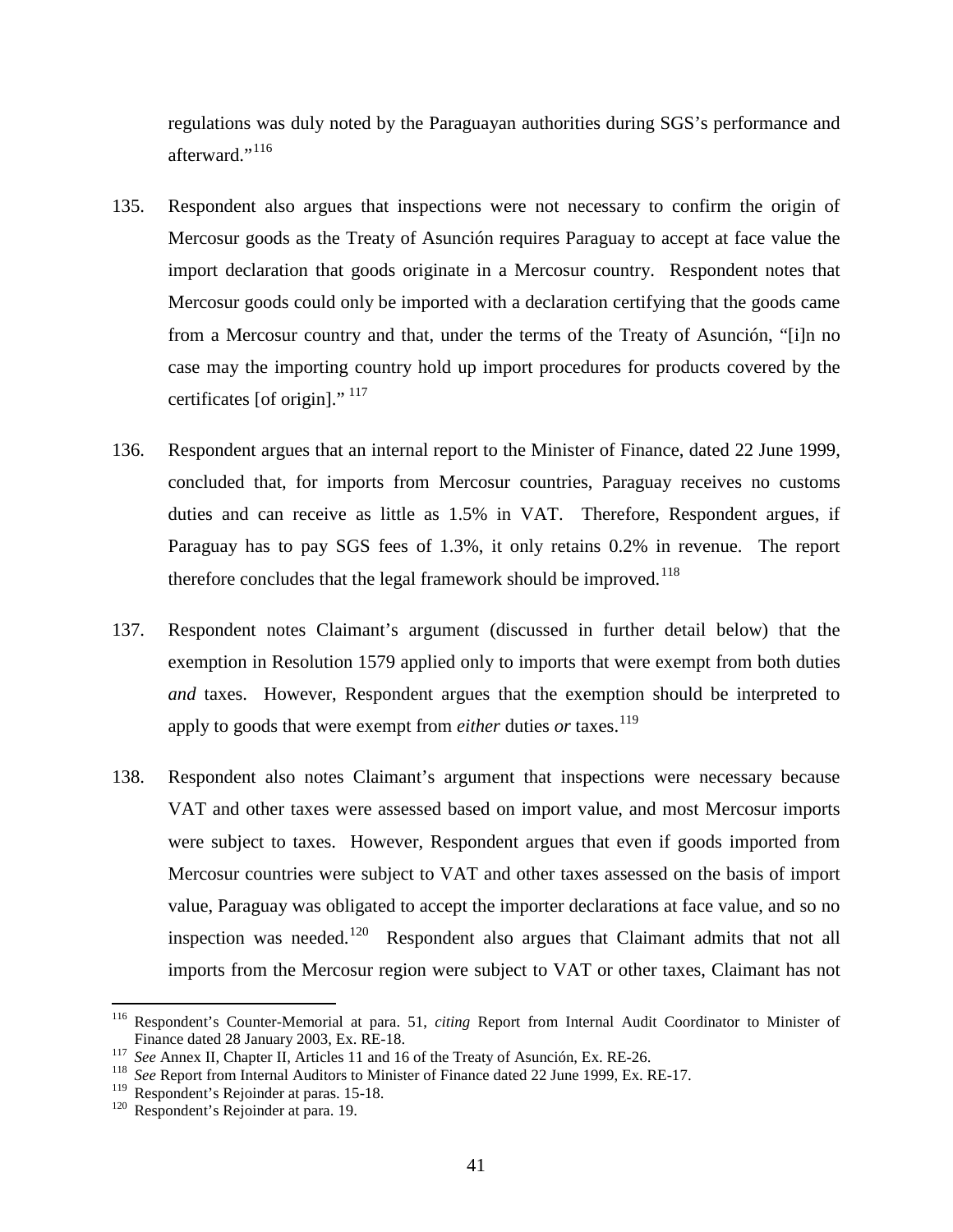regulations was duly noted by the Paraguayan authorities during SGS's performance and afterward."[116]

135. Respondent also argues that inspections were not necessary to confirm the origin of Mercosur goods as the Treaty of Asunción requires Paraguay to accept at face value the import declaration that goods originate in a Mercosur country. Respondent notes that Mercosur goods could only be imported with a declaration certifying that the goods came from a Mercosur country and that, under the terms of the Treaty of Asunción, "[i]n no case may the importing country hold up import procedures for products covered by the certificates [of origin]." [117]

136. Respondent argues that an internal report to the Minister of Finance, dated 22 June 1999, concluded that, for imports from Mercosur countries, Paraguay receives no customs duties and can receive as little as 1.5% in VAT. Therefore, Respondent argues, if Paraguay has to pay SGS fees of 1.3%, it only retains 0.2% in revenue. The report therefore concludes that the legal framework should be improved.[118]

137. Respondent notes Claimant's argument (discussed in further detail below) that the exemption in Resolution 1579 applied only to imports that were exempt from both duties *and* taxes. However, Respondent argues that the exemption should be interpreted to apply to goods that were exempt from *either* duties *or* taxes.[119]

138. Respondent also notes Claimant's argument that inspections were necessary because VAT and other taxes were assessed based on import value, and most Mercosur imports were subject to taxes. However, Respondent argues that even if goods imported from Mercosur countries were subject to VAT and other taxes assessed on the basis of import value, Paraguay was obligated to accept the importer declarations at face value, and so no inspection was needed.[120] Respondent also argues that Claimant admits that not all imports from the Mercosur region were subject to VAT or other taxes, Claimant has not

---

[116] Respondent's Counter-Memorial at para. 51, *citing* Report from Internal Audit Coordinator to Minister of Finance dated 28 January 2003, Ex. RE-18.

[117] *See* Annex II, Chapter II, Articles 11 and 16 of the Treaty of Asunción, Ex. RE-26.

[118] *See* Report from Internal Auditors to Minister of Finance dated 22 June 1999, Ex. RE-17.

[119] Respondent's Rejoinder at paras. 15-18.

[120] Respondent's Rejoinder at para. 19.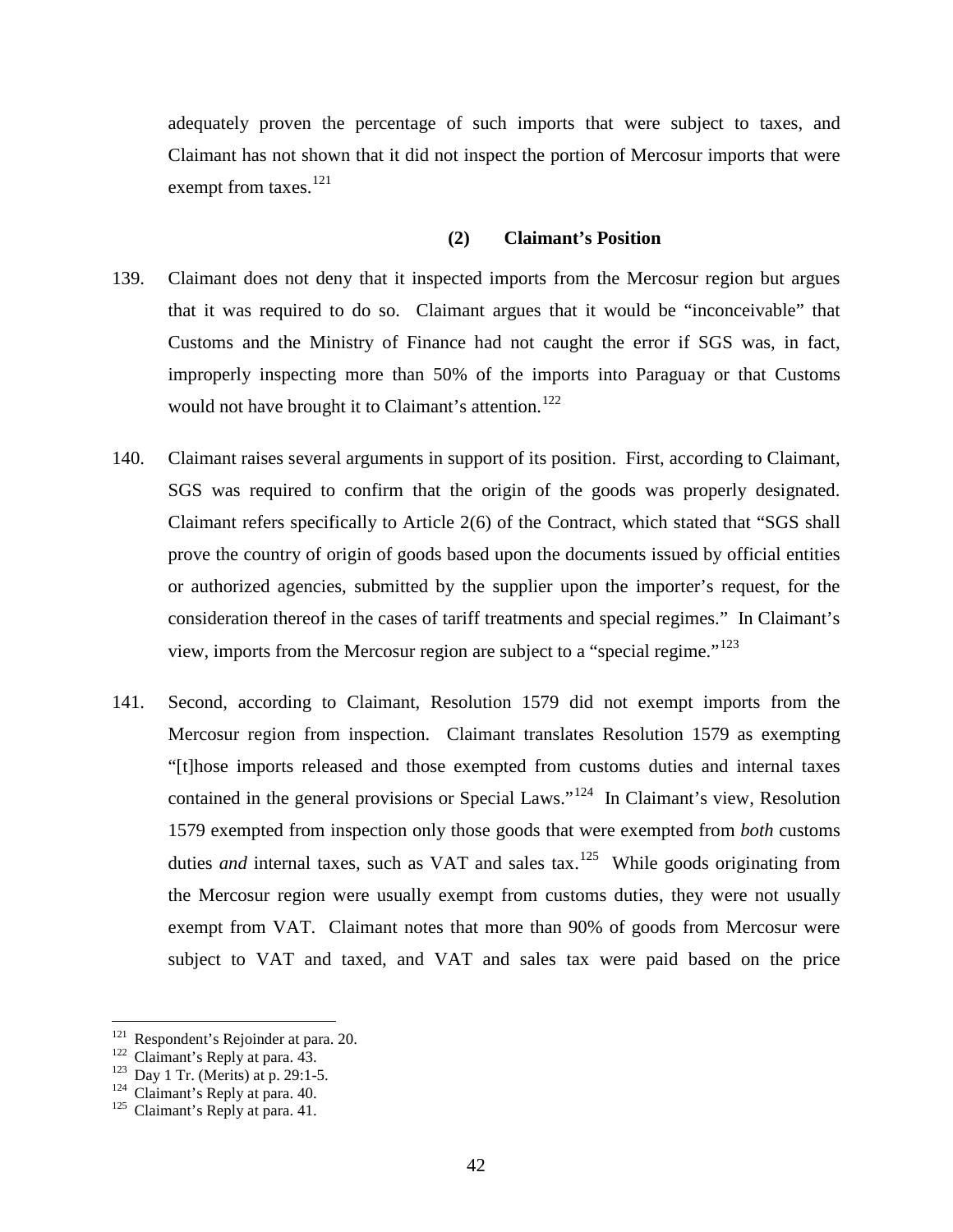adequately proven the percentage of such imports that were subject to taxes, and Claimant has not shown that it did not inspect the portion of Mercosur imports that were exempt from taxes.[121]

#### (2) Claimant's Position

139. Claimant does not deny that it inspected imports from the Mercosur region but argues that it was required to do so. Claimant argues that it would be "inconceivable" that Customs and the Ministry of Finance had not caught the error if SGS was, in fact, improperly inspecting more than 50% of the imports into Paraguay or that Customs would not have brought it to Claimant's attention.[122]

140. Claimant raises several arguments in support of its position. First, according to Claimant, SGS was required to confirm that the origin of the goods was properly designated. Claimant refers specifically to Article 2(6) of the Contract, which stated that "SGS shall prove the country of origin of goods based upon the documents issued by official entities or authorized agencies, submitted by the supplier upon the importer's request, for the consideration thereof in the cases of tariff treatments and special regimes." In Claimant's view, imports from the Mercosur region are subject to a "special regime."[123]

141. Second, according to Claimant, Resolution 1579 did not exempt imports from the Mercosur region from inspection. Claimant translates Resolution 1579 as exempting "[t]hose imports released and those exempted from customs duties and internal taxes contained in the general provisions or Special Laws."[124] In Claimant's view, Resolution 1579 exempted from inspection only those goods that were exempted from *both* customs duties *and* internal taxes, such as VAT and sales tax.[125] While goods originating from the Mercosur region were usually exempt from customs duties, they were not usually exempt from VAT. Claimant notes that more than 90% of goods from Mercosur were subject to VAT and taxed, and VAT and sales tax were paid based on the price

---

[121] Respondent's Rejoinder at para. 20.

[122] Claimant's Reply at para. 43.

[123] Day 1 Tr. (Merits) at p. 29:1-5.

[124] Claimant's Reply at para. 40.

[125] Claimant's Reply at para. 41.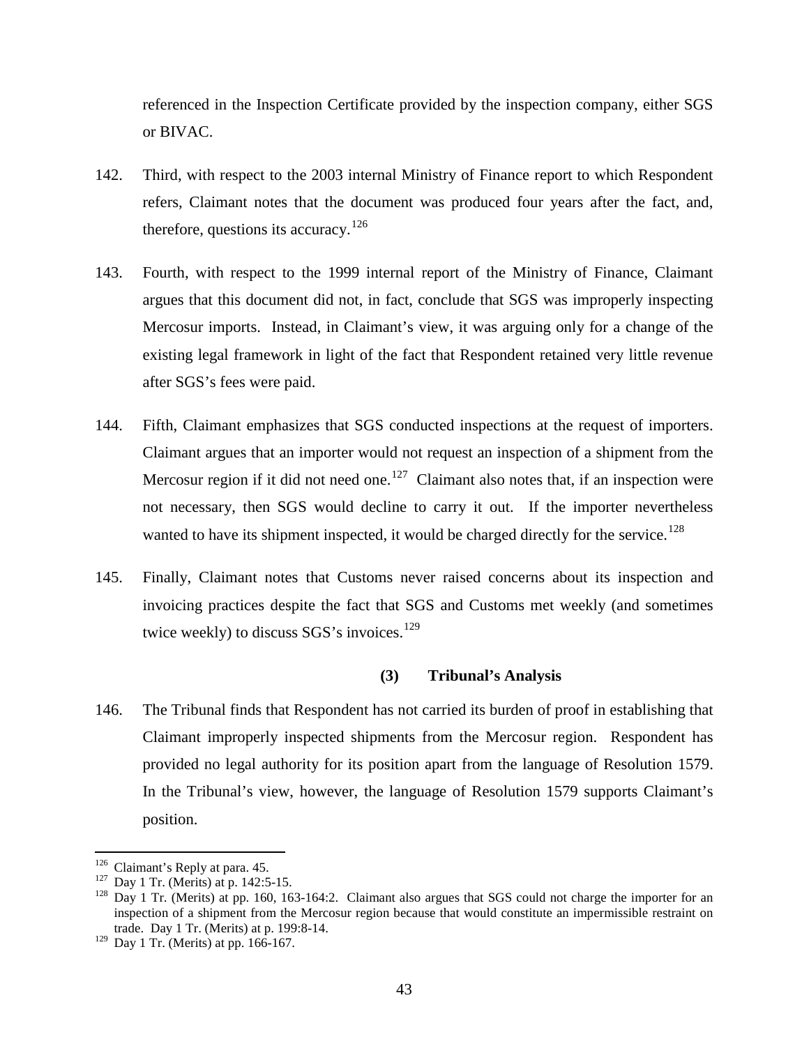referenced in the Inspection Certificate provided by the inspection company, either SGS or BIVAC.

142. Third, with respect to the 2003 internal Ministry of Finance report to which Respondent refers, Claimant notes that the document was produced four years after the fact, and, therefore, questions its accuracy.[126]

143. Fourth, with respect to the 1999 internal report of the Ministry of Finance, Claimant argues that this document did not, in fact, conclude that SGS was improperly inspecting Mercosur imports. Instead, in Claimant's view, it was arguing only for a change of the existing legal framework in light of the fact that Respondent retained very little revenue after SGS's fees were paid.

144. Fifth, Claimant emphasizes that SGS conducted inspections at the request of importers. Claimant argues that an importer would not request an inspection of a shipment from the Mercosur region if it did not need one.[127] Claimant also notes that, if an inspection were not necessary, then SGS would decline to carry it out. If the importer nevertheless wanted to have its shipment inspected, it would be charged directly for the service.[128]

145. Finally, Claimant notes that Customs never raised concerns about its inspection and invoicing practices despite the fact that SGS and Customs met weekly (and sometimes twice weekly) to discuss SGS's invoices.[129]

### (3) Tribunal's Analysis

146. The Tribunal finds that Respondent has not carried its burden of proof in establishing that Claimant improperly inspected shipments from the Mercosur region. Respondent has provided no legal authority for its position apart from the language of Resolution 1579. In the Tribunal's view, however, the language of Resolution 1579 supports Claimant's position.

---

[126] Claimant's Reply at para. 45.

[127] Day 1 Tr. (Merits) at p. 142:5-15.

[128] Day 1 Tr. (Merits) at pp. 160, 163-164:2. Claimant also argues that SGS could not charge the importer for an inspection of a shipment from the Mercosur region because that would constitute an impermissible restraint on trade. Day 1 Tr. (Merits) at p. 199:8-14.

[129] Day 1 Tr. (Merits) at pp. 166-167.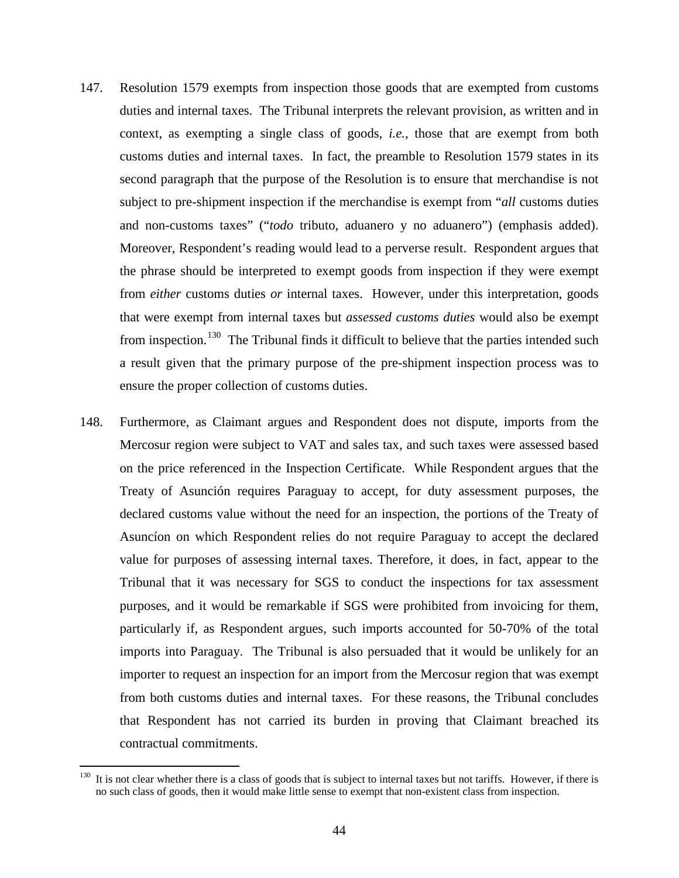147. Resolution 1579 exempts from inspection those goods that are exempted from customs duties and internal taxes. The Tribunal interprets the relevant provision, as written and in context, as exempting a single class of goods, *i.e.*, those that are exempt from both customs duties and internal taxes. In fact, the preamble to Resolution 1579 states in its second paragraph that the purpose of the Resolution is to ensure that merchandise is not subject to pre-shipment inspection if the merchandise is exempt from "*all* customs duties and non-customs taxes" ("*todo* tributo, aduanero y no aduanero") (emphasis added). Moreover, Respondent's reading would lead to a perverse result. Respondent argues that the phrase should be interpreted to exempt goods from inspection if they were exempt from *either* customs duties *or* internal taxes. However, under this interpretation, goods that were exempt from internal taxes but *assessed customs duties* would also be exempt from inspection.[130] The Tribunal finds it difficult to believe that the parties intended such a result given that the primary purpose of the pre-shipment inspection process was to ensure the proper collection of customs duties.

148. Furthermore, as Claimant argues and Respondent does not dispute, imports from the Mercosur region were subject to VAT and sales tax, and such taxes were assessed based on the price referenced in the Inspection Certificate. While Respondent argues that the Treaty of Asunción requires Paraguay to accept, for duty assessment purposes, the declared customs value without the need for an inspection, the portions of the Treaty of Asuncíon on which Respondent relies do not require Paraguay to accept the declared value for purposes of assessing internal taxes. Therefore, it does, in fact, appear to the Tribunal that it was necessary for SGS to conduct the inspections for tax assessment purposes, and it would be remarkable if SGS were prohibited from invoicing for them, particularly if, as Respondent argues, such imports accounted for 50-70% of the total imports into Paraguay. The Tribunal is also persuaded that it would be unlikely for an importer to request an inspection for an import from the Mercosur region that was exempt from both customs duties and internal taxes. For these reasons, the Tribunal concludes that Respondent has not carried its burden in proving that Claimant breached its contractual commitments.

---

[130] It is not clear whether there is a class of goods that is subject to internal taxes but not tariffs. However, if there is no such class of goods, then it would make little sense to exempt that non-existent class from inspection.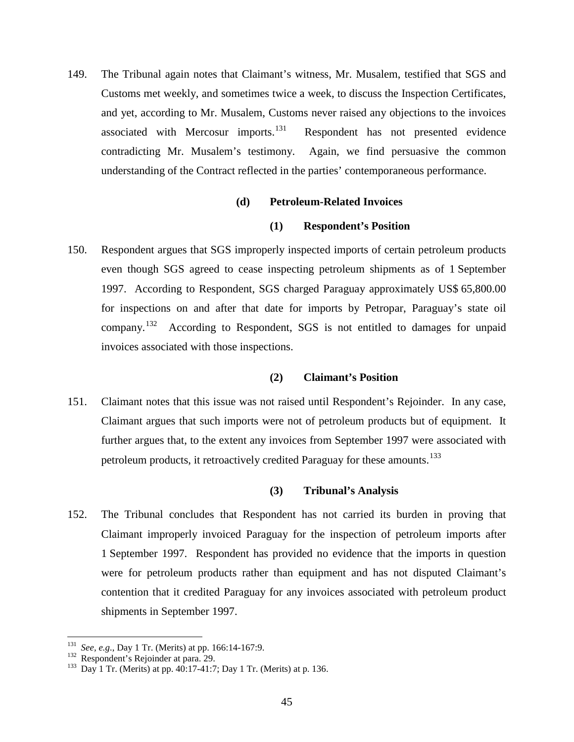149. The Tribunal again notes that Claimant's witness, Mr. Musalem, testified that SGS and Customs met weekly, and sometimes twice a week, to discuss the Inspection Certificates, and yet, according to Mr. Musalem, Customs never raised any objections to the invoices associated with Mercosur imports.[131] Respondent has not presented evidence contradicting Mr. Musalem's testimony. Again, we find persuasive the common understanding of the Contract reflected in the parties' contemporaneous performance.

#### (d) Petroleum-Related Invoices

##### (1) Respondent's Position

150. Respondent argues that SGS improperly inspected imports of certain petroleum products even though SGS agreed to cease inspecting petroleum shipments as of 1 September 1997. According to Respondent, SGS charged Paraguay approximately US$ 65,800.00 for inspections on and after that date for imports by Petropar, Paraguay's state oil company.[132] According to Respondent, SGS is not entitled to damages for unpaid invoices associated with those inspections.

##### (2) Claimant's Position

151. Claimant notes that this issue was not raised until Respondent's Rejoinder. In any case, Claimant argues that such imports were not of petroleum products but of equipment. It further argues that, to the extent any invoices from September 1997 were associated with petroleum products, it retroactively credited Paraguay for these amounts.[133]

##### (3) Tribunal's Analysis

152. The Tribunal concludes that Respondent has not carried its burden in proving that Claimant improperly invoiced Paraguay for the inspection of petroleum imports after 1 September 1997. Respondent has provided no evidence that the imports in question were for petroleum products rather than equipment and has not disputed Claimant's contention that it credited Paraguay for any invoices associated with petroleum product shipments in September 1997.

---

[131] *See, e.g.*, Day 1 Tr. (Merits) at pp. 166:14-167:9.

[132] Respondent's Rejoinder at para. 29.

[133] Day 1 Tr. (Merits) at pp. 40:17-41:7; Day 1 Tr. (Merits) at p. 136.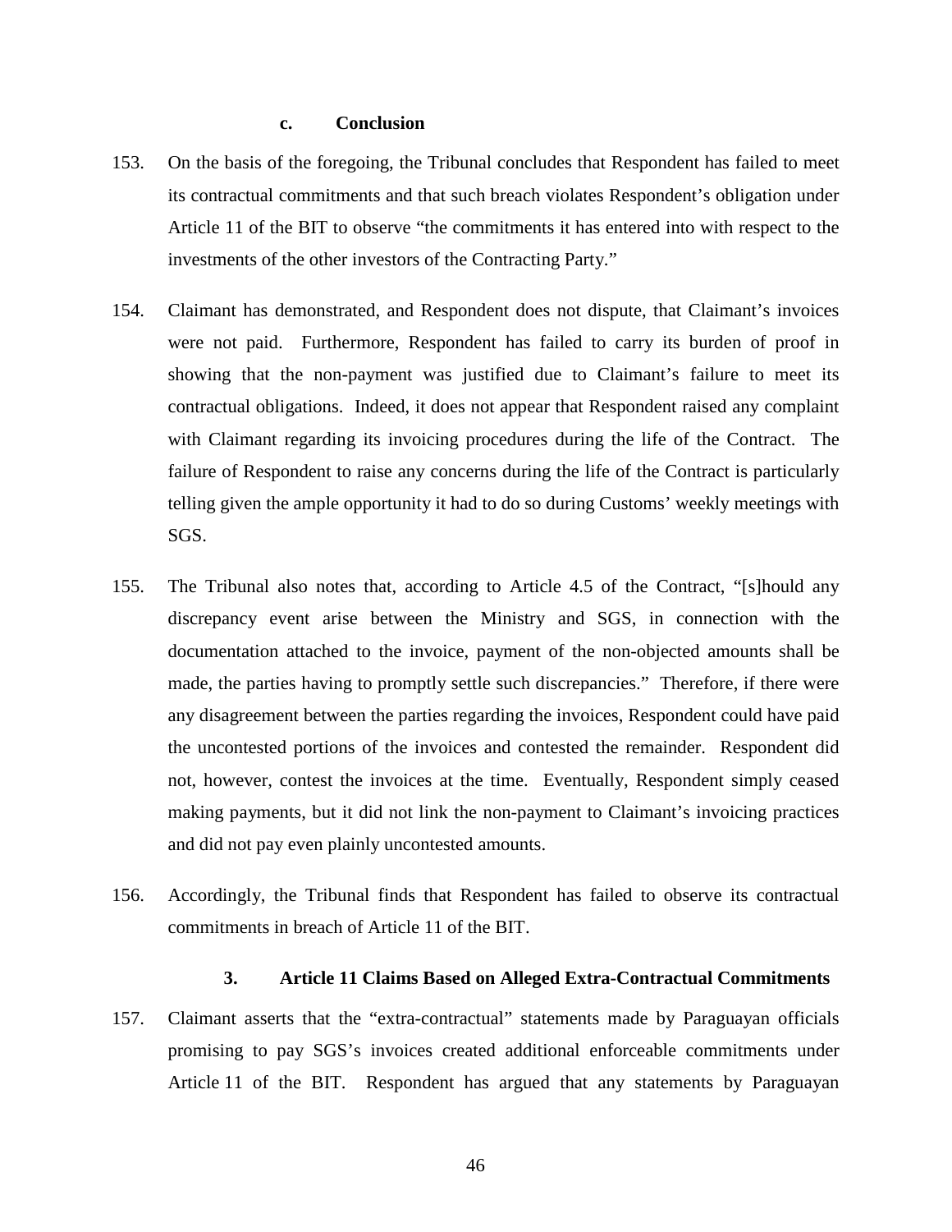#### c. Conclusion

153. On the basis of the foregoing, the Tribunal concludes that Respondent has failed to meet its contractual commitments and that such breach violates Respondent's obligation under Article 11 of the BIT to observe "the commitments it has entered into with respect to the investments of the other investors of the Contracting Party."

154. Claimant has demonstrated, and Respondent does not dispute, that Claimant's invoices were not paid. Furthermore, Respondent has failed to carry its burden of proof in showing that the non-payment was justified due to Claimant's failure to meet its contractual obligations. Indeed, it does not appear that Respondent raised any complaint with Claimant regarding its invoicing procedures during the life of the Contract. The failure of Respondent to raise any concerns during the life of the Contract is particularly telling given the ample opportunity it had to do so during Customs' weekly meetings with SGS.

155. The Tribunal also notes that, according to Article 4.5 of the Contract, "[s]hould any discrepancy event arise between the Ministry and SGS, in connection with the documentation attached to the invoice, payment of the non-objected amounts shall be made, the parties having to promptly settle such discrepancies." Therefore, if there were any disagreement between the parties regarding the invoices, Respondent could have paid the uncontested portions of the invoices and contested the remainder. Respondent did not, however, contest the invoices at the time. Eventually, Respondent simply ceased making payments, but it did not link the non-payment to Claimant's invoicing practices and did not pay even plainly uncontested amounts.

156. Accordingly, the Tribunal finds that Respondent has failed to observe its contractual commitments in breach of Article 11 of the BIT.

### 3. Article 11 Claims Based on Alleged Extra-Contractual Commitments

157. Claimant asserts that the "extra-contractual" statements made by Paraguayan officials promising to pay SGS's invoices created additional enforceable commitments under Article 11 of the BIT. Respondent has argued that any statements by Paraguayan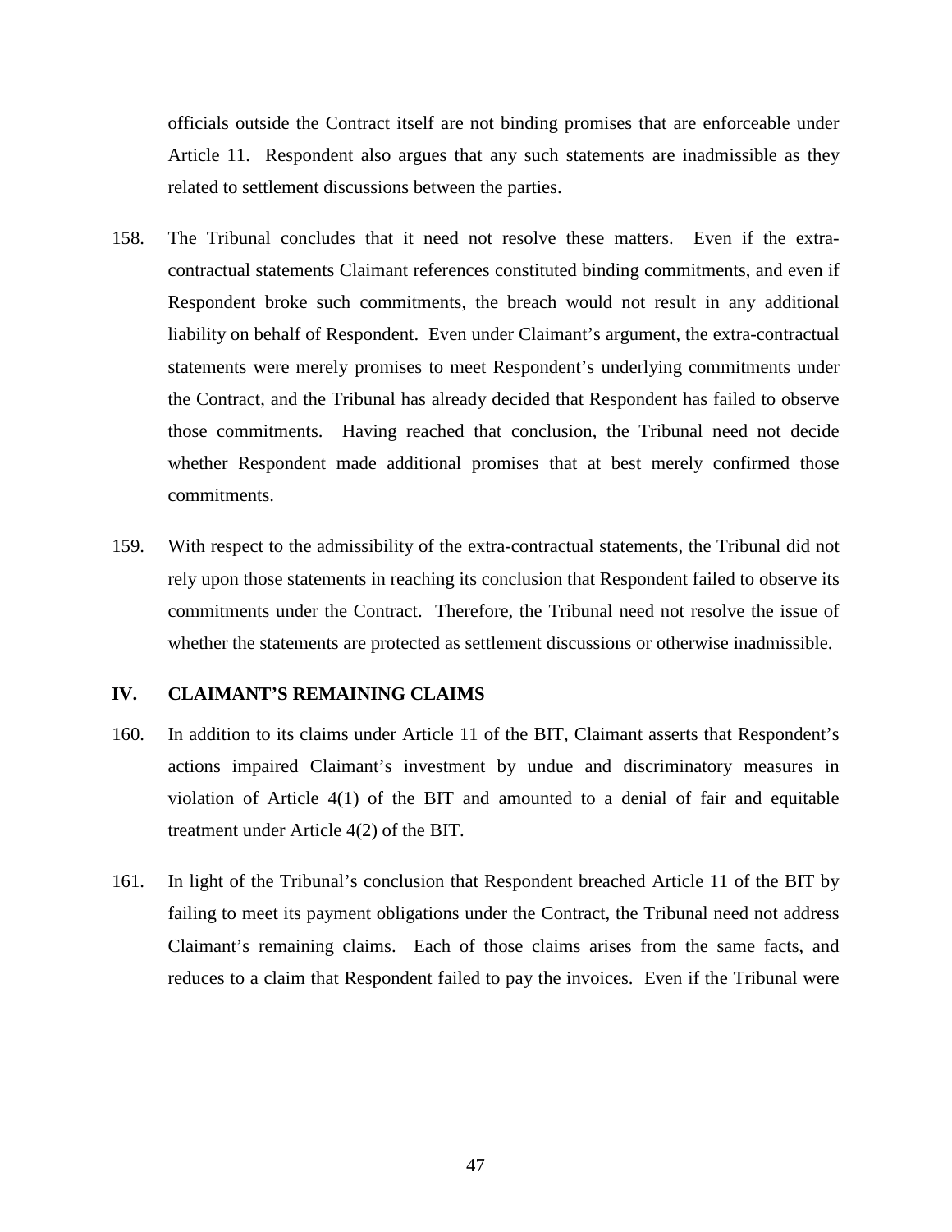officials outside the Contract itself are not binding promises that are enforceable under Article 11. Respondent also argues that any such statements are inadmissible as they related to settlement discussions between the parties.

158. The Tribunal concludes that it need not resolve these matters. Even if the extra-contractual statements Claimant references constituted binding commitments, and even if Respondent broke such commitments, the breach would not result in any additional liability on behalf of Respondent. Even under Claimant's argument, the extra-contractual statements were merely promises to meet Respondent's underlying commitments under the Contract, and the Tribunal has already decided that Respondent has failed to observe those commitments. Having reached that conclusion, the Tribunal need not decide whether Respondent made additional promises that at best merely confirmed those commitments.

159. With respect to the admissibility of the extra-contractual statements, the Tribunal did not rely upon those statements in reaching its conclusion that Respondent failed to observe its commitments under the Contract. Therefore, the Tribunal need not resolve the issue of whether the statements are protected as settlement discussions or otherwise inadmissible.

## IV. CLAIMANT'S REMAINING CLAIMS

160. In addition to its claims under Article 11 of the BIT, Claimant asserts that Respondent's actions impaired Claimant's investment by undue and discriminatory measures in violation of Article 4(1) of the BIT and amounted to a denial of fair and equitable treatment under Article 4(2) of the BIT.

161. In light of the Tribunal's conclusion that Respondent breached Article 11 of the BIT by failing to meet its payment obligations under the Contract, the Tribunal need not address Claimant's remaining claims. Each of those claims arises from the same facts, and reduces to a claim that Respondent failed to pay the invoices. Even if the Tribunal were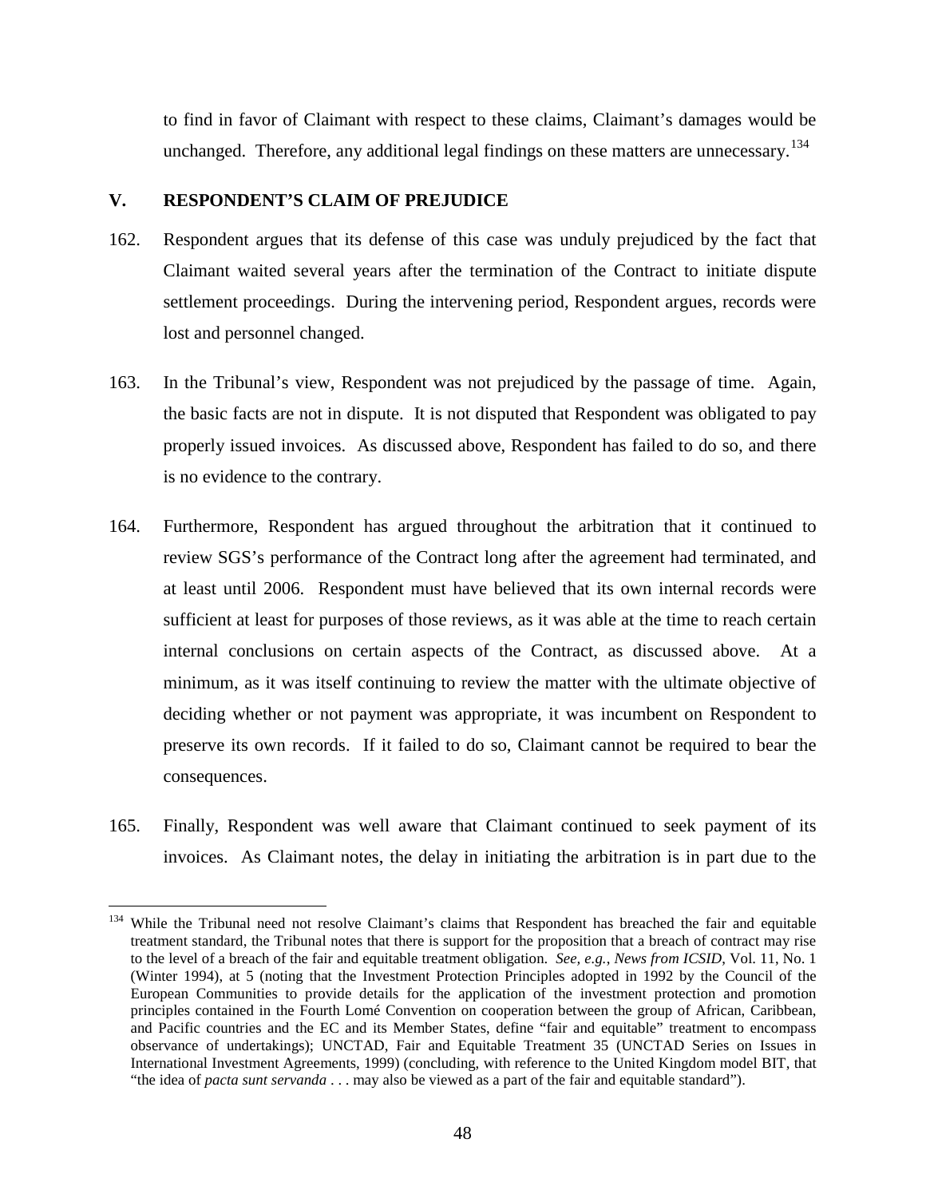to find in favor of Claimant with respect to these claims, Claimant's damages would be unchanged. Therefore, any additional legal findings on these matters are unnecessary.[134]

## V. RESPONDENT'S CLAIM OF PREJUDICE

162. Respondent argues that its defense of this case was unduly prejudiced by the fact that Claimant waited several years after the termination of the Contract to initiate dispute settlement proceedings. During the intervening period, Respondent argues, records were lost and personnel changed.

163. In the Tribunal's view, Respondent was not prejudiced by the passage of time. Again, the basic facts are not in dispute. It is not disputed that Respondent was obligated to pay properly issued invoices. As discussed above, Respondent has failed to do so, and there is no evidence to the contrary.

164. Furthermore, Respondent has argued throughout the arbitration that it continued to review SGS's performance of the Contract long after the agreement had terminated, and at least until 2006. Respondent must have believed that its own internal records were sufficient at least for purposes of those reviews, as it was able at the time to reach certain internal conclusions on certain aspects of the Contract, as discussed above. At a minimum, as it was itself continuing to review the matter with the ultimate objective of deciding whether or not payment was appropriate, it was incumbent on Respondent to preserve its own records. If it failed to do so, Claimant cannot be required to bear the consequences.

165. Finally, Respondent was well aware that Claimant continued to seek payment of its invoices. As Claimant notes, the delay in initiating the arbitration is in part due to the

---

[134] While the Tribunal need not resolve Claimant's claims that Respondent has breached the fair and equitable treatment standard, the Tribunal notes that there is support for the proposition that a breach of contract may rise to the level of a breach of the fair and equitable treatment obligation. *See, e.g.*, *News from ICSID*, Vol. 11, No. 1 (Winter 1994), at 5 (noting that the Investment Protection Principles adopted in 1992 by the Council of the European Communities to provide details for the application of the investment protection and promotion principles contained in the Fourth Lomé Convention on cooperation between the group of African, Caribbean, and Pacific countries and the EC and its Member States, define "fair and equitable" treatment to encompass observance of undertakings); UNCTAD, Fair and Equitable Treatment 35 (UNCTAD Series on Issues in International Investment Agreements, 1999) (concluding, with reference to the United Kingdom model BIT, that "the idea of *pacta sunt servanda* . . . may also be viewed as a part of the fair and equitable standard").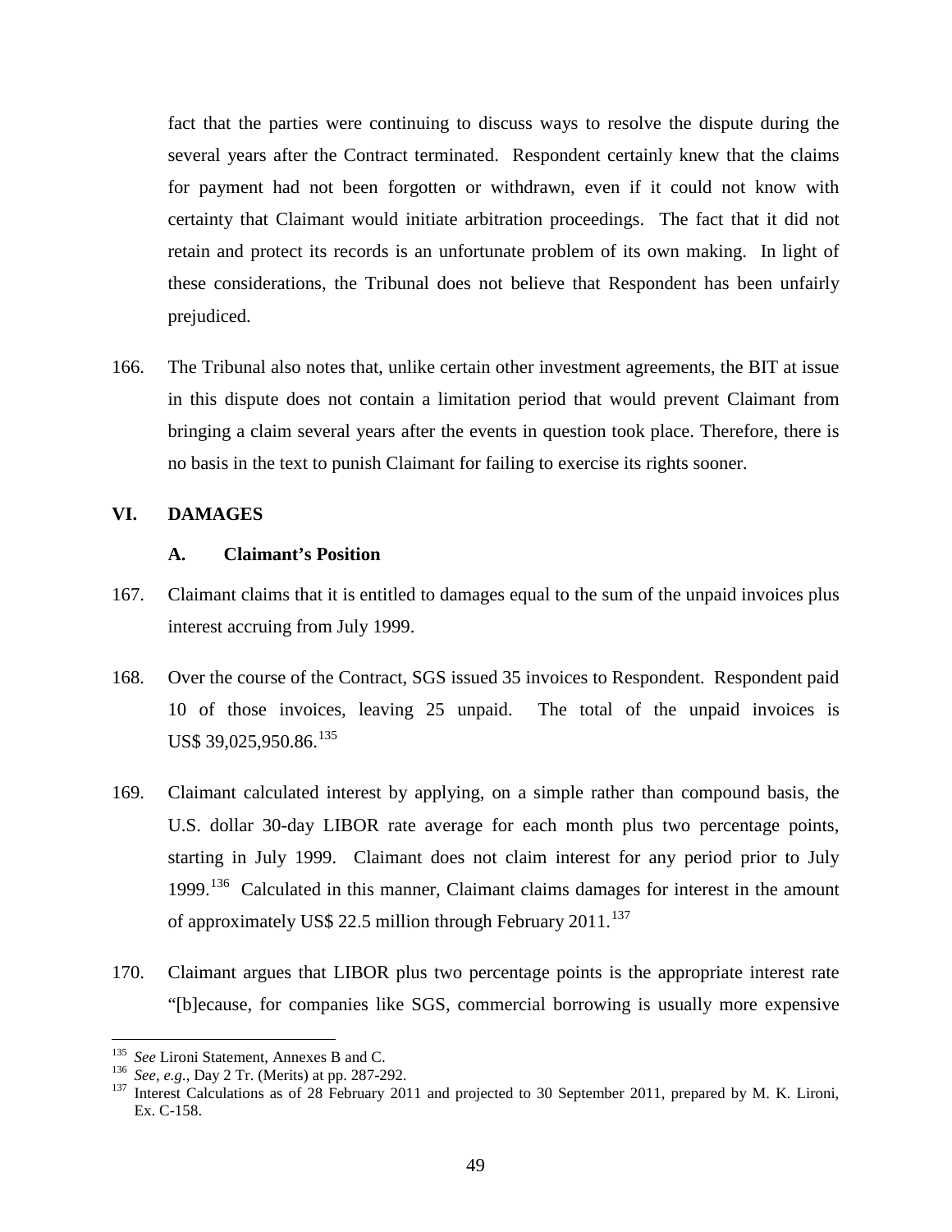fact that the parties were continuing to discuss ways to resolve the dispute during the several years after the Contract terminated. Respondent certainly knew that the claims for payment had not been forgotten or withdrawn, even if it could not know with certainty that Claimant would initiate arbitration proceedings. The fact that it did not retain and protect its records is an unfortunate problem of its own making. In light of these considerations, the Tribunal does not believe that Respondent has been unfairly prejudiced.

166. The Tribunal also notes that, unlike certain other investment agreements, the BIT at issue in this dispute does not contain a limitation period that would prevent Claimant from bringing a claim several years after the events in question took place. Therefore, there is no basis in the text to punish Claimant for failing to exercise its rights sooner.

## VI. DAMAGES

### A. Claimant's Position

167. Claimant claims that it is entitled to damages equal to the sum of the unpaid invoices plus interest accruing from July 1999.

168. Over the course of the Contract, SGS issued 35 invoices to Respondent. Respondent paid 10 of those invoices, leaving 25 unpaid. The total of the unpaid invoices is US$ 39,025,950.86.[135]

169. Claimant calculated interest by applying, on a simple rather than compound basis, the U.S. dollar 30-day LIBOR rate average for each month plus two percentage points, starting in July 1999. Claimant does not claim interest for any period prior to July 1999.[136] Calculated in this manner, Claimant claims damages for interest in the amount of approximately US$ 22.5 million through February 2011.[137]

170. Claimant argues that LIBOR plus two percentage points is the appropriate interest rate "[b]ecause, for companies like SGS, commercial borrowing is usually more expensive

---

[135] *See* Lironi Statement, Annexes B and C.

[136] *See, e.g.*, Day 2 Tr. (Merits) at pp. 287-292.

[137] Interest Calculations as of 28 February 2011 and projected to 30 September 2011, prepared by M. K. Lironi, Ex. C-158.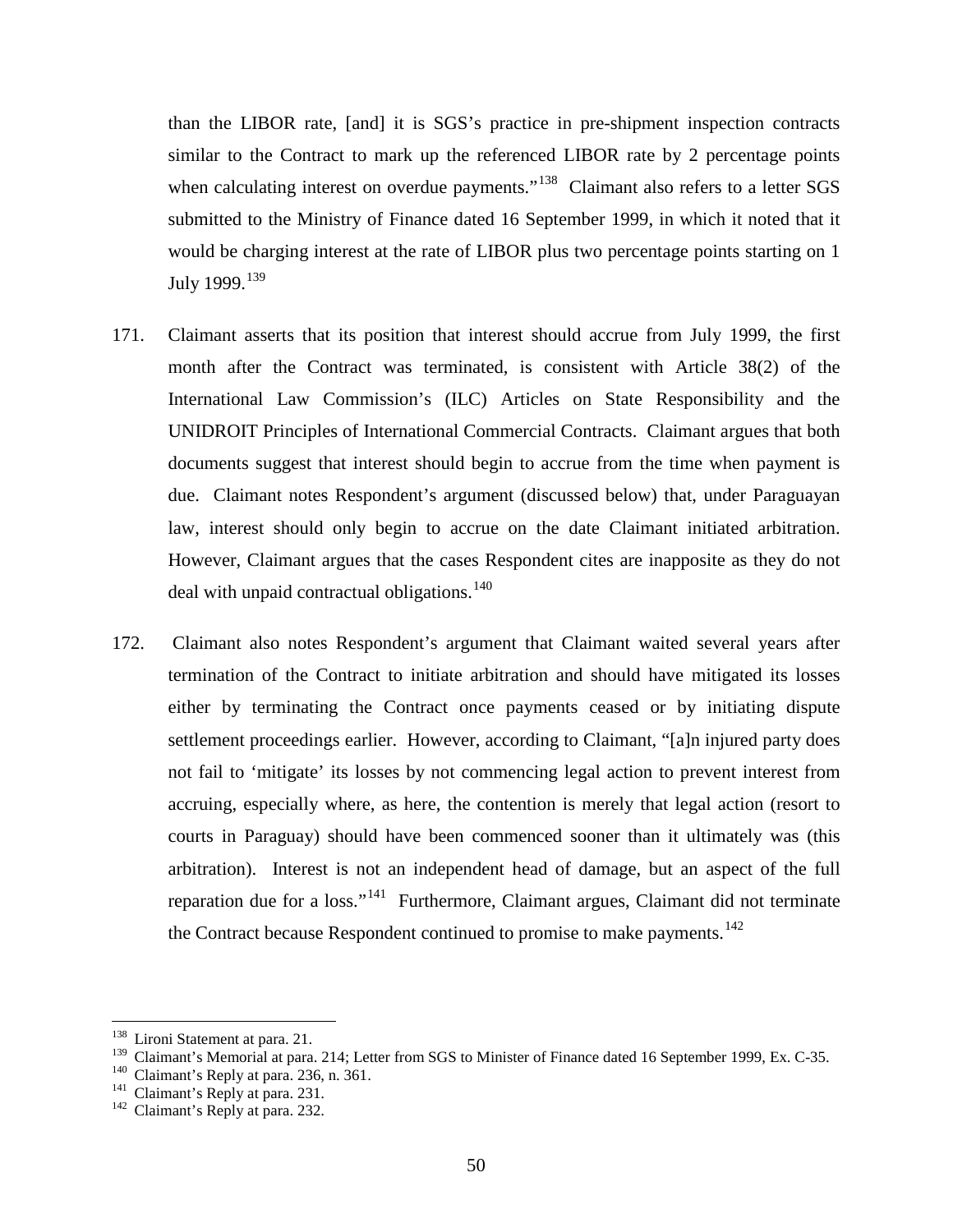than the LIBOR rate, [and] it is SGS's practice in pre-shipment inspection contracts similar to the Contract to mark up the referenced LIBOR rate by 2 percentage points when calculating interest on overdue payments."[138] Claimant also refers to a letter SGS submitted to the Ministry of Finance dated 16 September 1999, in which it noted that it would be charging interest at the rate of LIBOR plus two percentage points starting on 1 July 1999.[139]

171. Claimant asserts that its position that interest should accrue from July 1999, the first month after the Contract was terminated, is consistent with Article 38(2) of the International Law Commission's (ILC) Articles on State Responsibility and the UNIDROIT Principles of International Commercial Contracts. Claimant argues that both documents suggest that interest should begin to accrue from the time when payment is due. Claimant notes Respondent's argument (discussed below) that, under Paraguayan law, interest should only begin to accrue on the date Claimant initiated arbitration. However, Claimant argues that the cases Respondent cites are inapposite as they do not deal with unpaid contractual obligations.[140]

172. Claimant also notes Respondent's argument that Claimant waited several years after termination of the Contract to initiate arbitration and should have mitigated its losses either by terminating the Contract once payments ceased or by initiating dispute settlement proceedings earlier. However, according to Claimant, "[a]n injured party does not fail to 'mitigate' its losses by not commencing legal action to prevent interest from accruing, especially where, as here, the contention is merely that legal action (resort to courts in Paraguay) should have been commenced sooner than it ultimately was (this arbitration). Interest is not an independent head of damage, but an aspect of the full reparation due for a loss."[141] Furthermore, Claimant argues, Claimant did not terminate the Contract because Respondent continued to promise to make payments.[142]

---

[138] Lironi Statement at para. 21.
[139] Claimant's Memorial at para. 214; Letter from SGS to Minister of Finance dated 16 September 1999, Ex. C-35.
[140] Claimant's Reply at para. 236, n. 361.
[141] Claimant's Reply at para. 231.
[142] Claimant's Reply at para. 232.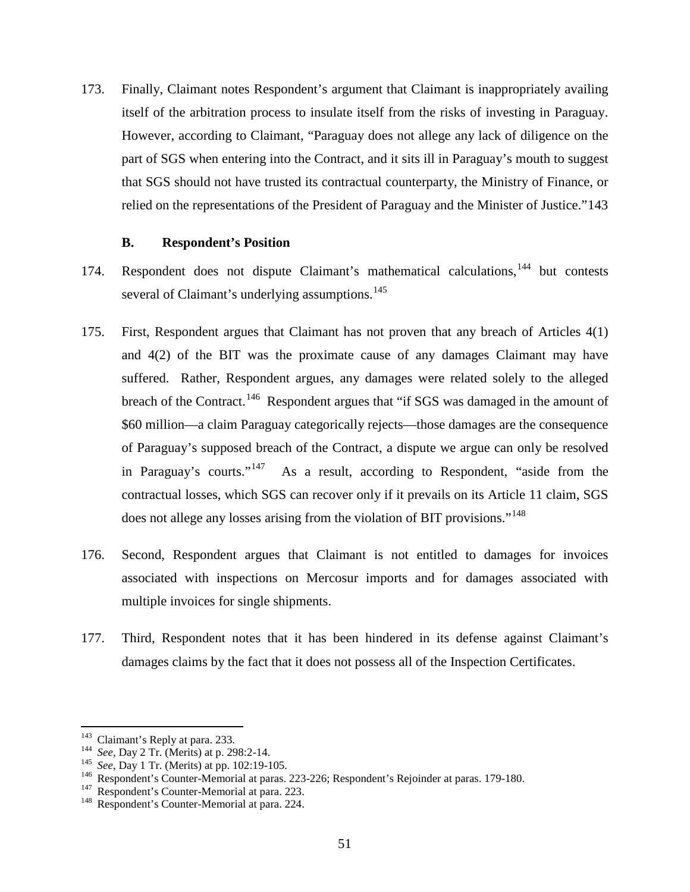173. Finally, Claimant notes Respondent's argument that Claimant is inappropriately availing itself of the arbitration process to insulate itself from the risks of investing in Paraguay. However, according to Claimant, "Paraguay does not allege any lack of diligence on the part of SGS when entering into the Contract, and it sits ill in Paraguay's mouth to suggest that SGS should not have trusted its contractual counterparty, the Ministry of Finance, or relied on the representations of the President of Paraguay and the Minister of Justice."[143]

### B. Respondent's Position

174. Respondent does not dispute Claimant's mathematical calculations,[144] but contests several of Claimant's underlying assumptions.[145]

175. First, Respondent argues that Claimant has not proven that any breach of Articles 4(1) and 4(2) of the BIT was the proximate cause of any damages Claimant may have suffered. Rather, Respondent argues, any damages were related solely to the alleged breach of the Contract.[146] Respondent argues that "if SGS was damaged in the amount of \$60 million—a claim Paraguay categorically rejects—those damages are the consequence of Paraguay's supposed breach of the Contract, a dispute we argue can only be resolved in Paraguay's courts."[147] As a result, according to Respondent, "aside from the contractual losses, which SGS can recover only if it prevails on its Article 11 claim, SGS does not allege any losses arising from the violation of BIT provisions."[148]

176. Second, Respondent argues that Claimant is not entitled to damages for invoices associated with inspections on Mercosur imports and for damages associated with multiple invoices for single shipments.

177. Third, Respondent notes that it has been hindered in its defense against Claimant's damages claims by the fact that it does not possess all of the Inspection Certificates.

---

[143] Claimant's Reply at para. 233.
[144] *See*, Day 2 Tr. (Merits) at p. 298:2-14.
[145] *See*, Day 1 Tr. (Merits) at pp. 102:19-105.
[146] Respondent's Counter-Memorial at paras. 223-226; Respondent's Rejoinder at paras. 179-180.
[147] Respondent's Counter-Memorial at para. 223.
[148] Respondent's Counter-Memorial at para. 224.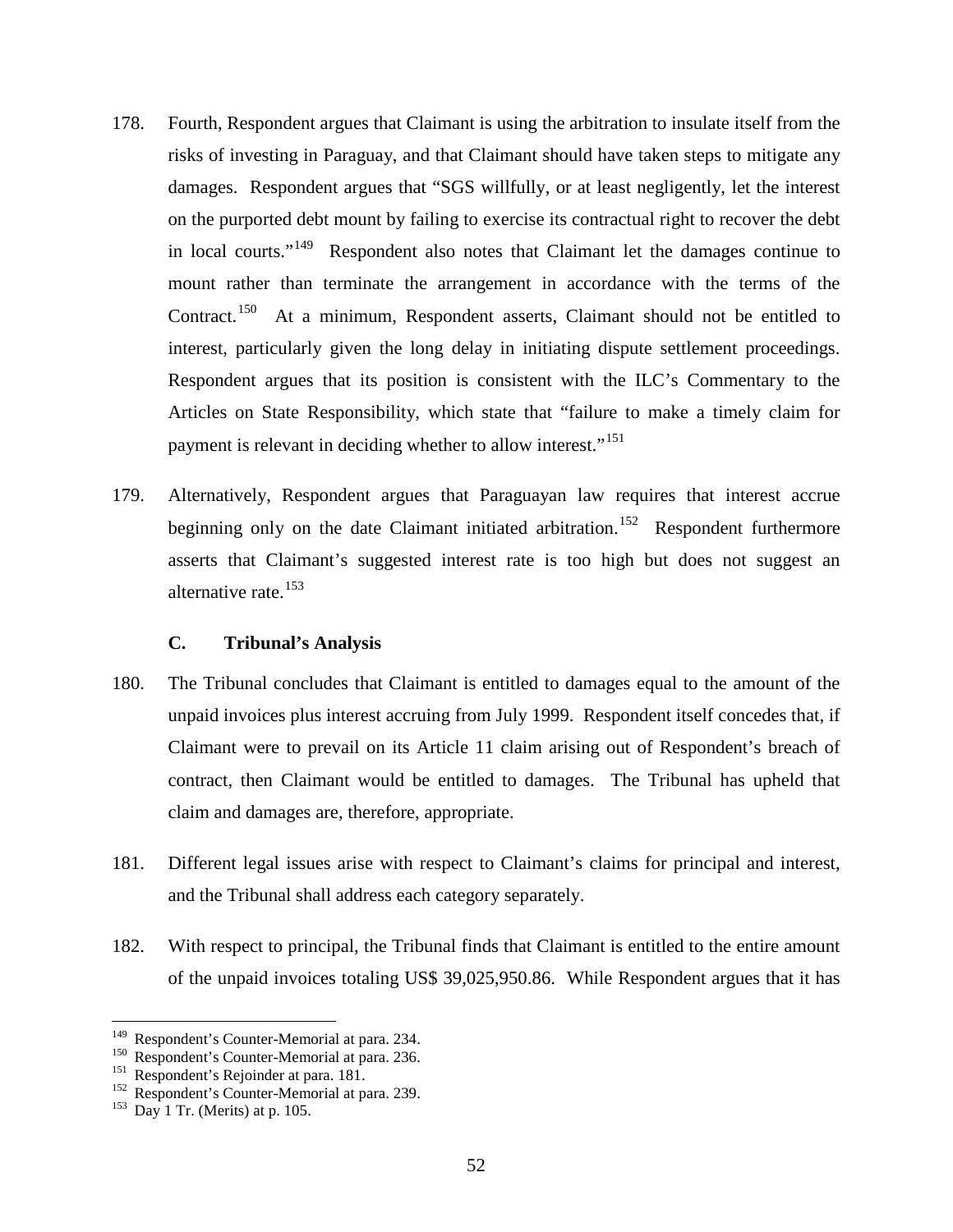178. Fourth, Respondent argues that Claimant is using the arbitration to insulate itself from the risks of investing in Paraguay, and that Claimant should have taken steps to mitigate any damages. Respondent argues that "SGS willfully, or at least negligently, let the interest on the purported debt mount by failing to exercise its contractual right to recover the debt in local courts."[149] Respondent also notes that Claimant let the damages continue to mount rather than terminate the arrangement in accordance with the terms of the Contract.[150] At a minimum, Respondent asserts, Claimant should not be entitled to interest, particularly given the long delay in initiating dispute settlement proceedings. Respondent argues that its position is consistent with the ILC's Commentary to the Articles on State Responsibility, which state that "failure to make a timely claim for payment is relevant in deciding whether to allow interest."[151]

179. Alternatively, Respondent argues that Paraguayan law requires that interest accrue beginning only on the date Claimant initiated arbitration.[152] Respondent furthermore asserts that Claimant's suggested interest rate is too high but does not suggest an alternative rate.[153]

### C. Tribunal's Analysis

180. The Tribunal concludes that Claimant is entitled to damages equal to the amount of the unpaid invoices plus interest accruing from July 1999. Respondent itself concedes that, if Claimant were to prevail on its Article 11 claim arising out of Respondent's breach of contract, then Claimant would be entitled to damages. The Tribunal has upheld that claim and damages are, therefore, appropriate.

181. Different legal issues arise with respect to Claimant's claims for principal and interest, and the Tribunal shall address each category separately.

182. With respect to principal, the Tribunal finds that Claimant is entitled to the entire amount of the unpaid invoices totaling US$ 39,025,950.86. While Respondent argues that it has

---

[149] Respondent's Counter-Memorial at para. 234.

[150] Respondent's Counter-Memorial at para. 236.

[151] Respondent's Rejoinder at para. 181.

[152] Respondent's Counter-Memorial at para. 239.

[153] Day 1 Tr. (Merits) at p. 105.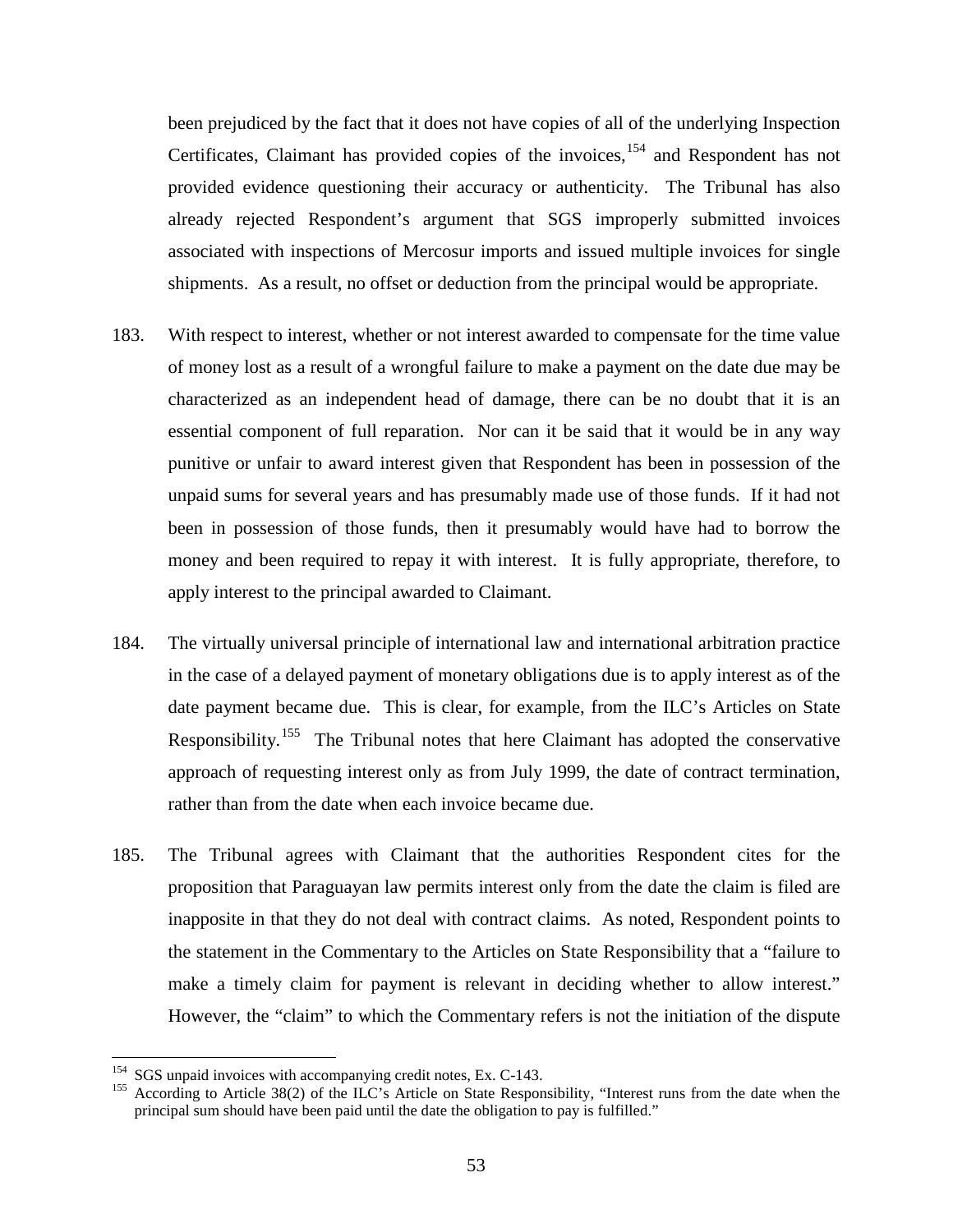been prejudiced by the fact that it does not have copies of all of the underlying Inspection Certificates, Claimant has provided copies of the invoices,[154] and Respondent has not provided evidence questioning their accuracy or authenticity. The Tribunal has also already rejected Respondent's argument that SGS improperly submitted invoices associated with inspections of Mercosur imports and issued multiple invoices for single shipments. As a result, no offset or deduction from the principal would be appropriate.

183. With respect to interest, whether or not interest awarded to compensate for the time value of money lost as a result of a wrongful failure to make a payment on the date due may be characterized as an independent head of damage, there can be no doubt that it is an essential component of full reparation. Nor can it be said that it would be in any way punitive or unfair to award interest given that Respondent has been in possession of the unpaid sums for several years and has presumably made use of those funds. If it had not been in possession of those funds, then it presumably would have had to borrow the money and been required to repay it with interest. It is fully appropriate, therefore, to apply interest to the principal awarded to Claimant.

184. The virtually universal principle of international law and international arbitration practice in the case of a delayed payment of monetary obligations due is to apply interest as of the date payment became due. This is clear, for example, from the ILC's Articles on State Responsibility.[155] The Tribunal notes that here Claimant has adopted the conservative approach of requesting interest only as from July 1999, the date of contract termination, rather than from the date when each invoice became due.

185. The Tribunal agrees with Claimant that the authorities Respondent cites for the proposition that Paraguayan law permits interest only from the date the claim is filed are inapposite in that they do not deal with contract claims. As noted, Respondent points to the statement in the Commentary to the Articles on State Responsibility that a "failure to make a timely claim for payment is relevant in deciding whether to allow interest." However, the "claim" to which the Commentary refers is not the initiation of the dispute

---

[154] SGS unpaid invoices with accompanying credit notes, Ex. C-143.

[155] According to Article 38(2) of the ILC's Article on State Responsibility, "Interest runs from the date when the principal sum should have been paid until the date the obligation to pay is fulfilled."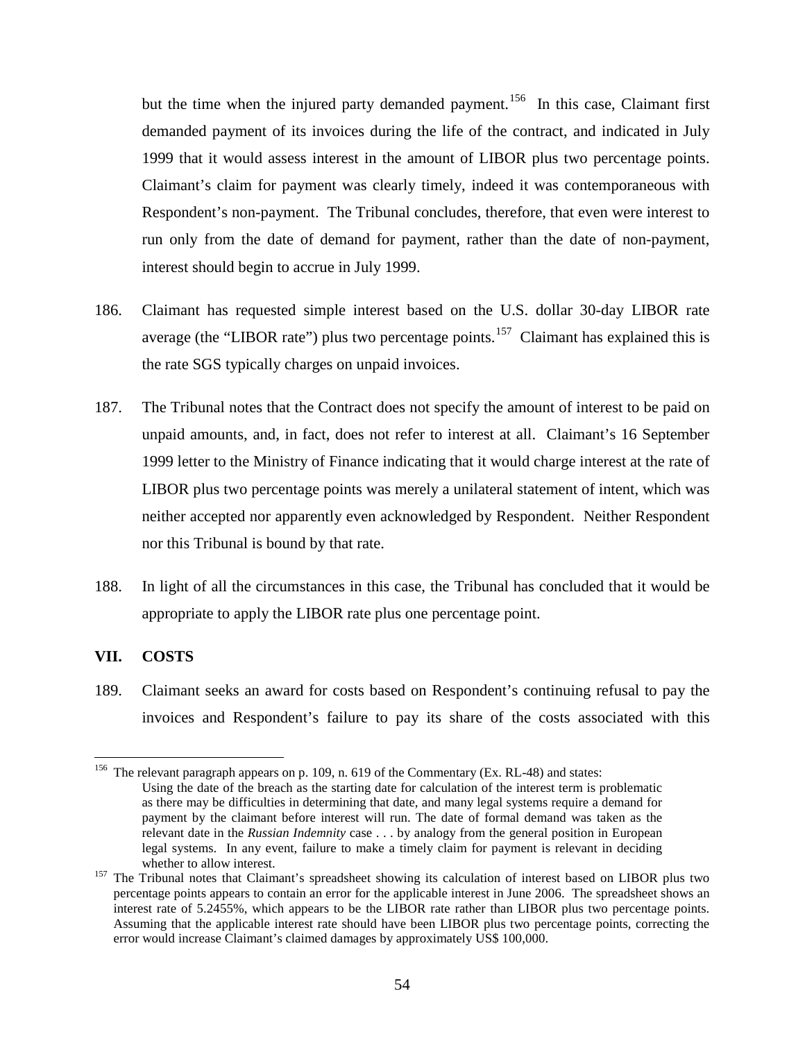but the time when the injured party demanded payment.[156] In this case, Claimant first demanded payment of its invoices during the life of the contract, and indicated in July 1999 that it would assess interest in the amount of LIBOR plus two percentage points. Claimant's claim for payment was clearly timely, indeed it was contemporaneous with Respondent's non-payment. The Tribunal concludes, therefore, that even were interest to run only from the date of demand for payment, rather than the date of non-payment, interest should begin to accrue in July 1999.

186. Claimant has requested simple interest based on the U.S. dollar 30-day LIBOR rate average (the "LIBOR rate") plus two percentage points.[157] Claimant has explained this is the rate SGS typically charges on unpaid invoices.

187. The Tribunal notes that the Contract does not specify the amount of interest to be paid on unpaid amounts, and, in fact, does not refer to interest at all. Claimant's 16 September 1999 letter to the Ministry of Finance indicating that it would charge interest at the rate of LIBOR plus two percentage points was merely a unilateral statement of intent, which was neither accepted nor apparently even acknowledged by Respondent. Neither Respondent nor this Tribunal is bound by that rate.

188. In light of all the circumstances in this case, the Tribunal has concluded that it would be appropriate to apply the LIBOR rate plus one percentage point.

## VII. COSTS

189. Claimant seeks an award for costs based on Respondent's continuing refusal to pay the invoices and Respondent's failure to pay its share of the costs associated with this

---

[156] The relevant paragraph appears on p. 109, n. 619 of the Commentary (Ex. RL-48) and states:

> Using the date of the breach as the starting date for calculation of the interest term is problematic as there may be difficulties in determining that date, and many legal systems require a demand for payment by the claimant before interest will run. The date of formal demand was taken as the relevant date in the *Russian Indemnity* case . . . by analogy from the general position in European legal systems. In any event, failure to make a timely claim for payment is relevant in deciding whether to allow interest.

[157] The Tribunal notes that Claimant's spreadsheet showing its calculation of interest based on LIBOR plus two percentage points appears to contain an error for the applicable interest in June 2006. The spreadsheet shows an interest rate of 5.2455%, which appears to be the LIBOR rate rather than LIBOR plus two percentage points. Assuming that the applicable interest rate should have been LIBOR plus two percentage points, correcting the error would increase Claimant's claimed damages by approximately US$ 100,000.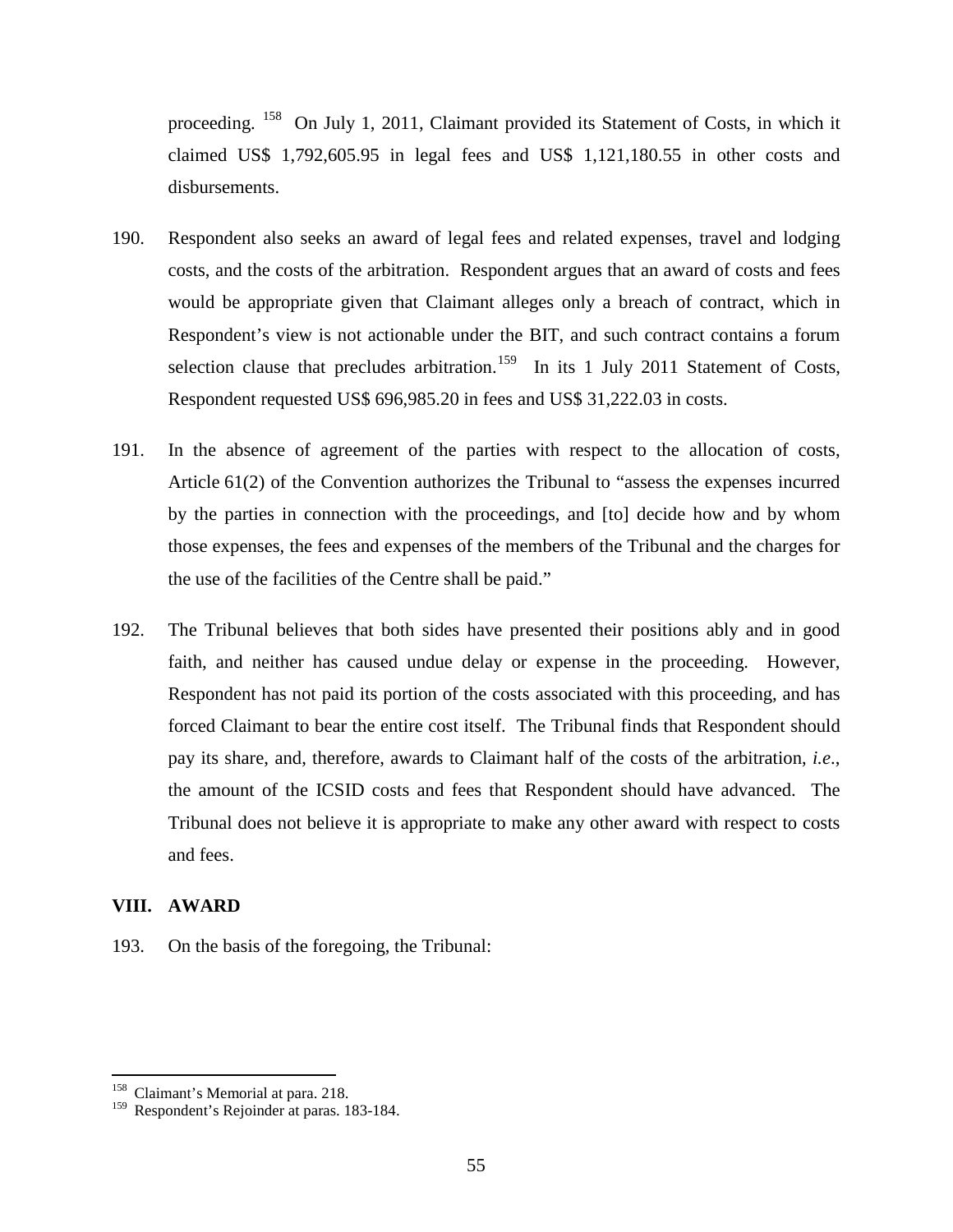proceeding. [158] On July 1, 2011, Claimant provided its Statement of Costs, in which it claimed US$ 1,792,605.95 in legal fees and US$ 1,121,180.55 in other costs and disbursements.

190. Respondent also seeks an award of legal fees and related expenses, travel and lodging costs, and the costs of the arbitration. Respondent argues that an award of costs and fees would be appropriate given that Claimant alleges only a breach of contract, which in Respondent's view is not actionable under the BIT, and such contract contains a forum selection clause that precludes arbitration.[159] In its 1 July 2011 Statement of Costs, Respondent requested US$ 696,985.20 in fees and US$ 31,222.03 in costs.

191. In the absence of agreement of the parties with respect to the allocation of costs, Article 61(2) of the Convention authorizes the Tribunal to "assess the expenses incurred by the parties in connection with the proceedings, and [to] decide how and by whom those expenses, the fees and expenses of the members of the Tribunal and the charges for the use of the facilities of the Centre shall be paid."

192. The Tribunal believes that both sides have presented their positions ably and in good faith, and neither has caused undue delay or expense in the proceeding. However, Respondent has not paid its portion of the costs associated with this proceeding, and has forced Claimant to bear the entire cost itself. The Tribunal finds that Respondent should pay its share, and, therefore, awards to Claimant half of the costs of the arbitration, *i.e.*, the amount of the ICSID costs and fees that Respondent should have advanced. The Tribunal does not believe it is appropriate to make any other award with respect to costs and fees.

## VIII. AWARD

193. On the basis of the foregoing, the Tribunal:

---

[158] Claimant's Memorial at para. 218.

[159] Respondent's Rejoinder at paras. 183-184.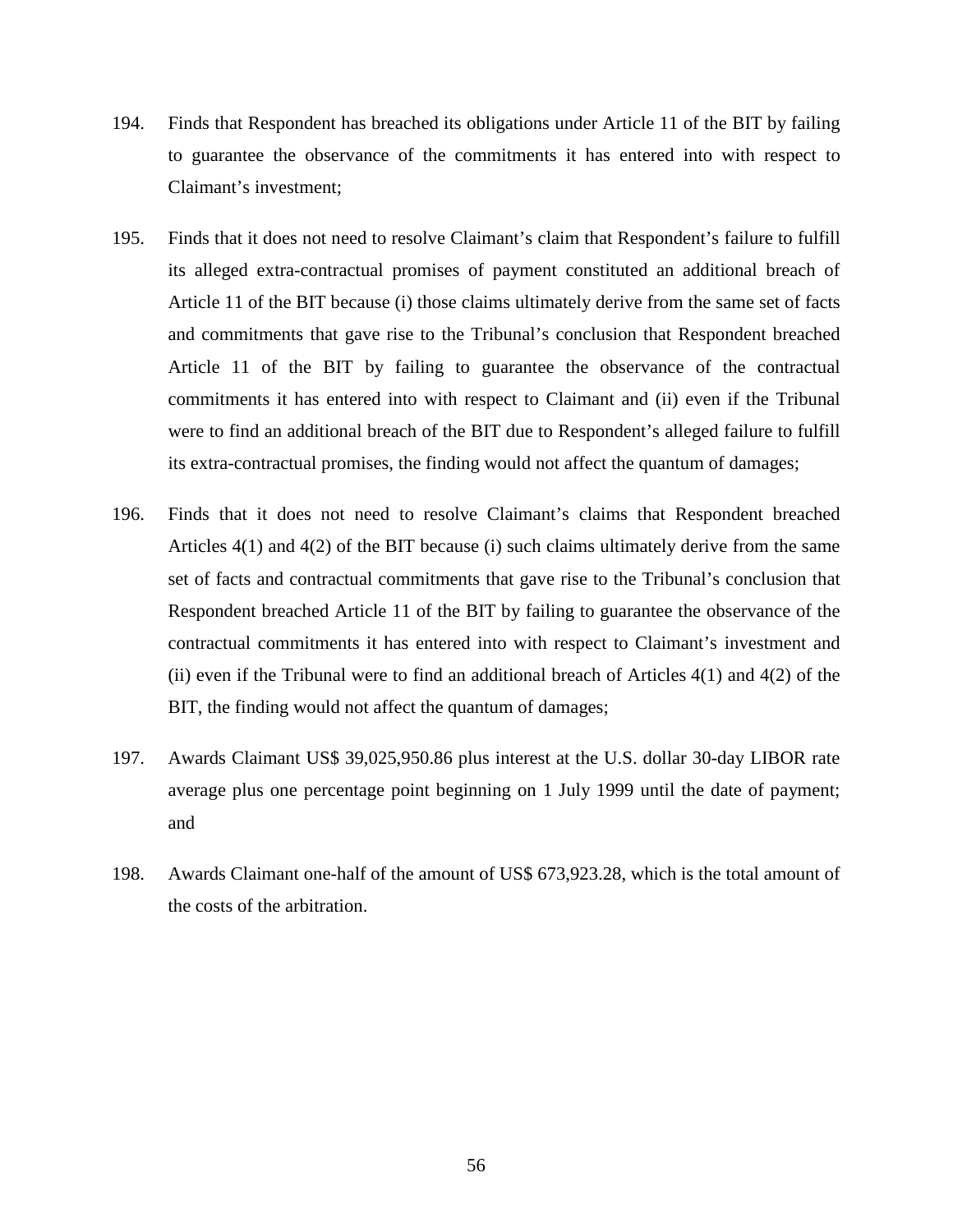194. Finds that Respondent has breached its obligations under Article 11 of the BIT by failing to guarantee the observance of the commitments it has entered into with respect to Claimant's investment;

195. Finds that it does not need to resolve Claimant's claim that Respondent's failure to fulfill its alleged extra-contractual promises of payment constituted an additional breach of Article 11 of the BIT because (i) those claims ultimately derive from the same set of facts and commitments that gave rise to the Tribunal's conclusion that Respondent breached Article 11 of the BIT by failing to guarantee the observance of the contractual commitments it has entered into with respect to Claimant and (ii) even if the Tribunal were to find an additional breach of the BIT due to Respondent's alleged failure to fulfill its extra-contractual promises, the finding would not affect the quantum of damages;

196. Finds that it does not need to resolve Claimant's claims that Respondent breached Articles 4(1) and 4(2) of the BIT because (i) such claims ultimately derive from the same set of facts and contractual commitments that gave rise to the Tribunal's conclusion that Respondent breached Article 11 of the BIT by failing to guarantee the observance of the contractual commitments it has entered into with respect to Claimant's investment and (ii) even if the Tribunal were to find an additional breach of Articles 4(1) and 4(2) of the BIT, the finding would not affect the quantum of damages;

197. Awards Claimant US$ 39,025,950.86 plus interest at the U.S. dollar 30-day LIBOR rate average plus one percentage point beginning on 1 July 1999 until the date of payment; and

198. Awards Claimant one-half of the amount of US$ 673,923.28, which is the total amount of the costs of the arbitration.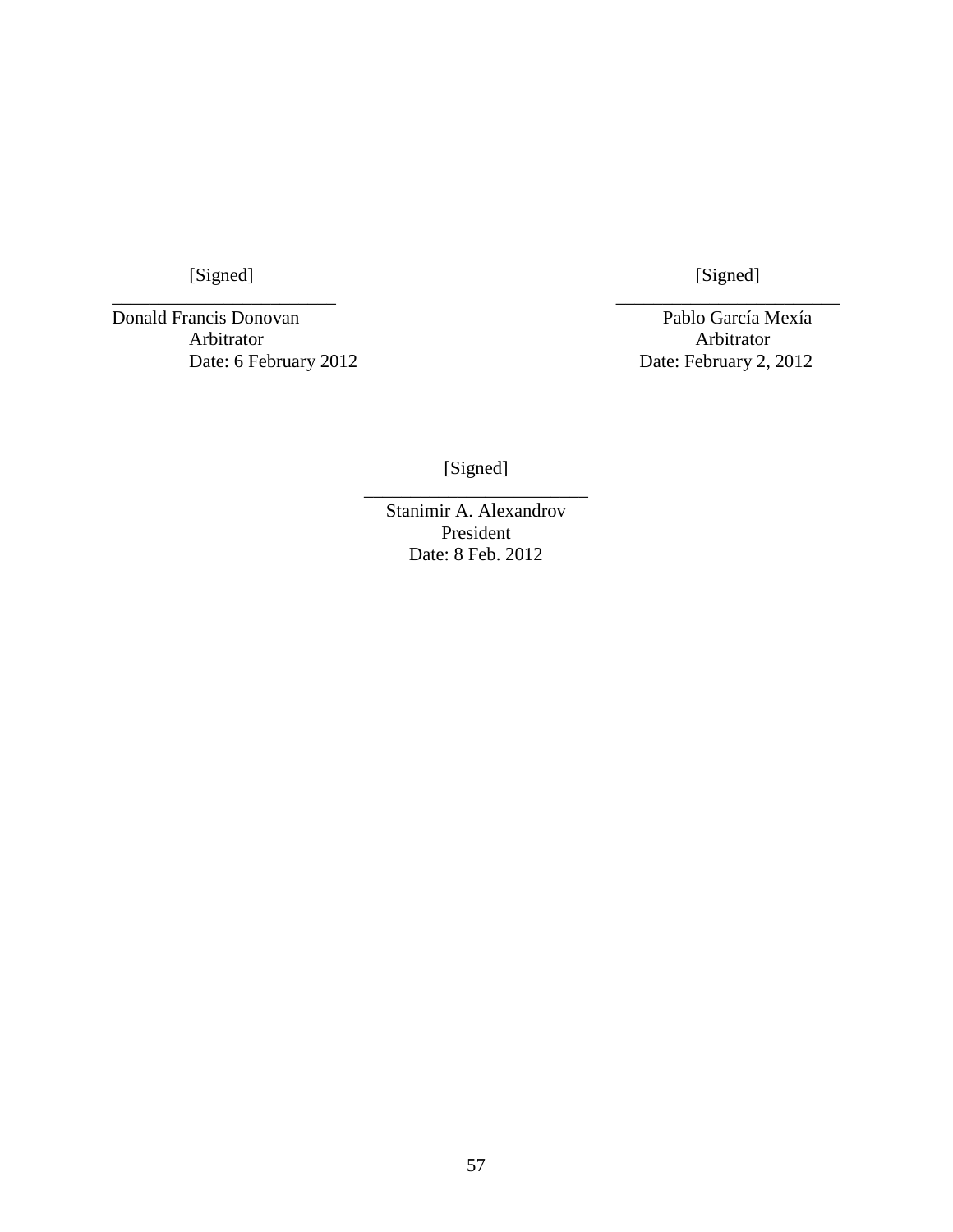[Signed]

_________________________

Donald Francis Donovan
Arbitrator
Date: 6 February 2012

[Signed]

_________________________

Pablo García Mexía
Arbitrator
Date: February 2, 2012

[Signed]

_________________________

Stanimir A. Alexandrov
President
Date: 8 Feb. 2012